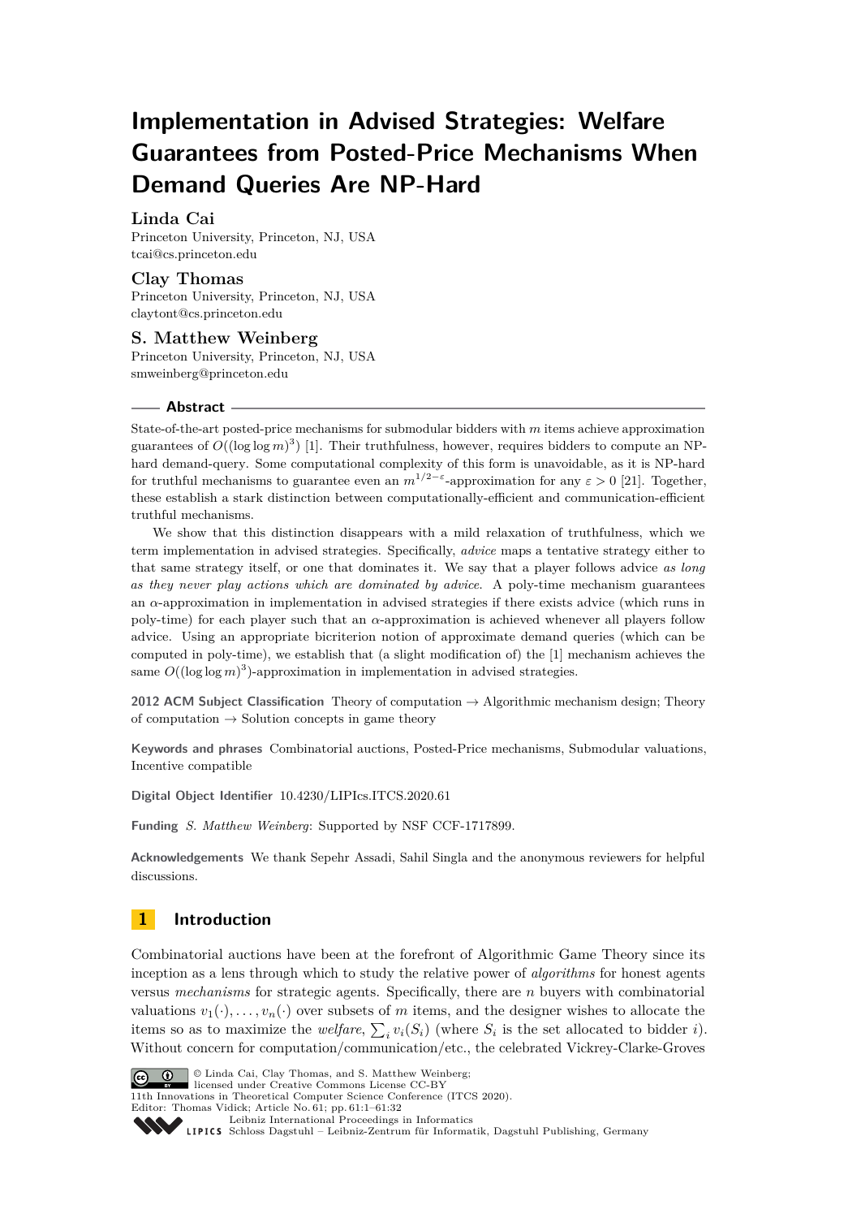# Implementation in Advised Strategies: Welfare Guarantees from Posted-Price Mechanisms When Demand Queries Are NP-Hard

**Linda Cai**
Princeton University, Princeton, NJ, USA
tcai@cs.princeton.edu

**Clay Thomas**
Princeton University, Princeton, NJ, USA
claytont@cs.princeton.edu

**S. Matthew Weinberg**
Princeton University, Princeton, NJ, USA
smweinberg@princeton.edu

## Abstract

State-of-the-art posted-price mechanisms for submodular bidders with $m$ items achieve approximation guarantees of $O((\log\log m)^3)$ [1]. Their truthfulness, however, requires bidders to compute an NP-hard demand-query. Some computational complexity of this form is unavoidable, as it is NP-hard for truthful mechanisms to guarantee even an $m^{1/2-\varepsilon}$-approximation for any $\varepsilon > 0$ [21]. Together, these establish a stark distinction between computationally-efficient and communication-efficient truthful mechanisms.

We show that this distinction disappears with a mild relaxation of truthfulness, which we term implementation in advised strategies. Specifically, *advice* maps a tentative strategy either to that same strategy itself, or one that dominates it. We say that a player follows advice *as long as they never play actions which are dominated by advice*. A poly-time mechanism guarantees an $\alpha$-approximation in implementation in advised strategies if there exists advice (which runs in poly-time) for each player such that an $\alpha$-approximation is achieved whenever all players follow advice. Using an appropriate bicriterion notion of approximate demand queries (which can be computed in poly-time), we establish that (a slight modification of) the [1] mechanism achieves the same $O((\log\log m)^3)$-approximation in implementation in advised strategies.

**2012 ACM Subject Classification** Theory of computation → Algorithmic mechanism design; Theory of computation → Solution concepts in game theory

**Keywords and phrases** Combinatorial auctions, Posted-Price mechanisms, Submodular valuations, Incentive compatible

**Digital Object Identifier** 10.4230/LIPIcs.ITCS.2020.61

**Funding** *S. Matthew Weinberg*: Supported by NSF CCF-1717899.

**Acknowledgements** We thank Sepehr Assadi, Sahil Singla and the anonymous reviewers for helpful discussions.

## 1 Introduction

Combinatorial auctions have been at the forefront of Algorithmic Game Theory since its inception as a lens through which to study the relative power of *algorithms* for honest agents versus *mechanisms* for strategic agents. Specifically, there are $n$ buyers with combinatorial valuations $v_1(\cdot), \dots, v_n(\cdot)$ over subsets of $m$ items, and the designer wishes to allocate the items so as to maximize the *welfare*, $\sum_i v_i(S_i)$ (where $S_i$ is the set allocated to bidder $i$). Without concern for computation/communication/etc., the celebrated Vickrey-Clarke-Groves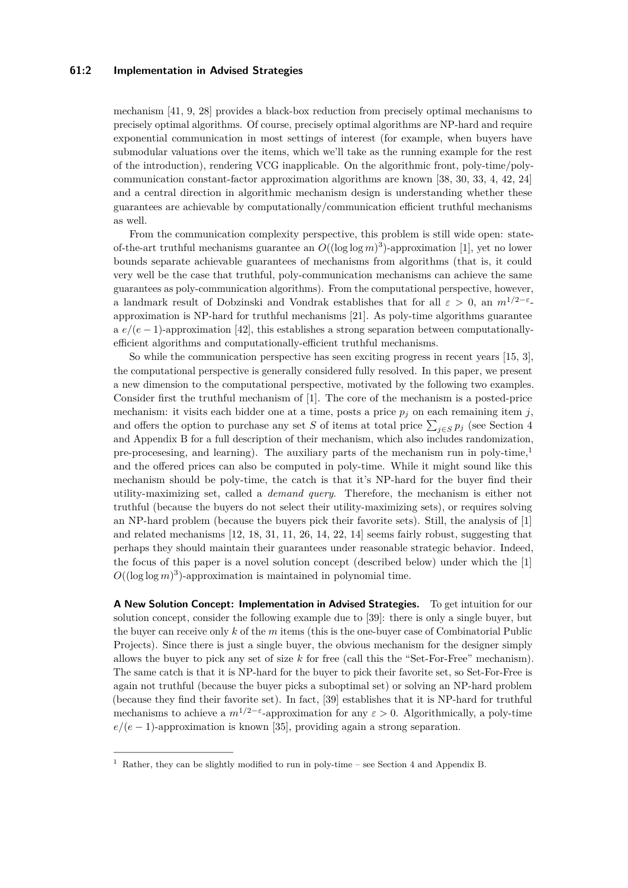mechanism [41, 9, 28] provides a black-box reduction from precisely optimal mechanisms to precisely optimal algorithms. Of course, precisely optimal algorithms are NP-hard and require exponential communication in most settings of interest (for example, when buyers have submodular valuations over the items, which we'll take as the running example for the rest of the introduction), rendering VCG inapplicable. On the algorithmic front, poly-time/poly-communication constant-factor approximation algorithms are known [38, 30, 33, 4, 42, 24] and a central direction in algorithmic mechanism design is understanding whether these guarantees are achievable by computationally/communication efficient truthful mechanisms as well.

From the communication complexity perspective, this problem is still wide open: state-of-the-art truthful mechanisms guarantee an $O((\log\log m)^3)$-approximation [1], yet no lower bounds separate achievable guarantees of mechanisms from algorithms (that is, it could very well be the case that truthful, poly-communication mechanisms can achieve the same guarantees as poly-communication algorithms). From the computational perspective, however, a landmark result of Dobzinski and Vondrak establishes that for all $\varepsilon > 0$, an $m^{1/2-\varepsilon}$-approximation is NP-hard for truthful mechanisms [21]. As poly-time algorithms guarantee a $e/(e-1)$-approximation [42], this establishes a strong separation between computationally-efficient algorithms and computationally-efficient truthful mechanisms.

So while the communication perspective has seen exciting progress in recent years [15, 3], the computational perspective is generally considered fully resolved. In this paper, we present a new dimension to the computational perspective, motivated by the following two examples. Consider first the truthful mechanism of [1]. The core of the mechanism is a posted-price mechanism: it visits each bidder one at a time, posts a price $p_j$ on each remaining item $j$, and offers the option to purchase any set $S$ of items at total price $\sum_{j\in S} p_j$ (see Section 4 and Appendix B for a full description of their mechanism, which also includes randomization, pre-procesesing, and learning). The auxiliary parts of the mechanism run in poly-time,[1] and the offered prices can also be computed in poly-time. While it might sound like this mechanism should be poly-time, the catch is that it's NP-hard for the buyer find their utility-maximizing set, called a *demand query*. Therefore, the mechanism is either not truthful (because the buyers do not select their utility-maximizing sets), or requires solving an NP-hard problem (because the buyers pick their favorite sets). Still, the analysis of [1] and related mechanisms [12, 18, 31, 11, 26, 14, 22, 14] seems fairly robust, suggesting that perhaps they should maintain their guarantees under reasonable strategic behavior. Indeed, the focus of this paper is a novel solution concept (described below) under which the [1] $O((\log\log m)^3)$-approximation is maintained in polynomial time.

**A New Solution Concept: Implementation in Advised Strategies.** To get intuition for our solution concept, consider the following example due to [39]: there is only a single buyer, but the buyer can receive only $k$ of the $m$ items (this is the one-buyer case of Combinatorial Public Projects). Since there is just a single buyer, the obvious mechanism for the designer simply allows the buyer to pick any set of size $k$ for free (call this the "Set-For-Free" mechanism). The same catch is that it is NP-hard for the buyer to pick their favorite set, so Set-For-Free is again not truthful (because the buyer picks a suboptimal set) or solving an NP-hard problem (because they find their favorite set). In fact, [39] establishes that it is NP-hard for truthful mechanisms to achieve a $m^{1/2-\varepsilon}$-approximation for any $\varepsilon > 0$. Algorithmically, a poly-time $e/(e-1)$-approximation is known [35], providing again a strong separation.

[1] Rather, they can be slightly modified to run in poly-time – see Section 4 and Appendix B.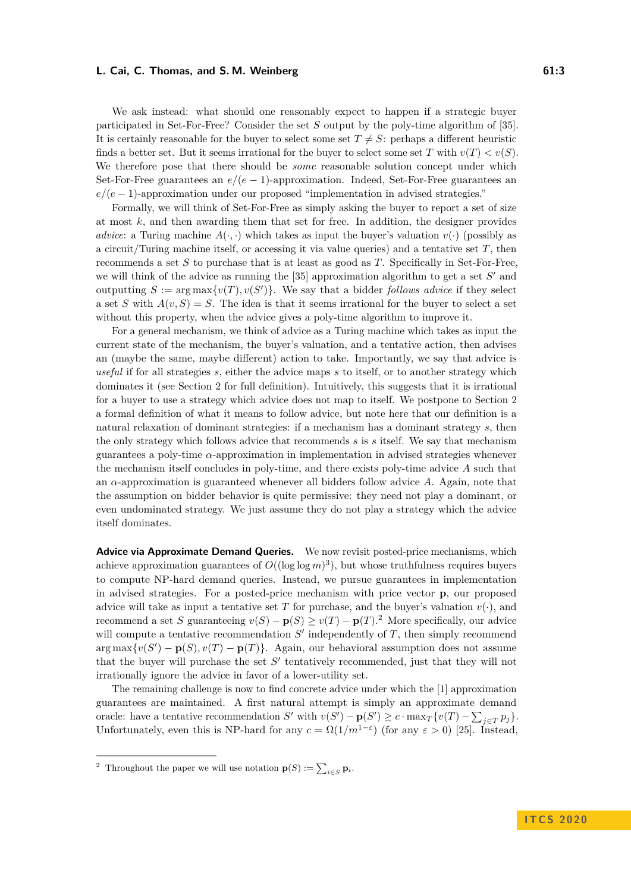We ask instead: what should one reasonably expect to happen if a strategic buyer participated in Set-For-Free? Consider the set $S$ output by the poly-time algorithm of [35]. It is certainly reasonable for the buyer to select some set $T \neq S$: perhaps a different heuristic finds a better set. But it seems irrational for the buyer to select some set $T$ with $v(T) < v(S)$. We therefore pose that there should be *some* reasonable solution concept under which Set-For-Free guarantees an $e/(e-1)$-approximation. Indeed, Set-For-Free guarantees an $e/(e-1)$-approximation under our proposed "implementation in advised strategies."

Formally, we will think of Set-For-Free as simply asking the buyer to report a set of size at most $k$, and then awarding them that set for free. In addition, the designer provides *advice*: a Turing machine $A(\cdot, \cdot)$ which takes as input the buyer's valuation $v(\cdot)$ (possibly as a circuit/Turing machine itself, or accessing it via value queries) and a tentative set $T$, then recommends a set $S$ to purchase that is at least as good as $T$. Specifically in Set-For-Free, we will think of the advice as running the [35] approximation algorithm to get a set $S'$ and outputting $S := \arg\max\{v(T), v(S')\}$. We say that a bidder *follows advice* if they select a set $S$ with $A(v, S) = S$. The idea is that it seems irrational for the buyer to select a set without this property, when the advice gives a poly-time algorithm to improve it.

For a general mechanism, we think of advice as a Turing machine which takes as input the current state of the mechanism, the buyer's valuation, and a tentative action, then advises an (maybe the same, maybe different) action to take. Importantly, we say that advice is *useful* if for all strategies $s$, either the advice maps $s$ to itself, or to another strategy which dominates it (see Section 2 for full definition). Intuitively, this suggests that it is irrational for a buyer to use a strategy which advice does not map to itself. We postpone to Section 2 a formal definition of what it means to follow advice, but note here that our definition is a natural relaxation of dominant strategies: if a mechanism has a dominant strategy $s$, then the only strategy which follows advice that recommends $s$ is $s$ itself. We say that mechanism guarantees a poly-time $\alpha$-approximation in implementation in advised strategies whenever the mechanism itself concludes in poly-time, and there exists poly-time advice $A$ such that an $\alpha$-approximation is guaranteed whenever all bidders follow advice $A$. Again, note that the assumption on bidder behavior is quite permissive: they need not play a dominant, or even undominated strategy. We just assume they do not play a strategy which the advice itself dominates.

**Advice via Approximate Demand Queries.** We now revisit posted-price mechanisms, which achieve approximation guarantees of $O((\log \log m)^3)$, but whose truthfulness requires buyers to compute NP-hard demand queries. Instead, we pursue guarantees in implementation in advised strategies. For a posted-price mechanism with price vector $\mathbf{p}$, our proposed advice will take as input a tentative set $T$ for purchase, and the buyer's valuation $v(\cdot)$, and recommend a set $S$ guaranteeing $v(S) - \mathbf{p}(S) \geq v(T) - \mathbf{p}(T)$.[2] More specifically, our advice will compute a tentative recommendation $S'$ independently of $T$, then simply recommend $\arg\max\{v(S') - \mathbf{p}(S), v(T) - \mathbf{p}(T)\}$. Again, our behavioral assumption does not assume that the buyer will purchase the set $S'$ tentatively recommended, just that they will not irrationally ignore the advice in favor of a lower-utility set.

The remaining challenge is now to find concrete advice under which the [1] approximation guarantees are maintained. A first natural attempt is simply an approximate demand oracle: have a tentative recommendation $S'$ with $v(S') - \mathbf{p}(S') \geq c \cdot \max_T\{v(T) - \sum_{j \in T} p_j\}$. Unfortunately, even this is NP-hard for any $c = \Omega(1/m^{1-\varepsilon})$ (for any $\varepsilon > 0$) [25]. Instead,

[2] Throughout the paper we will use notation $\mathbf{p}(S) := \sum_{i \in S} \mathbf{p}_i$.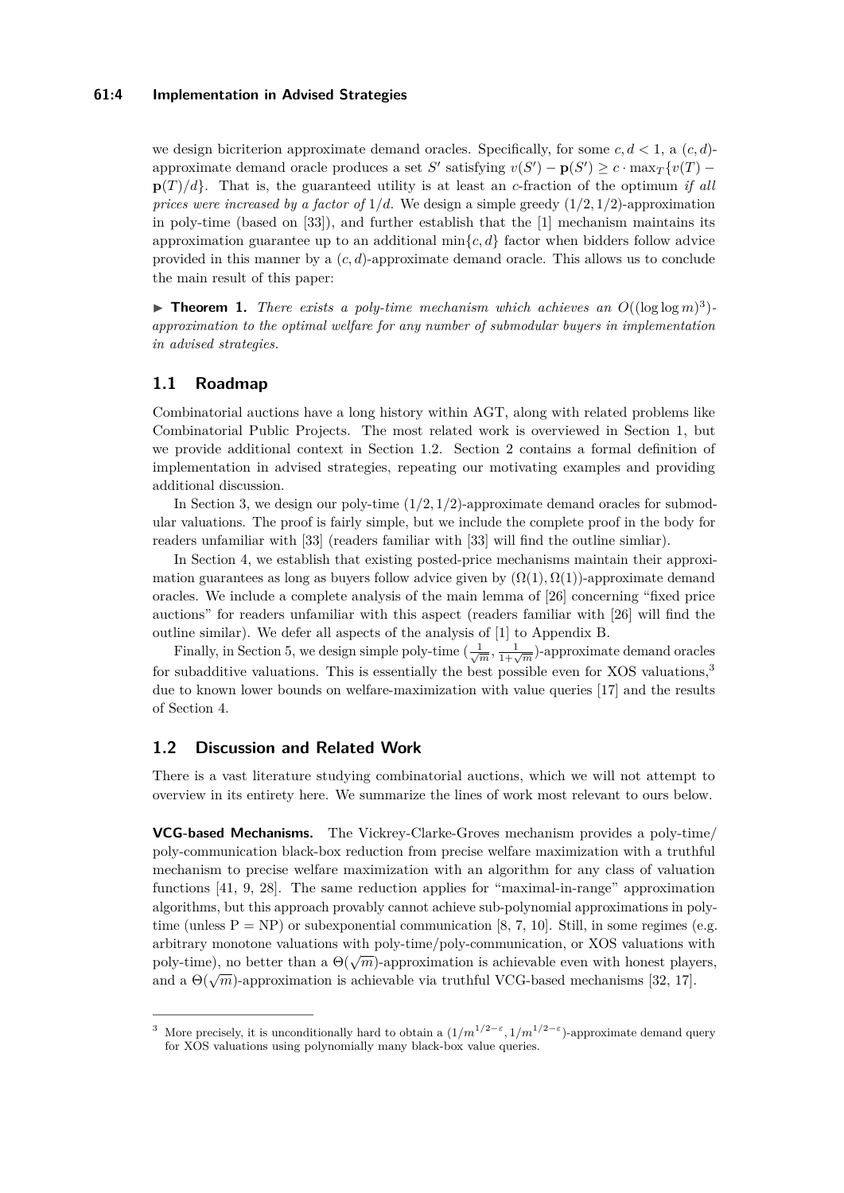we design bicriterion approximate demand oracles. Specifically, for some $c, d < 1$, a $(c, d)$-approximate demand oracle produces a set $S'$ satisfying $v(S') - \mathbf{p}(S') \geq c \cdot \max_T\{v(T) - \mathbf{p}(T)/d\}$. That is, the guaranteed utility is at least an $c$-fraction of the optimum *if all prices were increased by a factor of* $1/d$. We design a simple greedy $(1/2, 1/2)$-approximation in poly-time (based on [33]), and further establish that the [1] mechanism maintains its approximation guarantee up to an additional $\min\{c, d\}$ factor when bidders follow advice provided in this manner by a $(c, d)$-approximate demand oracle. This allows us to conclude the main result of this paper:

▶ **Theorem 1.** *There exists a poly-time mechanism which achieves an $O((\log \log m)^3)$-approximation to the optimal welfare for any number of submodular buyers in implementation in advised strategies.*

## 1.1 Roadmap

Combinatorial auctions have a long history within AGT, along with related problems like Combinatorial Public Projects. The most related work is overviewed in Section 1, but we provide additional context in Section 1.2. Section 2 contains a formal definition of implementation in advised strategies, repeating our motivating examples and providing additional discussion.

In Section 3, we design our poly-time $(1/2, 1/2)$-approximate demand oracles for submodular valuations. The proof is fairly simple, but we include the complete proof in the body for readers unfamiliar with [33] (readers familiar with [33] will find the outline simliar).

In Section 4, we establish that existing posted-price mechanisms maintain their approximation guarantees as long as buyers follow advice given by $(\Omega(1), \Omega(1))$-approximate demand oracles. We include a complete analysis of the main lemma of [26] concerning "fixed price auctions" for readers unfamiliar with this aspect (readers familiar with [26] will find the outline similar). We defer all aspects of the analysis of [1] to Appendix B.

Finally, in Section 5, we design simple poly-time $(\frac{1}{\sqrt{m}}, \frac{1}{1+\sqrt{m}})$-approximate demand oracles for subadditive valuations. This is essentially the best possible even for XOS valuations,[3] due to known lower bounds on welfare-maximization with value queries [17] and the results of Section 4.

## 1.2 Discussion and Related Work

There is a vast literature studying combinatorial auctions, which we will not attempt to overview in its entirety here. We summarize the lines of work most relevant to ours below.

**VCG-based Mechanisms.** The Vickrey-Clarke-Groves mechanism provides a poly-time/poly-communication black-box reduction from precise welfare maximization with a truthful mechanism to precise welfare maximization with an algorithm for any class of valuation functions [41, 9, 28]. The same reduction applies for "maximal-in-range" approximation algorithms, but this approach provably cannot achieve sub-polynomial approximations in poly-time (unless P = NP) or subexponential communication [8, 7, 10]. Still, in some regimes (e.g. arbitrary monotone valuations with poly-time/poly-communication, or XOS valuations with poly-time), no better than a $\Theta(\sqrt{m})$-approximation is achievable even with honest players, and a $\Theta(\sqrt{m})$-approximation is achievable via truthful VCG-based mechanisms [32, 17].

---

[3] More precisely, it is unconditionally hard to obtain a $(1/m^{1/2-\varepsilon}, 1/m^{1/2-\varepsilon})$-approximate demand query for XOS valuations using polynomially many black-box value queries.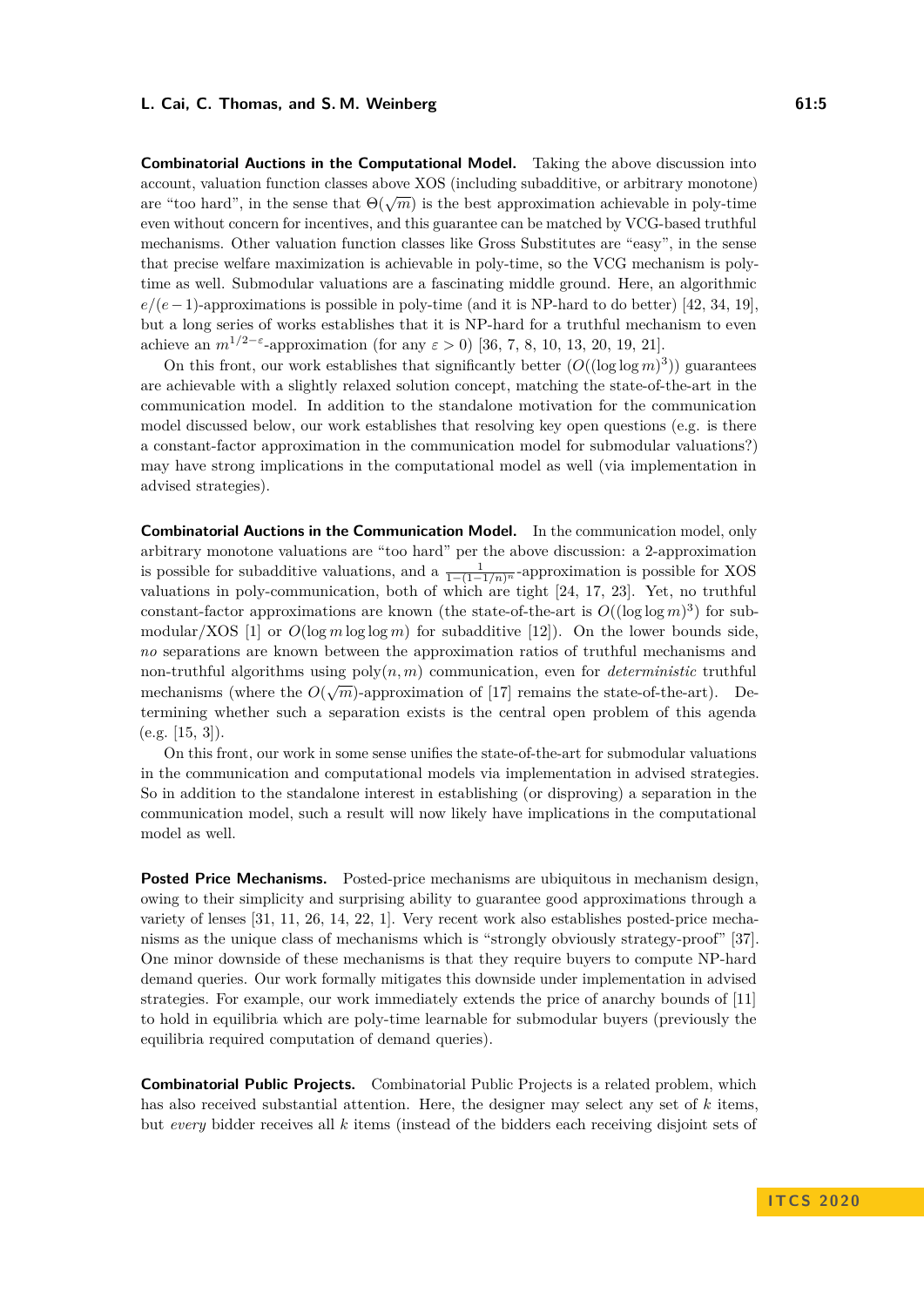**Combinatorial Auctions in the Computational Model.** Taking the above discussion into account, valuation function classes above XOS (including subadditive, or arbitrary monotone) are "too hard", in the sense that $\Theta(\sqrt{m})$ is the best approximation achievable in poly-time even without concern for incentives, and this guarantee can be matched by VCG-based truthful mechanisms. Other valuation function classes like Gross Substitutes are "easy", in the sense that precise welfare maximization is achievable in poly-time, so the VCG mechanism is poly-time as well. Submodular valuations are a fascinating middle ground. Here, an algorithmic $e/(e-1)$-approximations is possible in poly-time (and it is NP-hard to do better) [42, 34, 19], but a long series of works establishes that it is NP-hard for a truthful mechanism to even achieve an $m^{1/2-\varepsilon}$-approximation (for any $\varepsilon > 0$) [36, 7, 8, 10, 13, 20, 19, 21].

On this front, our work establishes that significantly better ($O((\log\log m)^3)$) guarantees are achievable with a slightly relaxed solution concept, matching the state-of-the-art in the communication model. In addition to the standalone motivation for the communication model discussed below, our work establishes that resolving key open questions (e.g. is there a constant-factor approximation in the communication model for submodular valuations?) may have strong implications in the computational model as well (via implementation in advised strategies).

**Combinatorial Auctions in the Communication Model.** In the communication model, only arbitrary monotone valuations are "too hard" per the above discussion: a 2-approximation is possible for subadditive valuations, and a $\frac{1}{1-(1-1/n)^n}$-approximation is possible for XOS valuations in poly-communication, both of which are tight [24, 17, 23]. Yet, no truthful constant-factor approximations are known (the state-of-the-art is $O((\log\log m)^3)$ for submodular/XOS [1] or $O(\log m \log\log m)$ for subadditive [12]). On the lower bounds side, *no* separations are known between the approximation ratios of truthful mechanisms and non-truthful algorithms using $\text{poly}(n, m)$ communication, even for *deterministic* truthful mechanisms (where the $O(\sqrt{m})$-approximation of [17] remains the state-of-the-art). Determining whether such a separation exists is the central open problem of this agenda (e.g. [15, 3]).

On this front, our work in some sense unifies the state-of-the-art for submodular valuations in the communication and computational models via implementation in advised strategies. So in addition to the standalone interest in establishing (or disproving) a separation in the communication model, such a result will now likely have implications in the computational model as well.

**Posted Price Mechanisms.** Posted-price mechanisms are ubiquitous in mechanism design, owing to their simplicity and surprising ability to guarantee good approximations through a variety of lenses [31, 11, 26, 14, 22, 1]. Very recent work also establishes posted-price mechanisms as the unique class of mechanisms which is "strongly obviously strategy-proof" [37]. One minor downside of these mechanisms is that they require buyers to compute NP-hard demand queries. Our work formally mitigates this downside under implementation in advised strategies. For example, our work immediately extends the price of anarchy bounds of [11] to hold in equilibria which are poly-time learnable for submodular buyers (previously the equilibria required computation of demand queries).

**Combinatorial Public Projects.** Combinatorial Public Projects is a related problem, which has also received substantial attention. Here, the designer may select any set of $k$ items, but *every* bidder receives all $k$ items (instead of the bidders each receiving disjoint sets of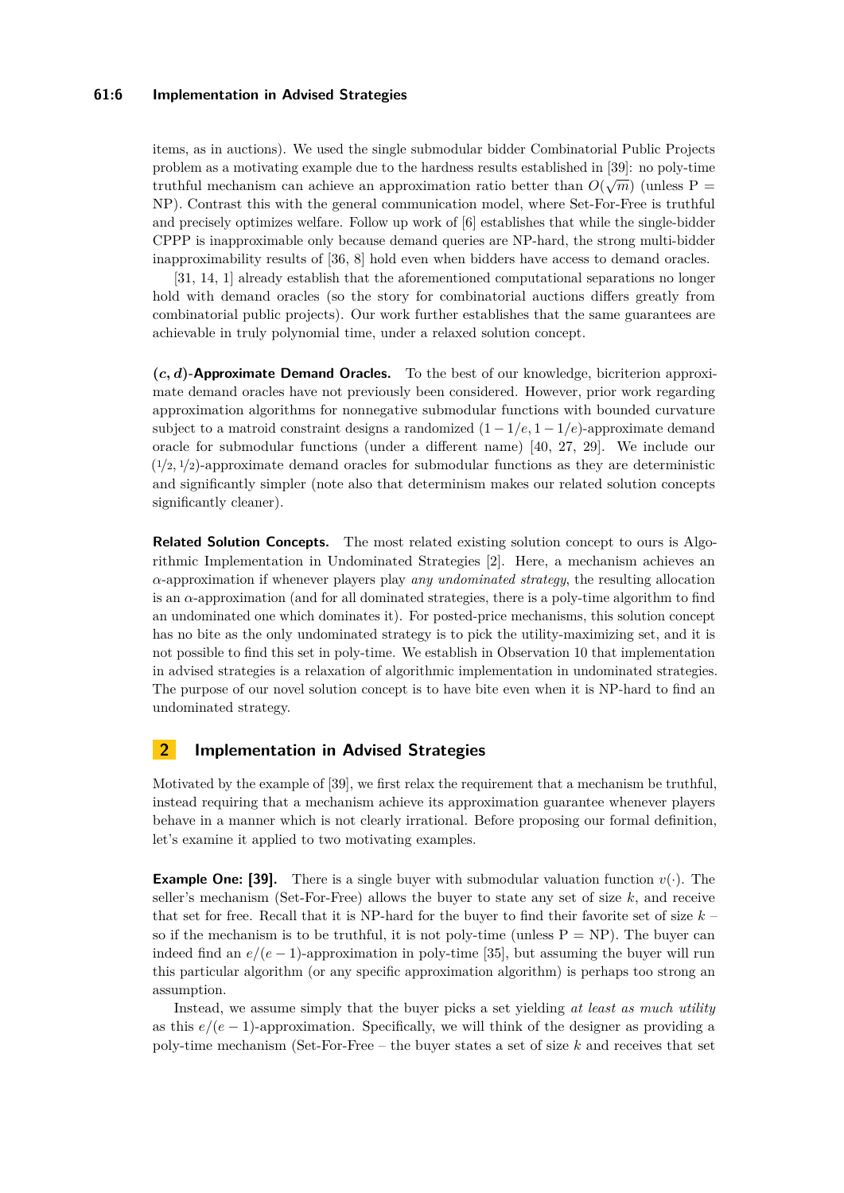items, as in auctions). We used the single submodular bidder Combinatorial Public Projects problem as a motivating example due to the hardness results established in [39]: no poly-time truthful mechanism can achieve an approximation ratio better than $O(\sqrt{m})$ (unless P = NP). Contrast this with the general communication model, where Set-For-Free is truthful and precisely optimizes welfare. Follow up work of [6] establishes that while the single-bidder CPPP is inapproximable only because demand queries are NP-hard, the strong multi-bidder inapproximability results of [36, 8] hold even when bidders have access to demand oracles.

[31, 14, 1] already establish that the aforementioned computational separations no longer hold with demand oracles (so the story for combinatorial auctions differs greatly from combinatorial public projects). Our work further establishes that the same guarantees are achievable in truly polynomial time, under a relaxed solution concept.

**$(c, d)$-Approximate Demand Oracles.** To the best of our knowledge, bicriterion approximate demand oracles have not previously been considered. However, prior work regarding approximation algorithms for nonnegative submodular functions with bounded curvature subject to a matroid constraint designs a randomized $(1-1/e, 1-1/e)$-approximate demand oracle for submodular functions (under a different name) [40, 27, 29]. We include our $(1/2, 1/2)$-approximate demand oracles for submodular functions as they are deterministic and significantly simpler (note also that determinism makes our related solution concepts significantly cleaner).

**Related Solution Concepts.** The most related existing solution concept to ours is Algorithmic Implementation in Undominated Strategies [2]. Here, a mechanism achieves an $\alpha$-approximation if whenever players play *any undominated strategy*, the resulting allocation is an $\alpha$-approximation (and for all dominated strategies, there is a poly-time algorithm to find an undominated one which dominates it). For posted-price mechanisms, this solution concept has no bite as the only undominated strategy is to pick the utility-maximizing set, and it is not possible to find this set in poly-time. We establish in Observation 10 that implementation in advised strategies is a relaxation of algorithmic implementation in undominated strategies. The purpose of our novel solution concept is to have bite even when it is NP-hard to find an undominated strategy.

## 2 Implementation in Advised Strategies

Motivated by the example of [39], we first relax the requirement that a mechanism be truthful, instead requiring that a mechanism achieve its approximation guarantee whenever players behave in a manner which is not clearly irrational. Before proposing our formal definition, let's examine it applied to two motivating examples.

**Example One: [39].** There is a single buyer with submodular valuation function $v(\cdot)$. The seller's mechanism (Set-For-Free) allows the buyer to state any set of size $k$, and receive that set for free. Recall that it is NP-hard for the buyer to find their favorite set of size $k$ – so if the mechanism is to be truthful, it is not poly-time (unless P = NP). The buyer can indeed find an $e/(e-1)$-approximation in poly-time [35], but assuming the buyer will run this particular algorithm (or any specific approximation algorithm) is perhaps too strong an assumption.

Instead, we assume simply that the buyer picks a set yielding *at least as much utility* as this $e/(e-1)$-approximation. Specifically, we will think of the designer as providing a poly-time mechanism (Set-For-Free – the buyer states a set of size $k$ and receives that set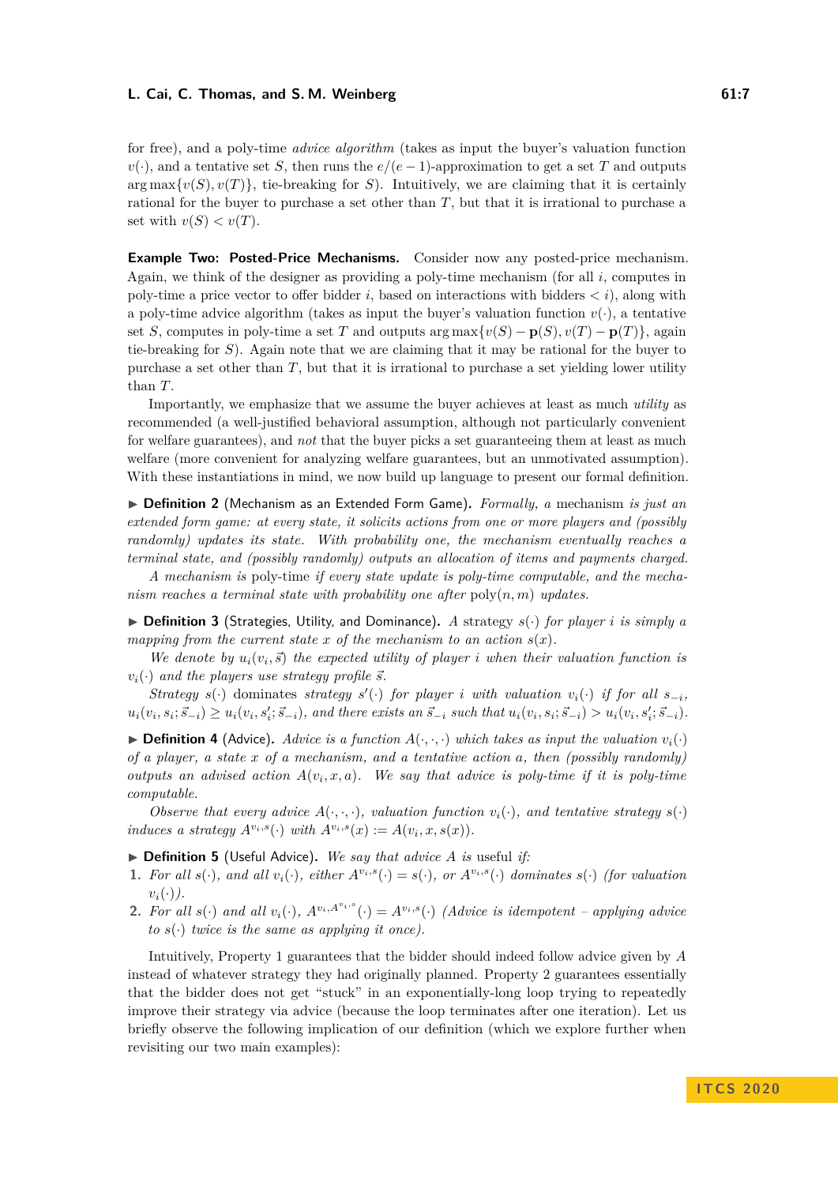for free), and a poly-time *advice algorithm* (takes as input the buyer's valuation function $v(\cdot)$, and a tentative set $S$, then runs the $e/(e-1)$-approximation to get a set $T$ and outputs $\arg\max\{v(S), v(T)\}$, tie-breaking for $S$). Intuitively, we are claiming that it is certainly rational for the buyer to purchase a set other than $T$, but that it is irrational to purchase a set with $v(S) < v(T)$.

**Example Two: Posted-Price Mechanisms.** Consider now any posted-price mechanism. Again, we think of the designer as providing a poly-time mechanism (for all $i$, computes in poly-time a price vector to offer bidder $i$, based on interactions with bidders $< i$), along with a poly-time advice algorithm (takes as input the buyer's valuation function $v(\cdot)$, a tentative set $S$, computes in poly-time a set $T$ and outputs $\arg\max\{v(S) - \mathbf{p}(S), v(T) - \mathbf{p}(T)\}$, again tie-breaking for $S$). Again note that we are claiming that it may be rational for the buyer to purchase a set other than $T$, but that it is irrational to purchase a set yielding lower utility than $T$.

Importantly, we emphasize that we assume the buyer achieves at least as much *utility* as recommended (a well-justified behavioral assumption, although not particularly convenient for welfare guarantees), and *not* that the buyer picks a set guaranteeing them at least as much welfare (more convenient for analyzing welfare guarantees, but an unmotivated assumption). With these instantiations in mind, we now build up language to present our formal definition.

▶ **Definition 2** (Mechanism as an Extended Form Game). *Formally, a* mechanism *is just an extended form game: at every state, it solicits actions from one or more players and (possibly randomly) updates its state. With probability one, the mechanism eventually reaches a terminal state, and (possibly randomly) outputs an allocation of items and payments charged.*

*A mechanism is* poly-time *if every state update is poly-time computable, and the mechanism reaches a terminal state with probability one after* $\text{poly}(n, m)$ *updates.*

▶ **Definition 3** (Strategies, Utility, and Dominance). *A strategy $s(\cdot)$ for player $i$ is simply a mapping from the current state $x$ of the mechanism to an action $s(x)$.*

*We denote by $u_i(v_i, \vec{s})$ the expected utility of player $i$ when their valuation function is $v_i(\cdot)$ and the players use strategy profile $\vec{s}$.*

*Strategy $s(\cdot)$* dominates *strategy $s'(\cdot)$ for player $i$ with valuation $v_i(\cdot)$ if for all $s_{-i}$, $u_i(v_i, s_i; \vec{s}_{-i}) \geq u_i(v_i, s'_i; \vec{s}_{-i})$, and there exists an $\vec{s}_{-i}$ such that $u_i(v_i, s_i; \vec{s}_{-i}) > u_i(v_i, s'_i; \vec{s}_{-i})$.*

▶ **Definition 4** (Advice). *Advice is a function $A(\cdot, \cdot, \cdot)$ which takes as input the valuation $v_i(\cdot)$ of a player, a state $x$ of a mechanism, and a tentative action $a$, then (possibly randomly) outputs an advised action $A(v_i, x, a)$. We say that advice is poly-time if it is poly-time computable.*

*Observe that every advice $A(\cdot, \cdot, \cdot)$, valuation function $v_i(\cdot)$, and tentative strategy $s(\cdot)$ induces a strategy $A^{v_i,s}(\cdot)$ with $A^{v_i,s}(x) := A(v_i, x, s(x))$.*

▶ **Definition 5** (Useful Advice). *We say that advice $A$ is* useful *if:*

1. *For all $s(\cdot)$, and all $v_i(\cdot)$, either $A^{v_i,s}(\cdot) = s(\cdot)$, or $A^{v_i,s}(\cdot)$ dominates $s(\cdot)$ (for valuation $v_i(\cdot)$).*
2. *For all $s(\cdot)$ and all $v_i(\cdot)$, $A^{v_i,A^{v_i,s}}(\cdot) = A^{v_i,s}(\cdot)$ (Advice is idempotent – applying advice to $s(\cdot)$ twice is the same as applying it once).*

Intuitively, Property 1 guarantees that the bidder should indeed follow advice given by $A$ instead of whatever strategy they had originally planned. Property 2 guarantees essentially that the bidder does not get "stuck" in an exponentially-long loop trying to repeatedly improve their strategy via advice (because the loop terminates after one iteration). Let us briefly observe the following implication of our definition (which we explore further when revisiting our two main examples):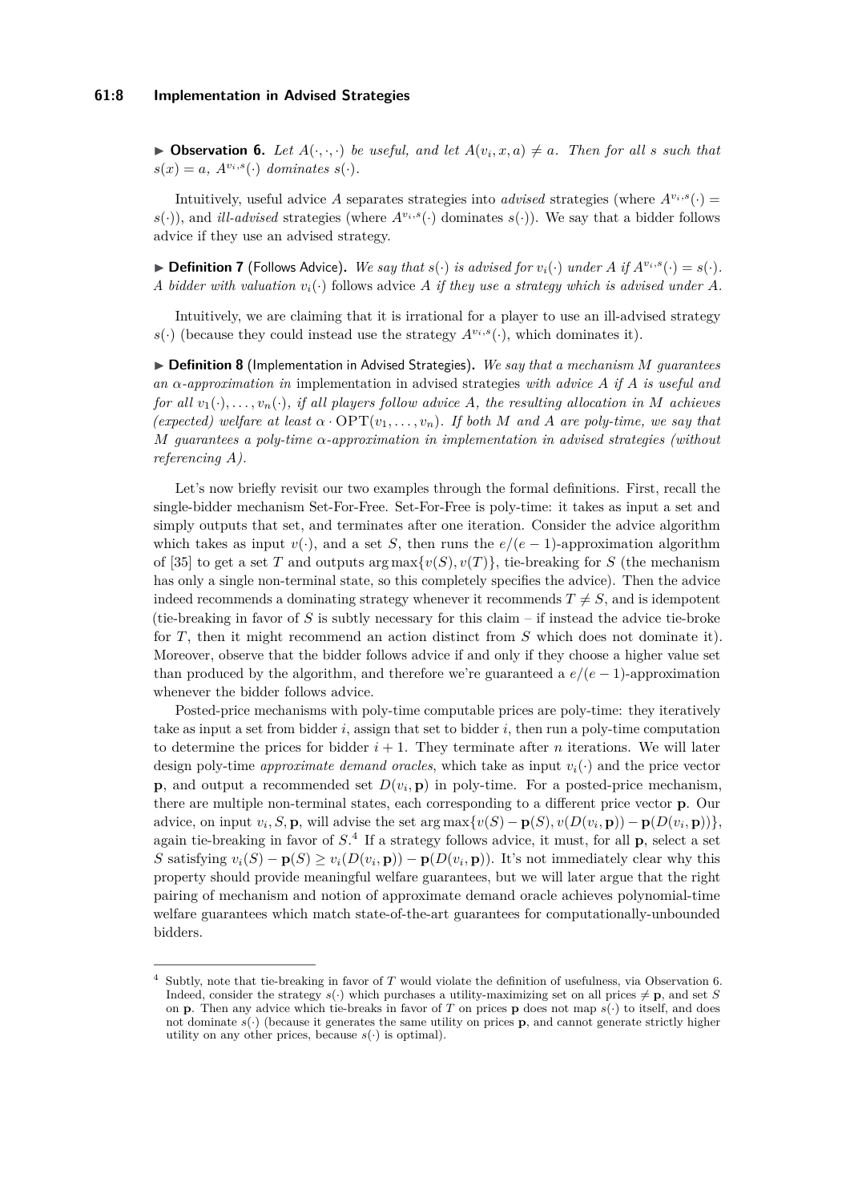▶ **Observation 6.** *Let $A(\cdot,\cdot,\cdot)$ be useful, and let $A(v_i, x, a) \neq a$. Then for all $s$ such that $s(x) = a$, $A^{v_i,s}(\cdot)$ dominates $s(\cdot)$.*

Intuitively, useful advice $A$ separates strategies into *advised* strategies (where $A^{v_i,s}(\cdot) = s(\cdot)$), and *ill-advised* strategies (where $A^{v_i,s}(\cdot)$ dominates $s(\cdot)$). We say that a bidder follows advice if they use an advised strategy.

▶ **Definition 7** (Follows Advice)**.** *We say that $s(\cdot)$ is advised for $v_i(\cdot)$ under $A$ if $A^{v_i,s}(\cdot) = s(\cdot)$. A bidder with valuation $v_i(\cdot)$* follows advice $A$ *if they use a strategy which is advised under $A$.*

Intuitively, we are claiming that it is irrational for a player to use an ill-advised strategy $s(\cdot)$ (because they could instead use the strategy $A^{v_i,s}(\cdot)$, which dominates it).

▶ **Definition 8** (Implementation in Advised Strategies)**.** *We say that a mechanism $M$ guarantees an $\alpha$-approximation in* implementation in advised strategies *with advice $A$ if $A$ is useful and for all $v_1(\cdot), \ldots, v_n(\cdot)$, if all players follow advice $A$, the resulting allocation in $M$ achieves (expected) welfare at least $\alpha \cdot \mathrm{OPT}(v_1, \ldots, v_n)$. If both $M$ and $A$ are poly-time, we say that $M$ guarantees a poly-time $\alpha$-approximation in implementation in advised strategies (without referencing $A$).*

Let's now briefly revisit our two examples through the formal definitions. First, recall the single-bidder mechanism Set-For-Free. Set-For-Free is poly-time: it takes as input a set and simply outputs that set, and terminates after one iteration. Consider the advice algorithm which takes as input $v(\cdot)$, and a set $S$, then runs the $e/(e-1)$-approximation algorithm of [35] to get a set $T$ and outputs $\arg\max\{v(S), v(T)\}$, tie-breaking for $S$ (the mechanism has only a single non-terminal state, so this completely specifies the advice). Then the advice indeed recommends a dominating strategy whenever it recommends $T \neq S$, and is idempotent (tie-breaking in favor of $S$ is subtly necessary for this claim – if instead the advice tie-broke for $T$, then it might recommend an action distinct from $S$ which does not dominate it). Moreover, observe that the bidder follows advice if and only if they choose a higher value set than produced by the algorithm, and therefore we're guaranteed a $e/(e-1)$-approximation whenever the bidder follows advice.

Posted-price mechanisms with poly-time computable prices are poly-time: they iteratively take as input a set from bidder $i$, assign that set to bidder $i$, then run a poly-time computation to determine the prices for bidder $i+1$. They terminate after $n$ iterations. We will later design poly-time *approximate demand oracles*, which take as input $v_i(\cdot)$ and the price vector $\mathbf{p}$, and output a recommended set $D(v_i, \mathbf{p})$ in poly-time. For a posted-price mechanism, there are multiple non-terminal states, each corresponding to a different price vector $\mathbf{p}$. Our advice, on input $v_i, S, \mathbf{p}$, will advise the set $\arg\max\{v(S) - \mathbf{p}(S), v(D(v_i, \mathbf{p})) - \mathbf{p}(D(v_i, \mathbf{p}))\}$, again tie-breaking in favor of $S$.[4] If a strategy follows advice, it must, for all $\mathbf{p}$, select a set $S$ satisfying $v_i(S) - \mathbf{p}(S) \geq v_i(D(v_i, \mathbf{p})) - \mathbf{p}(D(v_i, \mathbf{p}))$. It's not immediately clear why this property should provide meaningful welfare guarantees, but we will later argue that the right pairing of mechanism and notion of approximate demand oracle achieves polynomial-time welfare guarantees which match state-of-the-art guarantees for computationally-unbounded bidders.

---

[4] Subtly, note that tie-breaking in favor of $T$ would violate the definition of usefulness, via Observation 6. Indeed, consider the strategy $s(\cdot)$ which purchases a utility-maximizing set on all prices $\neq \mathbf{p}$, and set $S$ on $\mathbf{p}$. Then any advice which tie-breaks in favor of $T$ on prices $\mathbf{p}$ does not map $s(\cdot)$ to itself, and does not dominate $s(\cdot)$ (because it generates the same utility on prices $\mathbf{p}$, and cannot generate strictly higher utility on any other prices, because $s(\cdot)$ is optimal).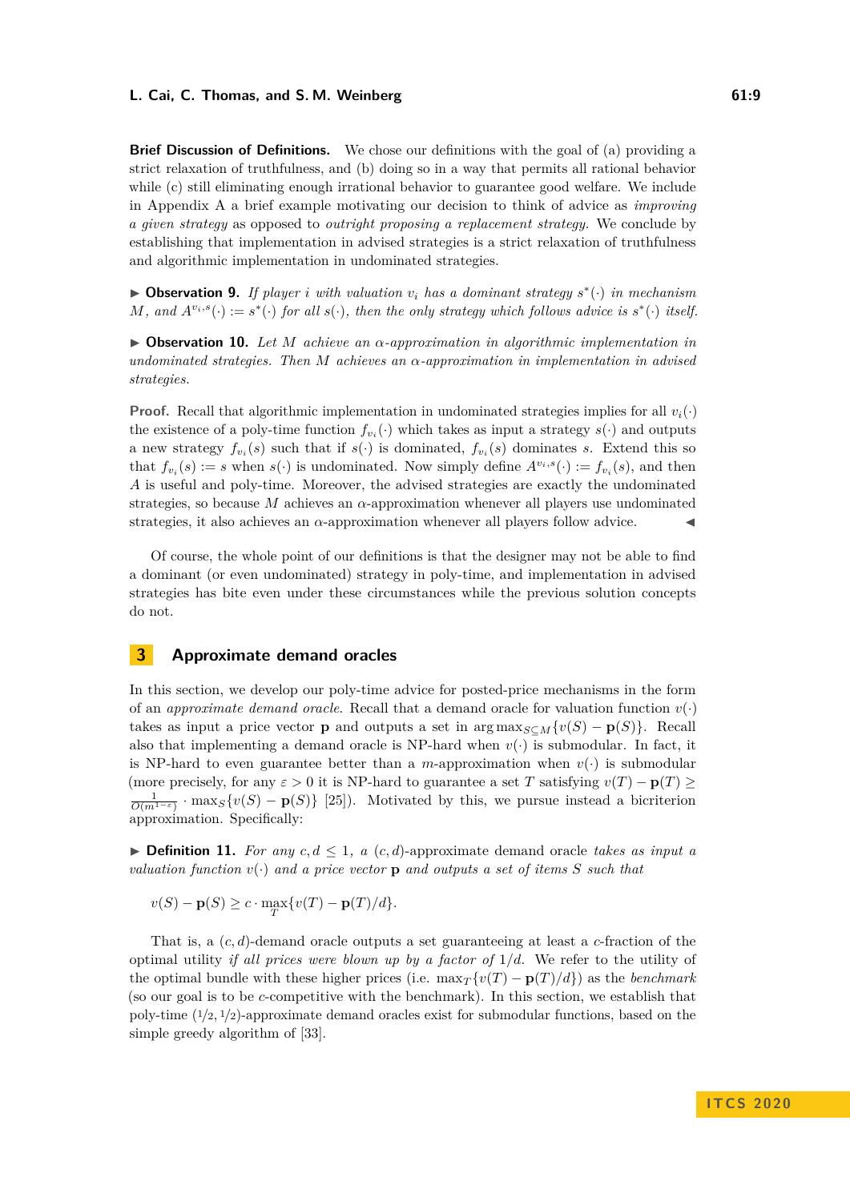**Brief Discussion of Definitions.** We chose our definitions with the goal of (a) providing a strict relaxation of truthfulness, and (b) doing so in a way that permits all rational behavior while (c) still eliminating enough irrational behavior to guarantee good welfare. We include in Appendix A a brief example motivating our decision to think of advice as *improving a given strategy* as opposed to *outright proposing a replacement strategy*. We conclude by establishing that implementation in advised strategies is a strict relaxation of truthfulness and algorithmic implementation in undominated strategies.

▶ **Observation 9.** *If player $i$ with valuation $v_i$ has a dominant strategy $s^*(\cdot)$ in mechanism $M$, and $A^{v_i,s}(\cdot) := s^*(\cdot)$ for all $s(\cdot)$, then the only strategy which follows advice is $s^*(\cdot)$ itself.*

▶ **Observation 10.** *Let $M$ achieve an $\alpha$-approximation in algorithmic implementation in undominated strategies. Then $M$ achieves an $\alpha$-approximation in implementation in advised strategies.*

**Proof.** Recall that algorithmic implementation in undominated strategies implies for all $v_i(\cdot)$ the existence of a poly-time function $f_{v_i}(\cdot)$ which takes as input a strategy $s(\cdot)$ and outputs a new strategy $f_{v_i}(s)$ such that if $s(\cdot)$ is dominated, $f_{v_i}(s)$ dominates $s$. Extend this so that $f_{v_i}(s) := s$ when $s(\cdot)$ is undominated. Now simply define $A^{v_i,s}(\cdot) := f_{v_i}(s)$, and then $A$ is useful and poly-time. Moreover, the advised strategies are exactly the undominated strategies, so because $M$ achieves an $\alpha$-approximation whenever all players use undominated strategies, it also achieves an $\alpha$-approximation whenever all players follow advice. ◀

Of course, the whole point of our definitions is that the designer may not be able to find a dominant (or even undominated) strategy in poly-time, and implementation in advised strategies has bite even under these circumstances while the previous solution concepts do not.

## 3 Approximate demand oracles

In this section, we develop our poly-time advice for posted-price mechanisms in the form of an *approximate demand oracle*. Recall that a demand oracle for valuation function $v(\cdot)$ takes as input a price vector $\mathbf{p}$ and outputs a set in $\arg\max_{S \subseteq M}\{v(S) - \mathbf{p}(S)\}$. Recall also that implementing a demand oracle is NP-hard when $v(\cdot)$ is submodular. In fact, it is NP-hard to even guarantee better than a $m$-approximation when $v(\cdot)$ is submodular (more precisely, for any $\varepsilon > 0$ it is NP-hard to guarantee a set $T$ satisfying $v(T) - \mathbf{p}(T) \geq \frac{1}{O(m^{1-\varepsilon})} \cdot \max_S\{v(S) - \mathbf{p}(S)\}$ [25]). Motivated by this, we pursue instead a bicriterion approximation. Specifically:

▶ **Definition 11.** *For any $c, d \leq 1$, a $(c, d)$-*approximate demand oracle *takes as input a valuation function $v(\cdot)$ and a price vector $\mathbf{p}$ and outputs a set of items $S$ such that*

$$v(S) - \mathbf{p}(S) \geq c \cdot \max_T\{v(T) - \mathbf{p}(T)/d\}.$$

That is, a $(c, d)$-demand oracle outputs a set guaranteeing at least a $c$-fraction of the optimal utility *if all prices were blown up by a factor of $1/d$*. We refer to the utility of the optimal bundle with these higher prices (i.e. $\max_T\{v(T) - \mathbf{p}(T)/d\}$) as the *benchmark* (so our goal is to be $c$-competitive with the benchmark). In this section, we establish that poly-time $(1/2, 1/2)$-approximate demand oracles exist for submodular functions, based on the simple greedy algorithm of [33].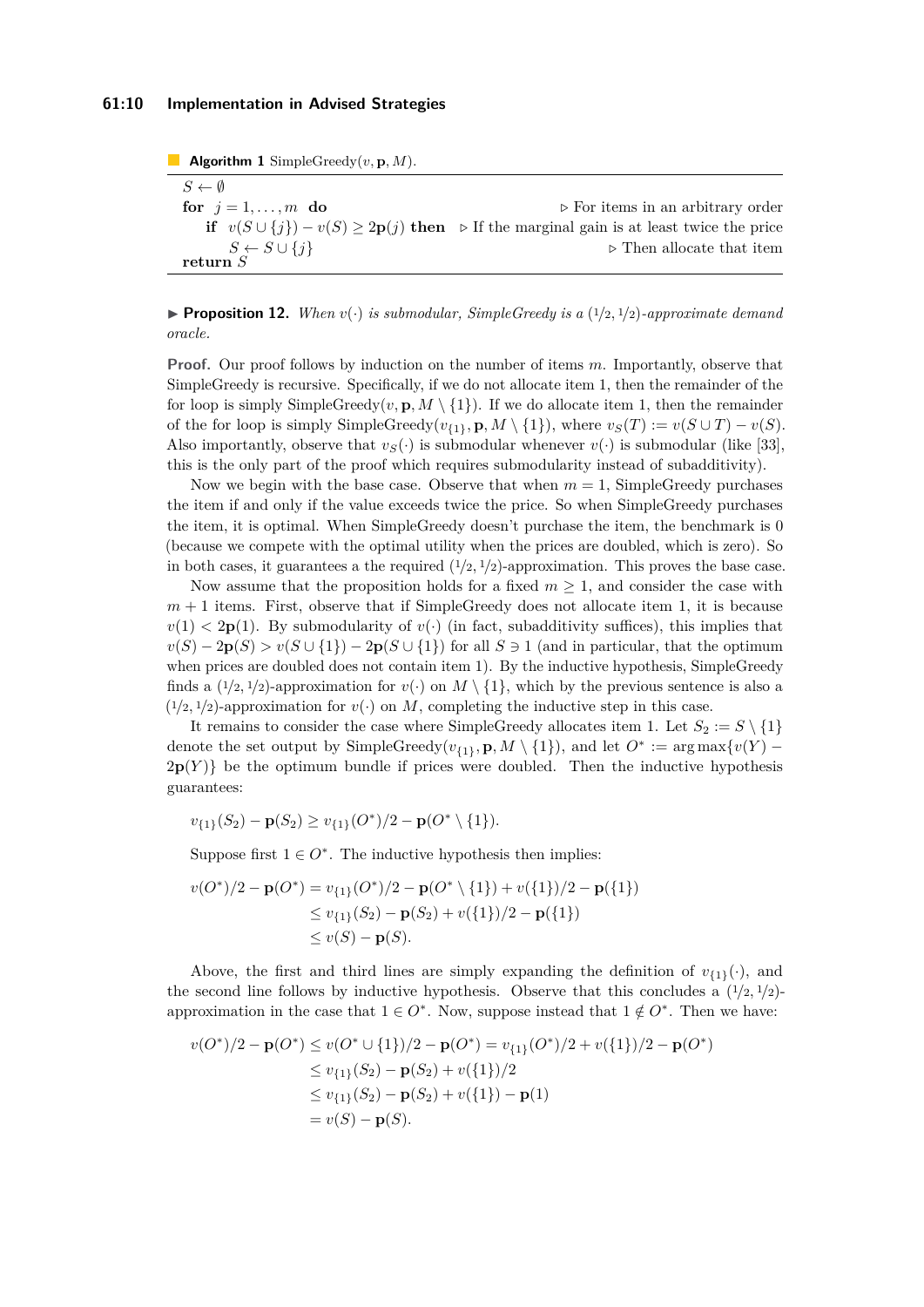**Algorithm 1** SimpleGreedy($v, \mathbf{p}, M$).

```
S ← ∅
for j = 1, ..., m do                                    ▷ For items in an arbitrary order
    if v(S ∪ {j}) − v(S) ≥ 2p(j) then   ▷ If the marginal gain is at least twice the price
        S ← S ∪ {j}                                     ▷ Then allocate that item
return S
```

▶ **Proposition 12.** *When $v(\cdot)$ is submodular, SimpleGreedy is a $(1/2, 1/2)$-approximate demand oracle.*

**Proof.** Our proof follows by induction on the number of items $m$. Importantly, observe that SimpleGreedy is recursive. Specifically, if we do not allocate item 1, then the remainder of the for loop is simply SimpleGreedy($v, \mathbf{p}, M \setminus \{1\}$). If we do allocate item 1, then the remainder of the for loop is simply SimpleGreedy($v_{\{1\}}, \mathbf{p}, M \setminus \{1\}$), where $v_S(T) := v(S \cup T) - v(S)$. Also importantly, observe that $v_S(\cdot)$ is submodular whenever $v(\cdot)$ is submodular (like [33], this is the only part of the proof which requires submodularity instead of subadditivity).

Now we begin with the base case. Observe that when $m = 1$, SimpleGreedy purchases the item if and only if the value exceeds twice the price. So when SimpleGreedy purchases the item, it is optimal. When SimpleGreedy doesn't purchase the item, the benchmark is 0 (because we compete with the optimal utility when the prices are doubled, which is zero). So in both cases, it guarantees a the required $(1/2, 1/2)$-approximation. This proves the base case.

Now assume that the proposition holds for a fixed $m \geq 1$, and consider the case with $m + 1$ items. First, observe that if SimpleGreedy does not allocate item 1, it is because $v(1) < 2\mathbf{p}(1)$. By submodularity of $v(\cdot)$ (in fact, subadditivity suffices), this implies that $v(S) - 2\mathbf{p}(S) > v(S \cup \{1\}) - 2\mathbf{p}(S \cup \{1\})$ for all $S \ni 1$ (and in particular, that the optimum when prices are doubled does not contain item 1). By the inductive hypothesis, SimpleGreedy finds a $(1/2, 1/2)$-approximation for $v(\cdot)$ on $M \setminus \{1\}$, which by the previous sentence is also a $(1/2, 1/2)$-approximation for $v(\cdot)$ on $M$, completing the inductive step in this case.

It remains to consider the case where SimpleGreedy allocates item 1. Let $S_2 := S \setminus \{1\}$ denote the set output by SimpleGreedy($v_{\{1\}}, \mathbf{p}, M \setminus \{1\}$), and let $O^* := \arg\max\{v(Y) - 2\mathbf{p}(Y)\}$ be the optimum bundle if prices were doubled. Then the inductive hypothesis guarantees:

$$v_{\{1\}}(S_2) - \mathbf{p}(S_2) \geq v_{\{1\}}(O^*)/2 - \mathbf{p}(O^* \setminus \{1\}).$$

Suppose first $1 \in O^*$. The inductive hypothesis then implies:

$$\begin{aligned}
v(O^*)/2 - \mathbf{p}(O^*) &= v_{\{1\}}(O^*)/2 - \mathbf{p}(O^* \setminus \{1\}) + v(\{1\})/2 - \mathbf{p}(\{1\}) \\
&\leq v_{\{1\}}(S_2) - \mathbf{p}(S_2) + v(\{1\})/2 - \mathbf{p}(\{1\}) \\
&\leq v(S) - \mathbf{p}(S).
\end{aligned}$$

Above, the first and third lines are simply expanding the definition of $v_{\{1\}}(\cdot)$, and the second line follows by inductive hypothesis. Observe that this concludes a $(1/2, 1/2)$-approximation in the case that $1 \in O^*$. Now, suppose instead that $1 \notin O^*$. Then we have:

$$\begin{aligned}
v(O^*)/2 - \mathbf{p}(O^*) &\leq v(O^* \cup \{1\})/2 - \mathbf{p}(O^*) = v_{\{1\}}(O^*)/2 + v(\{1\})/2 - \mathbf{p}(O^*) \\
&\leq v_{\{1\}}(S_2) - \mathbf{p}(S_2) + v(\{1\})/2 \\
&\leq v_{\{1\}}(S_2) - \mathbf{p}(S_2) + v(\{1\}) - \mathbf{p}(1) \\
&= v(S) - \mathbf{p}(S).
\end{aligned}$$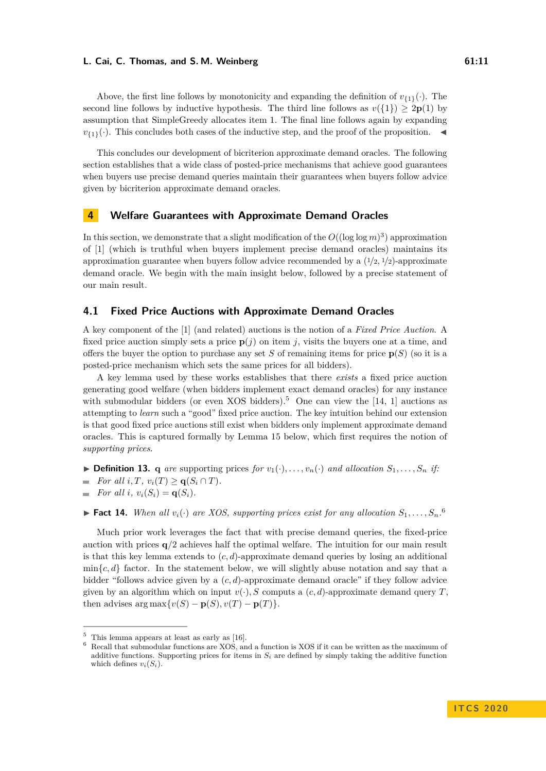Above, the first line follows by monotonicity and expanding the definition of $v_{\{1\}}(\cdot)$. The second line follows by inductive hypothesis. The third line follows as $v(\{1\}) \geq 2\mathbf{p}(1)$ by assumption that SimpleGreedy allocates item 1. The final line follows again by expanding $v_{\{1\}}(\cdot)$. This concludes both cases of the inductive step, and the proof of the proposition. ◀

This concludes our development of bicriterion approximate demand oracles. The following section establishes that a wide class of posted-price mechanisms that achieve good guarantees when buyers use precise demand queries maintain their guarantees when buyers follow advice given by bicriterion approximate demand oracles.

## 4 Welfare Guarantees with Approximate Demand Oracles

In this section, we demonstrate that a slight modification of the $O((\log\log m)^3)$ approximation of [1] (which is truthful when buyers implement precise demand oracles) maintains its approximation guarantee when buyers follow advice recommended by a $(1/2, 1/2)$-approximate demand oracle. We begin with the main insight below, followed by a precise statement of our main result.

### 4.1 Fixed Price Auctions with Approximate Demand Oracles

A key component of the [1] (and related) auctions is the notion of a *Fixed Price Auction*. A fixed price auction simply sets a price $\mathbf{p}(j)$ on item $j$, visits the buyers one at a time, and offers the buyer the option to purchase any set $S$ of remaining items for price $\mathbf{p}(S)$ (so it is a posted-price mechanism which sets the same prices for all bidders).

A key lemma used by these works establishes that there *exists* a fixed price auction generating good welfare (when bidders implement exact demand oracles) for any instance with submodular bidders (or even XOS bidders).[5] One can view the [14, 1] auctions as attempting to *learn* such a "good" fixed price auction. The key intuition behind our extension is that good fixed price auctions still exist when bidders only implement approximate demand oracles. This is captured formally by Lemma 15 below, which first requires the notion of *supporting prices*.

▶ **Definition 13.** $\mathbf{q}$ *are* supporting prices *for* $v_1(\cdot), \ldots, v_n(\cdot)$ *and allocation* $S_1, \ldots, S_n$ *if:*

- *For all* $i, T$, $v_i(T) \geq \mathbf{q}(S_i \cap T)$.
- *For all* $i$, $v_i(S_i) = \mathbf{q}(S_i)$.

▶ **Fact 14.** *When all* $v_i(\cdot)$ *are XOS, supporting prices exist for any allocation* $S_1, \ldots, S_n$.[6]

Much prior work leverages the fact that with precise demand queries, the fixed-price auction with prices $\mathbf{q}/2$ achieves half the optimal welfare. The intuition for our main result is that this key lemma extends to $(c,d)$-approximate demand queries by losing an additional $\min\{c,d\}$ factor. In the statement below, we will slightly abuse notation and say that a bidder "follows advice given by a $(c,d)$-approximate demand oracle" if they follow advice given by an algorithm which on input $v(\cdot), S$ computs a $(c,d)$-approximate demand query $T$, then advises $\arg\max\{v(S) - \mathbf{p}(S), v(T) - \mathbf{p}(T)\}$.

---

[5] This lemma appears at least as early as [16].

[6] Recall that submodular functions are XOS, and a function is XOS if it can be written as the maximum of additive functions. Supporting prices for items in $S_i$ are defined by simply taking the additive function which defines $v_i(S_i)$.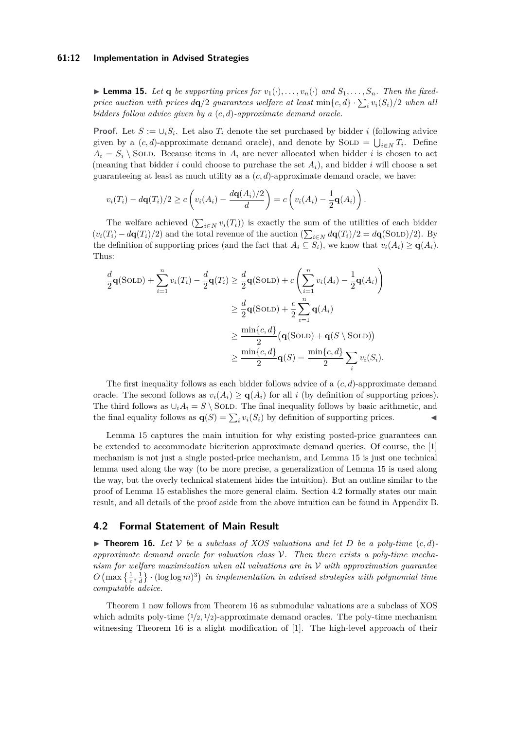▶ **Lemma 15.** *Let $\mathbf{q}$ be supporting prices for $v_1(\cdot), \dots, v_n(\cdot)$ and $S_1, \dots, S_n$. Then the fixed-price auction with prices $d\mathbf{q}/2$ guarantees welfare at least $\min\{c,d\} \cdot \sum_i v_i(S_i)/2$ when all bidders follow advice given by a $(c,d)$-approximate demand oracle.*

**Proof.** Let $S := \cup_i S_i$. Let also $T_i$ denote the set purchased by bidder $i$ (following advice given by a $(c,d)$-approximate demand oracle), and denote by $\textsc{Sold} = \bigcup_{i \in N} T_i$. Define $A_i = S_i \setminus \textsc{Sold}$. Because items in $A_i$ are never allocated when bidder $i$ is chosen to act (meaning that bidder $i$ could choose to purchase the set $A_i$), and bidder $i$ will choose a set guaranteeing at least as much utility as a $(c,d)$-approximate demand oracle, we have:

$$v_i(T_i) - d\mathbf{q}(T_i)/2 \geq c\left(v_i(A_i) - \frac{d\mathbf{q}(A_i)/2}{d}\right) = c\left(v_i(A_i) - \frac{1}{2}\mathbf{q}(A_i)\right).$$

The welfare achieved ($\sum_{i \in N} v_i(T_i)$) is exactly the sum of the utilities of each bidder ($v_i(T_i) - d\mathbf{q}(T_i)/2$) and the total revenue of the auction ($\sum_{i \in N} d\mathbf{q}(T_i)/2 = d\mathbf{q}(\textsc{Sold})/2$). By the definition of supporting prices (and the fact that $A_i \subseteq S_i$), we know that $v_i(A_i) \geq \mathbf{q}(A_i)$. Thus:

$$\begin{aligned}
\frac{d}{2}\mathbf{q}(\textsc{Sold}) + \sum_{i=1}^{n} v_i(T_i) - \frac{d}{2}\mathbf{q}(T_i) &\geq \frac{d}{2}\mathbf{q}(\textsc{Sold}) + c\left(\sum_{i=1}^{n} v_i(A_i) - \frac{1}{2}\mathbf{q}(A_i)\right) \\
&\geq \frac{d}{2}\mathbf{q}(\textsc{Sold}) + \frac{c}{2}\sum_{i=1}^{n} \mathbf{q}(A_i) \\
&\geq \frac{\min\{c,d\}}{2}\big(\mathbf{q}(\textsc{Sold}) + \mathbf{q}(S \setminus \textsc{Sold})\big) \\
&\geq \frac{\min\{c,d\}}{2}\mathbf{q}(S) = \frac{\min\{c,d\}}{2}\sum_i v_i(S_i).
\end{aligned}$$

The first inequality follows as each bidder follows advice of a $(c,d)$-approximate demand oracle. The second follows as $v_i(A_i) \geq \mathbf{q}(A_i)$ for all $i$ (by definition of supporting prices). The third follows as $\cup_i A_i = S \setminus \textsc{Sold}$. The final inequality follows by basic arithmetic, and the final equality follows as $\mathbf{q}(S) = \sum_i v_i(S_i)$ by definition of supporting prices. ◀

Lemma 15 captures the main intuition for why existing posted-price guarantees can be extended to accommodate bicriterion approximate demand queries. Of course, the [1] mechanism is not just a single posted-price mechanism, and Lemma 15 is just one technical lemma used along the way (to be more precise, a generalization of Lemma 15 is used along the way, but the overly technical statement hides the intuition). But an outline similar to the proof of Lemma 15 establishes the more general claim. Section 4.2 formally states our main result, and all details of the proof aside from the above intuition can be found in Appendix B.

## 4.2 Formal Statement of Main Result

▶ **Theorem 16.** *Let $\mathcal{V}$ be a subclass of XOS valuations and let $D$ be a poly-time $(c,d)$-approximate demand oracle for valuation class $\mathcal{V}$. Then there exists a poly-time mechanism for welfare maximization when all valuations are in $\mathcal{V}$ with approximation guarantee $O\left(\max\left\{\frac{1}{c}, \frac{1}{d}\right\} \cdot (\log\log m)^3\right)$ in implementation in advised strategies with polynomial time computable advice.*

Theorem 1 now follows from Theorem 16 as submodular valuations are a subclass of XOS which admits poly-time $(1/2, 1/2)$-approximate demand oracles. The poly-time mechanism witnessing Theorem 16 is a slight modification of [1]. The high-level approach of their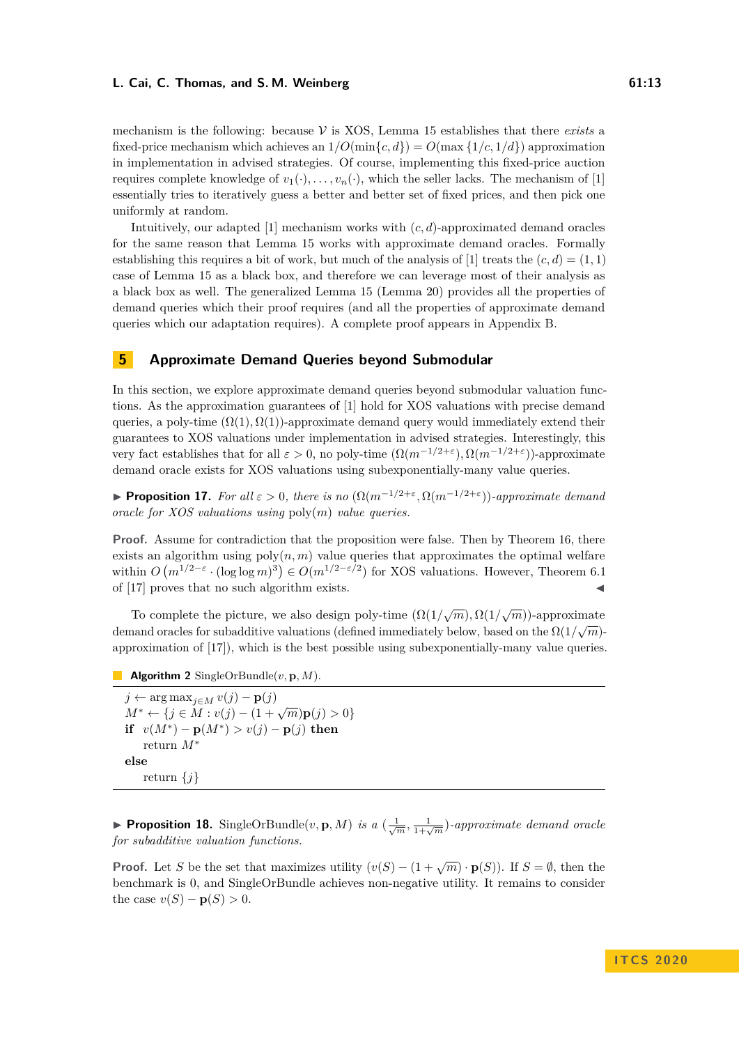mechanism is the following: because $\mathcal{V}$ is XOS, Lemma 15 establishes that there *exists* a fixed-price mechanism which achieves an $1/O(\min\{c,d\}) = O(\max\{1/c, 1/d\})$ approximation in implementation in advised strategies. Of course, implementing this fixed-price auction requires complete knowledge of $v_1(\cdot), \ldots, v_n(\cdot)$, which the seller lacks. The mechanism of [1] essentially tries to iteratively guess a better and better set of fixed prices, and then pick one uniformly at random.

Intuitively, our adapted [1] mechanism works with $(c,d)$-approximated demand oracles for the same reason that Lemma 15 works with approximate demand oracles. Formally establishing this requires a bit of work, but much of the analysis of [1] treats the $(c,d) = (1,1)$ case of Lemma 15 as a black box, and therefore we can leverage most of their analysis as a black box as well. The generalized Lemma 15 (Lemma 20) provides all the properties of demand queries which their proof requires (and all the properties of approximate demand queries which our adaptation requires). A complete proof appears in Appendix B.

## 5 Approximate Demand Queries beyond Submodular

In this section, we explore approximate demand queries beyond submodular valuation functions. As the approximation guarantees of [1] hold for XOS valuations with precise demand queries, a poly-time $(\Omega(1), \Omega(1))$-approximate demand query would immediately extend their guarantees to XOS valuations under implementation in advised strategies. Interestingly, this very fact establishes that for all $\varepsilon > 0$, no poly-time $(\Omega(m^{-1/2+\varepsilon}), \Omega(m^{-1/2+\varepsilon}))$-approximate demand oracle exists for XOS valuations using subexponentially-many value queries.

▶ **Proposition 17.** *For all $\varepsilon > 0$, there is no $(\Omega(m^{-1/2+\varepsilon}, \Omega(m^{-1/2+\varepsilon}))$-approximate demand oracle for XOS valuations using* $\text{poly}(m)$ *value queries.*

**Proof.** Assume for contradiction that the proposition were false. Then by Theorem 16, there exists an algorithm using $\text{poly}(n,m)$ value queries that approximates the optimal welfare within $O\left(m^{1/2-\varepsilon} \cdot (\log \log m)^3\right) \in O(m^{1/2-\varepsilon/2})$ for XOS valuations. However, Theorem 6.1 of [17] proves that no such algorithm exists. ◀

To complete the picture, we also design poly-time $(\Omega(1/\sqrt{m}), \Omega(1/\sqrt{m}))$-approximate demand oracles for subadditive valuations (defined immediately below, based on the $\Omega(1/\sqrt{m})$-approximation of [17]), which is the best possible using subexponentially-many value queries.

**Algorithm 2** SingleOrBundle($v, \mathbf{p}, M$).

```
j ← arg max_{j∈M} v(j) − p(j)
M* ← {j ∈ M : v(j) − (1 + √m)p(j) > 0}
if  v(M*) − p(M*) > v(j) − p(j) then
    return M*
else
    return {j}
```

▶ **Proposition 18.** SingleOrBundle($v, \mathbf{p}, M$) *is a $(\frac{1}{\sqrt{m}}, \frac{1}{1+\sqrt{m}})$-approximate demand oracle for subadditive valuation functions.*

**Proof.** Let $S$ be the set that maximizes utility $(v(S) - (1+\sqrt{m}) \cdot \mathbf{p}(S))$. If $S = \emptyset$, then the benchmark is 0, and SingleOrBundle achieves non-negative utility. It remains to consider the case $v(S) - \mathbf{p}(S) > 0$.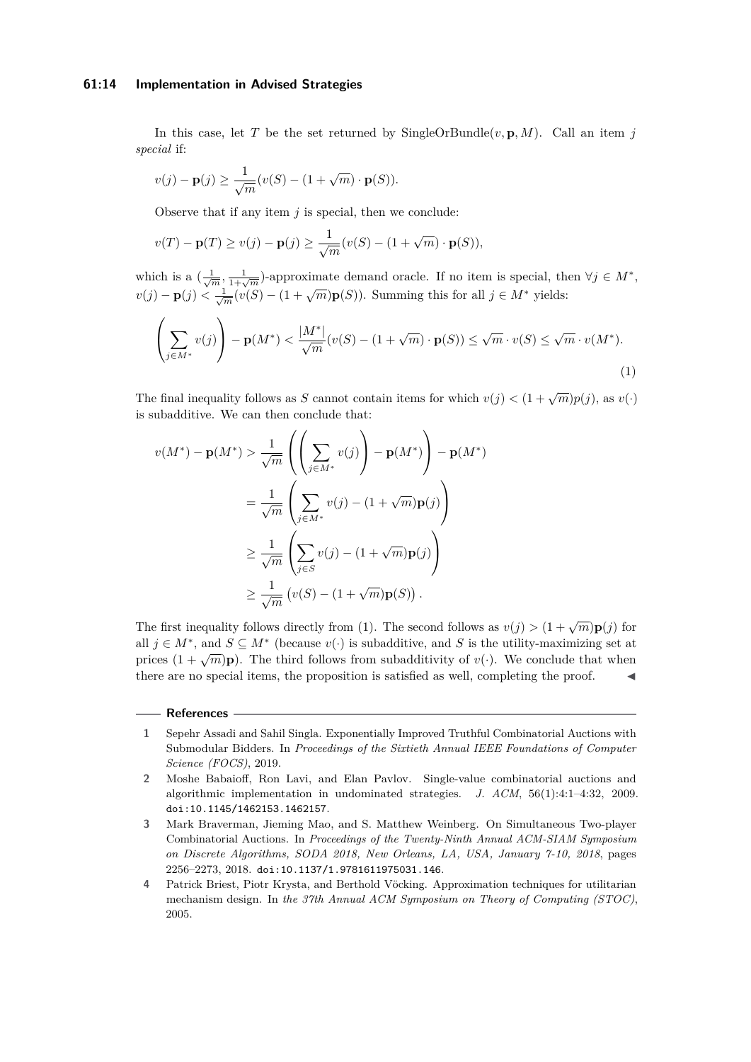In this case, let $T$ be the set returned by SingleOrBundle$(v, \mathbf{p}, M)$. Call an item $j$ *special* if:

$$v(j) - \mathbf{p}(j) \geq \frac{1}{\sqrt{m}}(v(S) - (1+\sqrt{m}) \cdot \mathbf{p}(S)).$$

Observe that if any item $j$ is special, then we conclude:

$$v(T) - \mathbf{p}(T) \geq v(j) - \mathbf{p}(j) \geq \frac{1}{\sqrt{m}}(v(S) - (1+\sqrt{m}) \cdot \mathbf{p}(S)),$$

which is a $(\frac{1}{\sqrt{m}}, \frac{1}{1+\sqrt{m}})$-approximate demand oracle. If no item is special, then $\forall j \in M^*$, $v(j) - \mathbf{p}(j) < \frac{1}{\sqrt{m}}(v(S) - (1+\sqrt{m})\mathbf{p}(S))$. Summing this for all $j \in M^*$ yields:

$$\left(\sum_{j \in M^*} v(j)\right) - \mathbf{p}(M^*) < \frac{|M^*|}{\sqrt{m}}(v(S) - (1+\sqrt{m}) \cdot \mathbf{p}(S)) \leq \sqrt{m} \cdot v(S) \leq \sqrt{m} \cdot v(M^*). \tag{1}$$

The final inequality follows as $S$ cannot contain items for which $v(j) < (1+\sqrt{m})p(j)$, as $v(\cdot)$ is subadditive. We can then conclude that:

$$\begin{aligned}
v(M^*) - \mathbf{p}(M^*) &> \frac{1}{\sqrt{m}}\left(\left(\sum_{j \in M^*} v(j)\right) - \mathbf{p}(M^*)\right) - \mathbf{p}(M^*) \\
&= \frac{1}{\sqrt{m}}\left(\sum_{j \in M^*} v(j) - (1+\sqrt{m})\mathbf{p}(j)\right) \\
&\geq \frac{1}{\sqrt{m}}\left(\sum_{j \in S} v(j) - (1+\sqrt{m})\mathbf{p}(j)\right) \\
&\geq \frac{1}{\sqrt{m}}\left(v(S) - (1+\sqrt{m})\mathbf{p}(S)\right).
\end{aligned}$$

The first inequality follows directly from (1). The second follows as $v(j) > (1+\sqrt{m})\mathbf{p}(j)$ for all $j \in M^*$, and $S \subseteq M^*$ (because $v(\cdot)$ is subadditive, and $S$ is the utility-maximizing set at prices $(1+\sqrt{m})\mathbf{p}$). The third follows from subadditivity of $v(\cdot)$. We conclude that when there are no special items, the proposition is satisfied as well, completing the proof. ◀

## References

1. Sepehr Assadi and Sahil Singla. Exponentially Improved Truthful Combinatorial Auctions with Submodular Bidders. In *Proceedings of the Sixtieth Annual IEEE Foundations of Computer Science (FOCS)*, 2019.
2. Moshe Babaioff, Ron Lavi, and Elan Pavlov. Single-value combinatorial auctions and algorithmic implementation in undominated strategies. *J. ACM*, 56(1):4:1–4:32, 2009. doi:10.1145/1462153.1462157.
3. Mark Braverman, Jieming Mao, and S. Matthew Weinberg. On Simultaneous Two-player Combinatorial Auctions. In *Proceedings of the Twenty-Ninth Annual ACM-SIAM Symposium on Discrete Algorithms, SODA 2018, New Orleans, LA, USA, January 7-10, 2018*, pages 2256–2273, 2018. doi:10.1137/1.9781611975031.146.
4. Patrick Briest, Piotr Krysta, and Berthold Vöcking. Approximation techniques for utilitarian mechanism design. In *the 37th Annual ACM Symposium on Theory of Computing (STOC)*, 2005.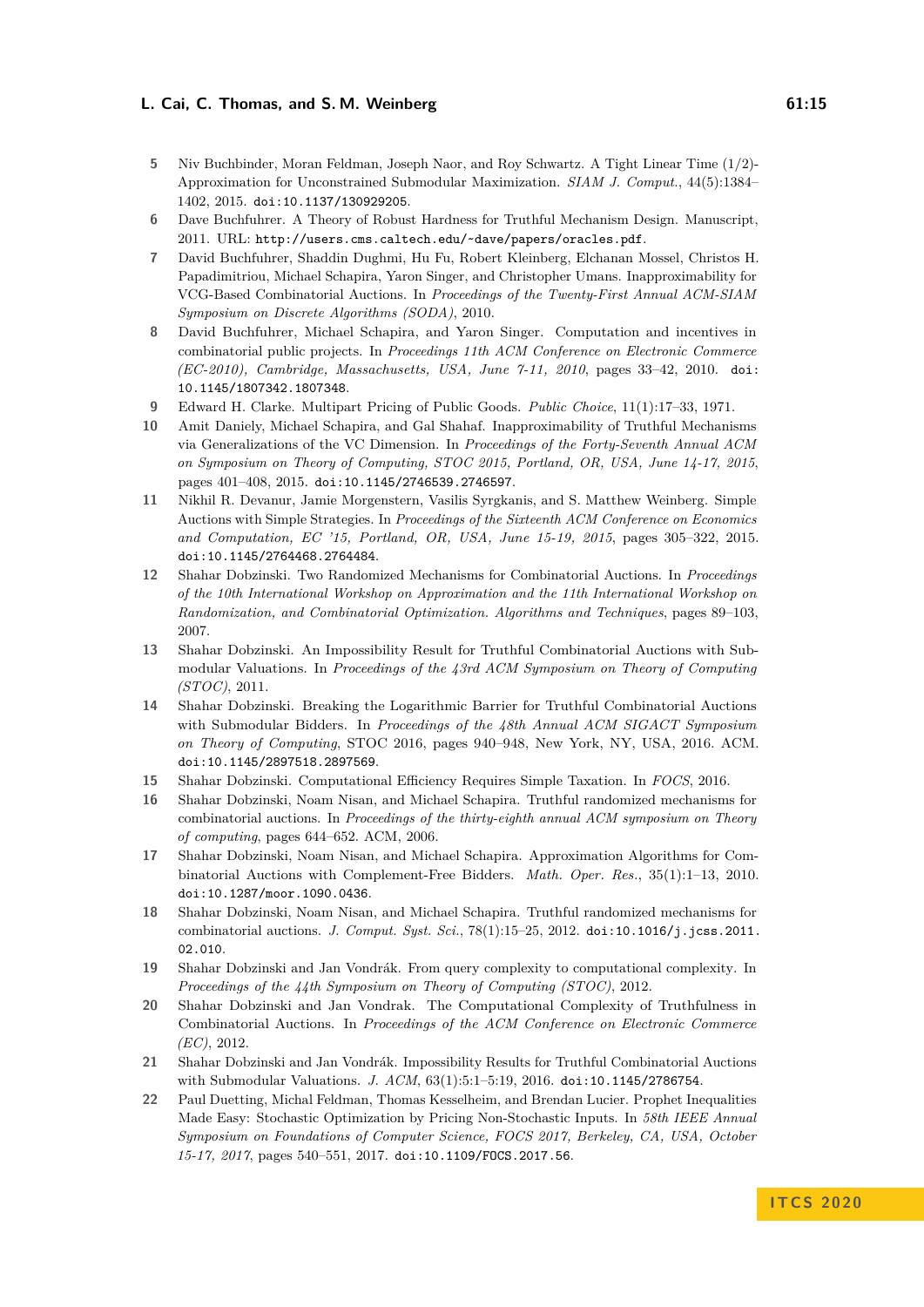5. Niv Buchbinder, Moran Feldman, Joseph Naor, and Roy Schwartz. A Tight Linear Time (1/2)-Approximation for Unconstrained Submodular Maximization. *SIAM J. Comput.*, 44(5):1384–1402, 2015. doi:10.1137/130929205.
6. Dave Buchfuhrer. A Theory of Robust Hardness for Truthful Mechanism Design. Manuscript, 2011. URL: http://users.cms.caltech.edu/~dave/papers/oracles.pdf.
7. David Buchfuhrer, Shaddin Dughmi, Hu Fu, Robert Kleinberg, Elchanan Mossel, Christos H. Papadimitriou, Michael Schapira, Yaron Singer, and Christopher Umans. Inapproximability for VCG-Based Combinatorial Auctions. In *Proceedings of the Twenty-First Annual ACM-SIAM Symposium on Discrete Algorithms (SODA)*, 2010.
8. David Buchfuhrer, Michael Schapira, and Yaron Singer. Computation and incentives in combinatorial public projects. In *Proceedings 11th ACM Conference on Electronic Commerce (EC-2010), Cambridge, Massachusetts, USA, June 7-11, 2010*, pages 33–42, 2010. doi:10.1145/1807342.1807348.
9. Edward H. Clarke. Multipart Pricing of Public Goods. *Public Choice*, 11(1):17–33, 1971.
10. Amit Daniely, Michael Schapira, and Gal Shahaf. Inapproximability of Truthful Mechanisms via Generalizations of the VC Dimension. In *Proceedings of the Forty-Seventh Annual ACM on Symposium on Theory of Computing, STOC 2015, Portland, OR, USA, June 14-17, 2015*, pages 401–408, 2015. doi:10.1145/2746539.2746597.
11. Nikhil R. Devanur, Jamie Morgenstern, Vasilis Syrgkanis, and S. Matthew Weinberg. Simple Auctions with Simple Strategies. In *Proceedings of the Sixteenth ACM Conference on Economics and Computation, EC '15, Portland, OR, USA, June 15-19, 2015*, pages 305–322, 2015. doi:10.1145/2764468.2764484.
12. Shahar Dobzinski. Two Randomized Mechanisms for Combinatorial Auctions. In *Proceedings of the 10th International Workshop on Approximation and the 11th International Workshop on Randomization, and Combinatorial Optimization. Algorithms and Techniques*, pages 89–103, 2007.
13. Shahar Dobzinski. An Impossibility Result for Truthful Combinatorial Auctions with Submodular Valuations. In *Proceedings of the 43rd ACM Symposium on Theory of Computing (STOC)*, 2011.
14. Shahar Dobzinski. Breaking the Logarithmic Barrier for Truthful Combinatorial Auctions with Submodular Bidders. In *Proceedings of the 48th Annual ACM SIGACT Symposium on Theory of Computing*, STOC 2016, pages 940–948, New York, NY, USA, 2016. ACM. doi:10.1145/2897518.2897569.
15. Shahar Dobzinski. Computational Efficiency Requires Simple Taxation. In *FOCS*, 2016.
16. Shahar Dobzinski, Noam Nisan, and Michael Schapira. Truthful randomized mechanisms for combinatorial auctions. In *Proceedings of the thirty-eighth annual ACM symposium on Theory of computing*, pages 644–652. ACM, 2006.
17. Shahar Dobzinski, Noam Nisan, and Michael Schapira. Approximation Algorithms for Combinatorial Auctions with Complement-Free Bidders. *Math. Oper. Res.*, 35(1):1–13, 2010. doi:10.1287/moor.1090.0436.
18. Shahar Dobzinski, Noam Nisan, and Michael Schapira. Truthful randomized mechanisms for combinatorial auctions. *J. Comput. Syst. Sci.*, 78(1):15–25, 2012. doi:10.1016/j.jcss.2011.02.010.
19. Shahar Dobzinski and Jan Vondrák. From query complexity to computational complexity. In *Proceedings of the 44th Symposium on Theory of Computing (STOC)*, 2012.
20. Shahar Dobzinski and Jan Vondrak. The Computational Complexity of Truthfulness in Combinatorial Auctions. In *Proceedings of the ACM Conference on Electronic Commerce (EC)*, 2012.
21. Shahar Dobzinski and Jan Vondrák. Impossibility Results for Truthful Combinatorial Auctions with Submodular Valuations. *J. ACM*, 63(1):5:1–5:19, 2016. doi:10.1145/2786754.
22. Paul Duetting, Michal Feldman, Thomas Kesselheim, and Brendan Lucier. Prophet Inequalities Made Easy: Stochastic Optimization by Pricing Non-Stochastic Inputs. In *58th IEEE Annual Symposium on Foundations of Computer Science, FOCS 2017, Berkeley, CA, USA, October 15-17, 2017*, pages 540–551, 2017. doi:10.1109/FOCS.2017.56.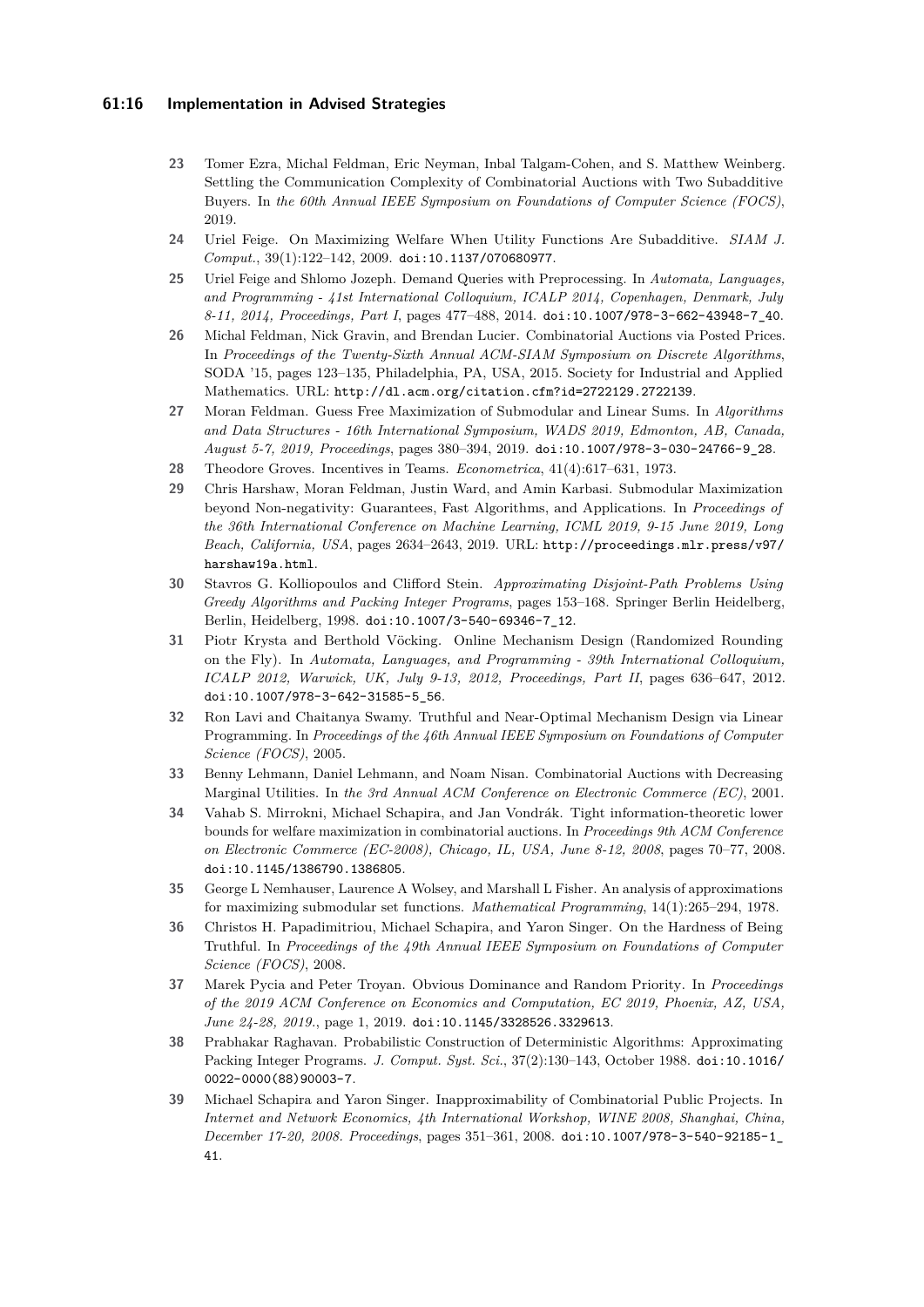23 Tomer Ezra, Michal Feldman, Eric Neyman, Inbal Talgam-Cohen, and S. Matthew Weinberg. Settling the Communication Complexity of Combinatorial Auctions with Two Subadditive Buyers. In *the 60th Annual IEEE Symposium on Foundations of Computer Science (FOCS)*, 2019.

24 Uriel Feige. On Maximizing Welfare When Utility Functions Are Subadditive. *SIAM J. Comput.*, 39(1):122–142, 2009. doi:10.1137/070680977.

25 Uriel Feige and Shlomo Jozeph. Demand Queries with Preprocessing. In *Automata, Languages, and Programming - 41st International Colloquium, ICALP 2014, Copenhagen, Denmark, July 8-11, 2014, Proceedings, Part I*, pages 477–488, 2014. doi:10.1007/978-3-662-43948-7_40.

26 Michal Feldman, Nick Gravin, and Brendan Lucier. Combinatorial Auctions via Posted Prices. In *Proceedings of the Twenty-Sixth Annual ACM-SIAM Symposium on Discrete Algorithms*, SODA '15, pages 123–135, Philadelphia, PA, USA, 2015. Society for Industrial and Applied Mathematics. URL: http://dl.acm.org/citation.cfm?id=2722129.2722139.

27 Moran Feldman. Guess Free Maximization of Submodular and Linear Sums. In *Algorithms and Data Structures - 16th International Symposium, WADS 2019, Edmonton, AB, Canada, August 5-7, 2019, Proceedings*, pages 380–394, 2019. doi:10.1007/978-3-030-24766-9_28.

28 Theodore Groves. Incentives in Teams. *Econometrica*, 41(4):617–631, 1973.

29 Chris Harshaw, Moran Feldman, Justin Ward, and Amin Karbasi. Submodular Maximization beyond Non-negativity: Guarantees, Fast Algorithms, and Applications. In *Proceedings of the 36th International Conference on Machine Learning, ICML 2019, 9-15 June 2019, Long Beach, California, USA*, pages 2634–2643, 2019. URL: http://proceedings.mlr.press/v97/harshaw19a.html.

30 Stavros G. Kolliopoulos and Clifford Stein. *Approximating Disjoint-Path Problems Using Greedy Algorithms and Packing Integer Programs*, pages 153–168. Springer Berlin Heidelberg, Berlin, Heidelberg, 1998. doi:10.1007/3-540-69346-7_12.

31 Piotr Krysta and Berthold Vöcking. Online Mechanism Design (Randomized Rounding on the Fly). In *Automata, Languages, and Programming - 39th International Colloquium, ICALP 2012, Warwick, UK, July 9-13, 2012, Proceedings, Part II*, pages 636–647, 2012. doi:10.1007/978-3-642-31585-5_56.

32 Ron Lavi and Chaitanya Swamy. Truthful and Near-Optimal Mechanism Design via Linear Programming. In *Proceedings of the 46th Annual IEEE Symposium on Foundations of Computer Science (FOCS)*, 2005.

33 Benny Lehmann, Daniel Lehmann, and Noam Nisan. Combinatorial Auctions with Decreasing Marginal Utilities. In *the 3rd Annual ACM Conference on Electronic Commerce (EC)*, 2001.

34 Vahab S. Mirrokni, Michael Schapira, and Jan Vondrák. Tight information-theoretic lower bounds for welfare maximization in combinatorial auctions. In *Proceedings 9th ACM Conference on Electronic Commerce (EC-2008), Chicago, IL, USA, June 8-12, 2008*, pages 70–77, 2008. doi:10.1145/1386790.1386805.

35 George L Nemhauser, Laurence A Wolsey, and Marshall L Fisher. An analysis of approximations for maximizing submodular set functions. *Mathematical Programming*, 14(1):265–294, 1978.

36 Christos H. Papadimitriou, Michael Schapira, and Yaron Singer. On the Hardness of Being Truthful. In *Proceedings of the 49th Annual IEEE Symposium on Foundations of Computer Science (FOCS)*, 2008.

37 Marek Pycia and Peter Troyan. Obvious Dominance and Random Priority. In *Proceedings of the 2019 ACM Conference on Economics and Computation, EC 2019, Phoenix, AZ, USA, June 24-28, 2019.*, page 1, 2019. doi:10.1145/3328526.3329613.

38 Prabhakar Raghavan. Probabilistic Construction of Deterministic Algorithms: Approximating Packing Integer Programs. *J. Comput. Syst. Sci.*, 37(2):130–143, October 1988. doi:10.1016/0022-0000(88)90003-7.

39 Michael Schapira and Yaron Singer. Inapproximability of Combinatorial Public Projects. In *Internet and Network Economics, 4th International Workshop, WINE 2008, Shanghai, China, December 17-20, 2008. Proceedings*, pages 351–361, 2008. doi:10.1007/978-3-540-92185-1_41.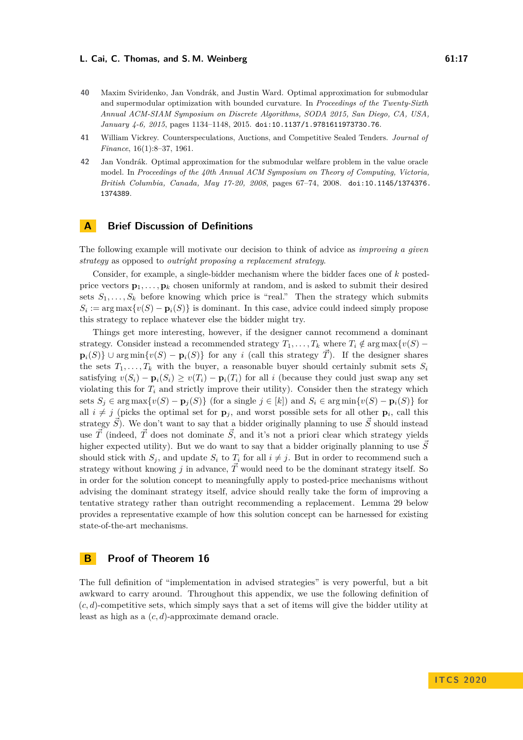40 Maxim Sviridenko, Jan Vondrák, and Justin Ward. Optimal approximation for submodular and supermodular optimization with bounded curvature. In *Proceedings of the Twenty-Sixth Annual ACM-SIAM Symposium on Discrete Algorithms, SODA 2015, San Diego, CA, USA, January 4-6, 2015*, pages 1134–1148, 2015. doi:10.1137/1.9781611973730.76.

41 William Vickrey. Counterspeculations, Auctions, and Competitive Sealed Tenders. *Journal of Finance*, 16(1):8–37, 1961.

42 Jan Vondrák. Optimal approximation for the submodular welfare problem in the value oracle model. In *Proceedings of the 40th Annual ACM Symposium on Theory of Computing, Victoria, British Columbia, Canada, May 17-20, 2008*, pages 67–74, 2008. doi:10.1145/1374376.1374389.

## A Brief Discussion of Definitions

The following example will motivate our decision to think of advice as *improving a given strategy* as opposed to *outright proposing a replacement strategy*.

Consider, for example, a single-bidder mechanism where the bidder faces one of $k$ posted-price vectors $\mathbf{p}_1, \ldots, \mathbf{p}_k$ chosen uniformly at random, and is asked to submit their desired sets $S_1, \ldots, S_k$ before knowing which price is "real." Then the strategy which submits $S_i := \arg\max\{v(S) - \mathbf{p}_i(S)\}$ is dominant. In this case, advice could indeed simply propose this strategy to replace whatever else the bidder might try.

Things get more interesting, however, if the designer cannot recommend a dominant strategy. Consider instead a recommended strategy $T_1, \ldots, T_k$ where $T_i \notin \arg\max\{v(S) - \mathbf{p}_i(S)\} \cup \arg\min\{v(S) - \mathbf{p}_i(S)\}$ for any $i$ (call this strategy $\vec{T}$). If the designer shares the sets $T_1, \ldots, T_k$ with the buyer, a reasonable buyer should certainly submit sets $S_i$ satisfying $v(S_i) - \mathbf{p}_i(S_i) \geq v(T_i) - \mathbf{p}_i(T_i)$ for all $i$ (because they could just swap any set violating this for $T_i$ and strictly improve their utility). Consider then the strategy which sets $S_j \in \arg\max\{v(S) - \mathbf{p}_j(S)\}$ (for a single $j \in [k]$) and $S_i \in \arg\min\{v(S) - \mathbf{p}_i(S)\}$ for all $i \neq j$ (picks the optimal set for $\mathbf{p}_j$, and worst possible sets for all other $\mathbf{p}_i$, call this strategy $\vec{S}$). We don't want to say that a bidder originally planning to use $\vec{S}$ should instead use $\vec{T}$ (indeed, $\vec{T}$ does not dominate $\vec{S}$, and it's not a priori clear which strategy yields higher expected utility). But we do want to say that a bidder originally planning to use $\vec{S}$ should stick with $S_j$, and update $S_i$ to $T_i$ for all $i \neq j$. But in order to recommend such a strategy without knowing $j$ in advance, $\vec{T}$ would need to be the dominant strategy itself. So in order for the solution concept to meaningfully apply to posted-price mechanisms without advising the dominant strategy itself, advice should really take the form of improving a tentative strategy rather than outright recommending a replacement. Lemma 29 below provides a representative example of how this solution concept can be harnessed for existing state-of-the-art mechanisms.

## B Proof of Theorem 16

The full definition of "implementation in advised strategies" is very powerful, but a bit awkward to carry around. Throughout this appendix, we use the following definition of $(c, d)$-competitive sets, which simply says that a set of items will give the bidder utility at least as high as a $(c, d)$-approximate demand oracle.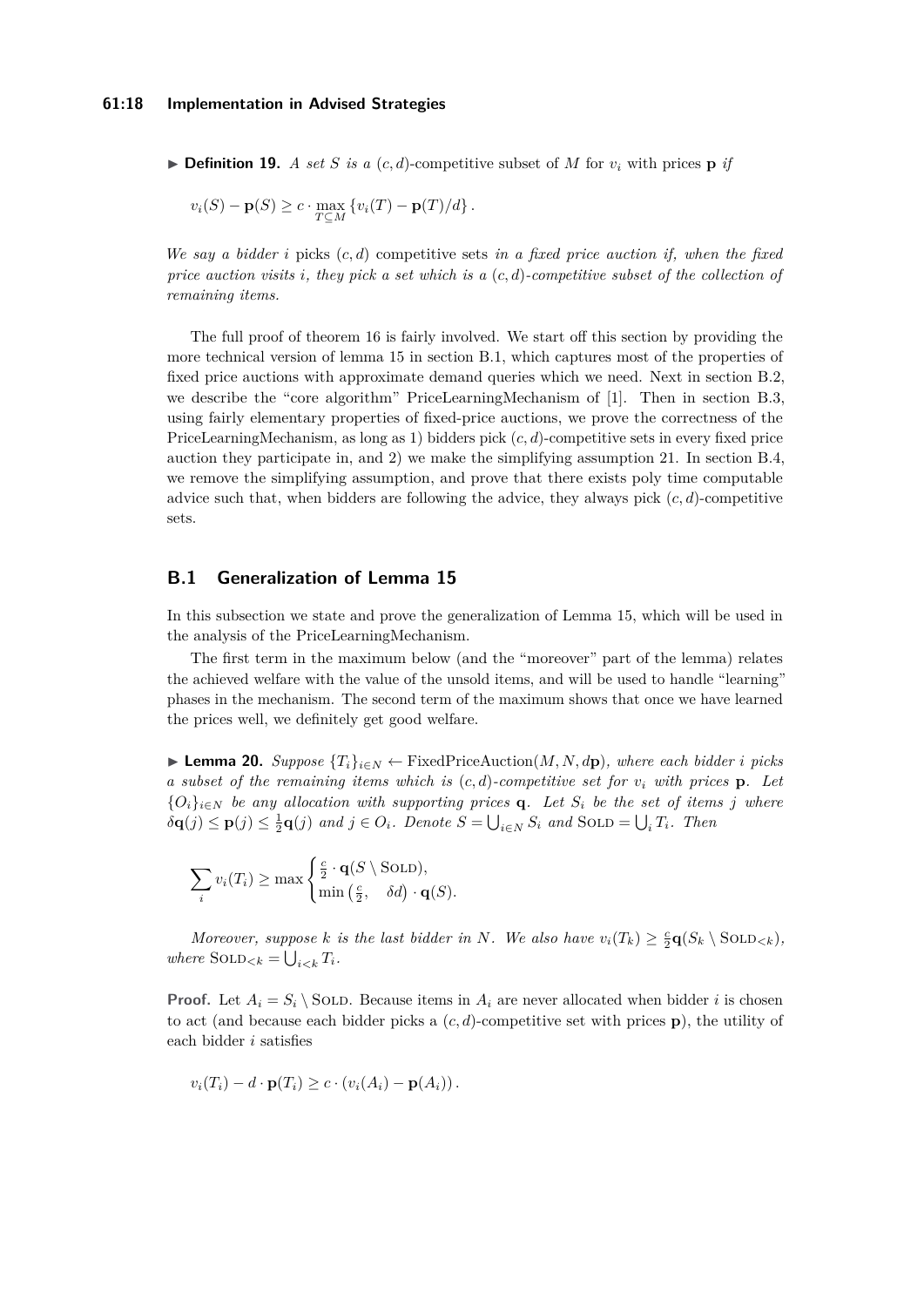▶ **Definition 19.** *A set $S$ is a $(c, d)$-*competitive subset *of $M$ for $v_i$ with prices $\mathbf{p}$ if*

$$v_i(S) - \mathbf{p}(S) \geq c \cdot \max_{T \subseteq M} \{v_i(T) - \mathbf{p}(T)/d\}.$$

*We say a bidder $i$* picks *$(c, d)$* competitive sets *in a fixed price auction if, when the fixed price auction visits $i$, they pick a set which is a $(c, d)$-competitive subset of the collection of remaining items.*

The full proof of theorem 16 is fairly involved. We start off this section by providing the more technical version of lemma 15 in section B.1, which captures most of the properties of fixed price auctions with approximate demand queries which we need. Next in section B.2, we describe the "core algorithm" PriceLearningMechanism of [1]. Then in section B.3, using fairly elementary properties of fixed-price auctions, we prove the correctness of the PriceLearningMechanism, as long as 1) bidders pick $(c, d)$-competitive sets in every fixed price auction they participate in, and 2) we make the simplifying assumption 21. In section B.4, we remove the simplifying assumption, and prove that there exists poly time computable advice such that, when bidders are following the advice, they always pick $(c, d)$-competitive sets.

## B.1 Generalization of Lemma 15

In this subsection we state and prove the generalization of Lemma 15, which will be used in the analysis of the PriceLearningMechanism.

The first term in the maximum below (and the "moreover" part of the lemma) relates the achieved welfare with the value of the unsold items, and will be used to handle "learning" phases in the mechanism. The second term of the maximum shows that once we have learned the prices well, we definitely get good welfare.

▶ **Lemma 20.** *Suppose $\{T_i\}_{i \in N} \leftarrow \text{FixedPriceAuction}(M, N, d\mathbf{p})$, where each bidder $i$ picks a subset of the remaining items which is $(c, d)$-competitive set for $v_i$ with prices $\mathbf{p}$. Let $\{O_i\}_{i \in N}$ be any allocation with supporting prices $\mathbf{q}$. Let $S_i$ be the set of items $j$ where $\delta \mathbf{q}(j) \leq \mathbf{p}(j) \leq \frac{1}{2}\mathbf{q}(j)$ and $j \in O_i$. Denote $S = \bigcup_{i \in N} S_i$ and $\text{SOLD} = \bigcup_i T_i$. Then*

$$\sum_i v_i(T_i) \geq \max \begin{cases} \frac{c}{2} \cdot \mathbf{q}(S \setminus \text{SOLD}), \\ \min\left(\frac{c}{2}, \quad \delta d\right) \cdot \mathbf{q}(S). \end{cases}$$

*Moreover, suppose $k$ is the last bidder in $N$. We also have $v_i(T_k) \geq \frac{c}{2}\mathbf{q}(S_k \setminus \text{SOLD}_{<k})$, where $\text{SOLD}_{<k} = \bigcup_{i<k} T_i$.*

**Proof.** Let $A_i = S_i \setminus \text{SOLD}$. Because items in $A_i$ are never allocated when bidder $i$ is chosen to act (and because each bidder picks a $(c, d)$-competitive set with prices $\mathbf{p}$), the utility of each bidder $i$ satisfies

$$v_i(T_i) - d \cdot \mathbf{p}(T_i) \geq c \cdot (v_i(A_i) - \mathbf{p}(A_i)).$$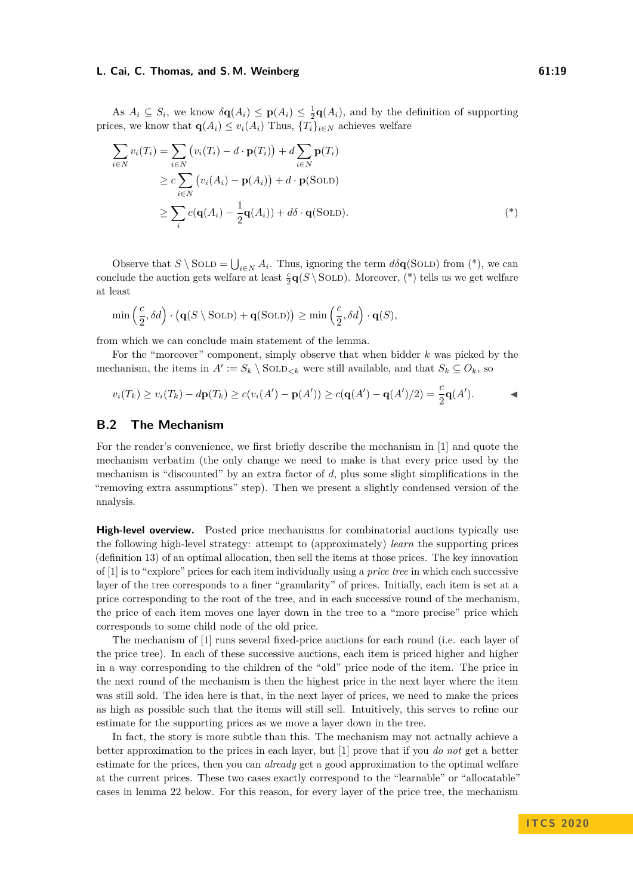As $A_i \subseteq S_i$, we know $\delta \mathbf{q}(A_i) \leq \mathbf{p}(A_i) \leq \frac{1}{2}\mathbf{q}(A_i)$, and by the definition of supporting prices, we know that $\mathbf{q}(A_i) \leq v_i(A_i)$ Thus, $\{T_i\}_{i \in N}$ achieves welfare

$$\sum_{i \in N} v_i(T_i) = \sum_{i \in N} \big(v_i(T_i) - d \cdot \mathbf{p}(T_i)\big) + d \sum_{i \in N} \mathbf{p}(T_i)$$
$$\geq c \sum_{i \in N} \big(v_i(A_i) - \mathbf{p}(A_i)\big) + d \cdot \mathbf{p}(\textsc{Sold})$$
$$\geq \sum_{i} c(\mathbf{q}(A_i) - \frac{1}{2}\mathbf{q}(A_i)) + d\delta \cdot \mathbf{q}(\textsc{Sold}). \tag{*}$$

Observe that $S \setminus \textsc{Sold} = \bigcup_{i \in N} A_i$. Thus, ignoring the term $d\delta \mathbf{q}(\textsc{Sold})$ from (*), we can conclude the auction gets welfare at least $\frac{c}{2}\mathbf{q}(S \setminus \textsc{Sold})$. Moreover, (*) tells us we get welfare at least

$$\min\left(\frac{c}{2}, \delta d\right) \cdot \big(\mathbf{q}(S \setminus \textsc{Sold}) + \mathbf{q}(\textsc{Sold})\big) \geq \min\left(\frac{c}{2}, \delta d\right) \cdot \mathbf{q}(S),$$

from which we can conclude main statement of the lemma.

For the "moreover" component, simply observe that when bidder $k$ was picked by the mechanism, the items in $A' := S_k \setminus \textsc{Sold}_{<k}$ were still available, and that $S_k \subseteq O_k$, so

$$v_i(T_k) \geq v_i(T_k) - d\mathbf{p}(T_k) \geq c(v_i(A') - \mathbf{p}(A')) \geq c(\mathbf{q}(A') - \mathbf{q}(A')/2) = \frac{c}{2}\mathbf{q}(A'). \qquad ◀$$

## B.2 The Mechanism

For the reader's convenience, we first briefly describe the mechanism in [1] and quote the mechanism verbatim (the only change we need to make is that every price used by the mechanism is "discounted" by an extra factor of $d$, plus some slight simplifications in the "removing extra assumptions" step). Then we present a slightly condensed version of the analysis.

**High-level overview.** Posted price mechanisms for combinatorial auctions typically use the following high-level strategy: attempt to (approximately) *learn* the supporting prices (definition 13) of an optimal allocation, then sell the items at those prices. The key innovation of [1] is to "explore" prices for each item individually using a *price tree* in which each successive layer of the tree corresponds to a finer "granularity" of prices. Initially, each item is set at a price corresponding to the root of the tree, and in each successive round of the mechanism, the price of each item moves one layer down in the tree to a "more precise" price which corresponds to some child node of the old price.

The mechanism of [1] runs several fixed-price auctions for each round (i.e. each layer of the price tree). In each of these successive auctions, each item is priced higher and higher in a way corresponding to the children of the "old" price node of the item. The price in the next round of the mechanism is then the highest price in the next layer where the item was still sold. The idea here is that, in the next layer of prices, we need to make the prices as high as possible such that the items will still sell. Intuitively, this serves to refine our estimate for the supporting prices as we move a layer down in the tree.

In fact, the story is more subtle than this. The mechanism may not actually achieve a better approximation to the prices in each layer, but [1] prove that if you *do not* get a better estimate for the prices, then you can *already* get a good approximation to the optimal welfare at the current prices. These two cases exactly correspond to the "learnable" or "allocatable" cases in lemma 22 below. For this reason, for every layer of the price tree, the mechanism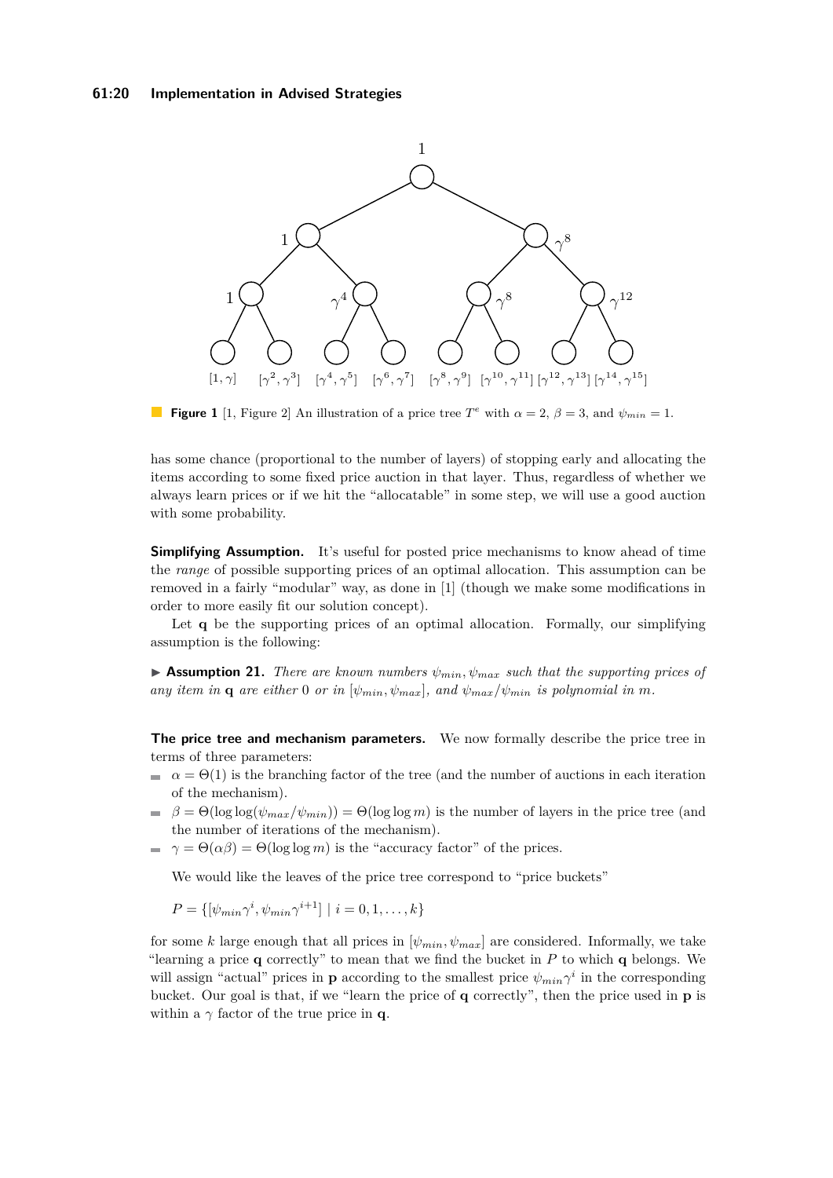**Figure 1** [1, Figure 2] An illustration of a price tree $T^e$ with $\alpha = 2$, $\beta = 3$, and $\psi_{min} = 1$.

has some chance (proportional to the number of layers) of stopping early and allocating the items according to some fixed price auction in that layer. Thus, regardless of whether we always learn prices or if we hit the "allocatable" in some step, we will use a good auction with some probability.

**Simplifying Assumption.** It's useful for posted price mechanisms to know ahead of time the *range* of possible supporting prices of an optimal allocation. This assumption can be removed in a fairly "modular" way, as done in [1] (though we make some modifications in order to more easily fit our solution concept).

Let $\mathbf{q}$ be the supporting prices of an optimal allocation. Formally, our simplifying assumption is the following:

▶ **Assumption 21.** *There are known numbers $\psi_{min}, \psi_{max}$ such that the supporting prices of any item in $\mathbf{q}$ are either 0 or in $[\psi_{min}, \psi_{max}]$, and $\psi_{max}/\psi_{min}$ is polynomial in $m$.*

**The price tree and mechanism parameters.** We now formally describe the price tree in terms of three parameters:

- $\alpha = \Theta(1)$ is the branching factor of the tree (and the number of auctions in each iteration of the mechanism).
- $\beta = \Theta(\log\log(\psi_{max}/\psi_{min})) = \Theta(\log\log m)$ is the number of layers in the price tree (and the number of iterations of the mechanism).
- $\gamma = \Theta(\alpha\beta) = \Theta(\log\log m)$ is the "accuracy factor" of the prices.

We would like the leaves of the price tree correspond to "price buckets"

$$P = \{[\psi_{min}\gamma^i, \psi_{min}\gamma^{i+1}] \mid i = 0, 1, \ldots, k\}$$

for some $k$ large enough that all prices in $[\psi_{min}, \psi_{max}]$ are considered. Informally, we take "learning a price $\mathbf{q}$ correctly" to mean that we find the bucket in $P$ to which $\mathbf{q}$ belongs. We will assign "actual" prices in $\mathbf{p}$ according to the smallest price $\psi_{min}\gamma^i$ in the corresponding bucket. Our goal is that, if we "learn the price of $\mathbf{q}$ correctly", then the price used in $\mathbf{p}$ is within a $\gamma$ factor of the true price in $\mathbf{q}$.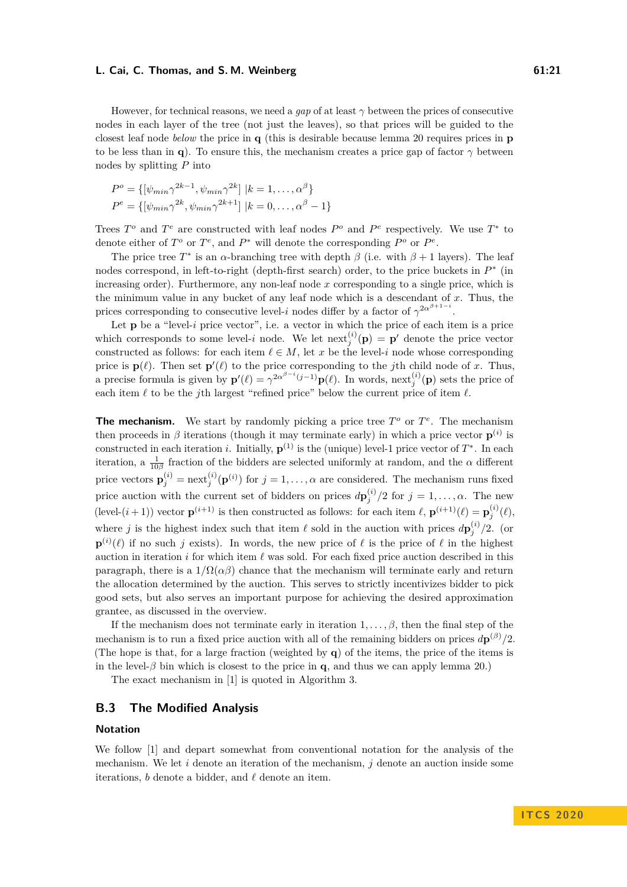However, for technical reasons, we need a *gap* of at least $\gamma$ between the prices of consecutive nodes in each layer of the tree (not just the leaves), so that prices will be guided to the closest leaf node *below* the price in $\mathbf{q}$ (this is desirable because lemma 20 requires prices in $\mathbf{p}$ to be less than in $\mathbf{q}$). To ensure this, the mechanism creates a price gap of factor $\gamma$ between nodes by splitting $P$ into

$$P^o = \{[\psi_{min}\gamma^{2k-1}, \psi_{min}\gamma^{2k}] \mid k = 1, \ldots, \alpha^\beta\}$$
$$P^e = \{[\psi_{min}\gamma^{2k}, \psi_{min}\gamma^{2k+1}] \mid k = 0, \ldots, \alpha^\beta - 1\}$$

Trees $T^o$ and $T^e$ are constructed with leaf nodes $P^o$ and $P^e$ respectively. We use $T^*$ to denote either of $T^o$ or $T^e$, and $P^*$ will denote the corresponding $P^o$ or $P^e$.

The price tree $T^*$ is an $\alpha$-branching tree with depth $\beta$ (i.e. with $\beta + 1$ layers). The leaf nodes correspond, in left-to-right (depth-first search) order, to the price buckets in $P^*$ (in increasing order). Furthermore, any non-leaf node $x$ corresponding to a single price, which is the minimum value in any bucket of any leaf node which is a descendant of $x$. Thus, the prices corresponding to consecutive level-$i$ nodes differ by a factor of $\gamma^{2\alpha^{\beta+1-i}}$.

Let $\mathbf{p}$ be a "level-$i$ price vector", i.e. a vector in which the price of each item is a price which corresponds to some level-$i$ node. We let $\text{next}_j^{(i)}(\mathbf{p}) = \mathbf{p}'$ denote the price vector constructed as follows: for each item $\ell \in M$, let $x$ be the level-$i$ node whose corresponding price is $\mathbf{p}(\ell)$. Then set $\mathbf{p}'(\ell)$ to the price corresponding to the $j$th child node of $x$. Thus, a precise formula is given by $\mathbf{p}'(\ell) = \gamma^{2\alpha^{\beta-i}(j-1)}\mathbf{p}(\ell)$. In words, $\text{next}_j^{(i)}(\mathbf{p})$ sets the price of each item $\ell$ to be the $j$th largest "refined price" below the current price of item $\ell$.

**The mechanism.** We start by randomly picking a price tree $T^o$ or $T^e$. The mechanism then proceeds in $\beta$ iterations (though it may terminate early) in which a price vector $\mathbf{p}^{(i)}$ is constructed in each iteration $i$. Initially, $\mathbf{p}^{(1)}$ is the (unique) level-1 price vector of $T^*$. In each iteration, a $\frac{1}{10\beta}$ fraction of the bidders are selected uniformly at random, and the $\alpha$ different price vectors $\mathbf{p}_j^{(i)} = \text{next}_j^{(i)}(\mathbf{p}^{(i)})$ for $j = 1, \ldots, \alpha$ are considered. The mechanism runs fixed price auction with the current set of bidders on prices $d\mathbf{p}_j^{(i)}/2$ for $j = 1, \ldots, \alpha$. The new (level-$(i+1)$) vector $\mathbf{p}^{(i+1)}$ is then constructed as follows: for each item $\ell$, $\mathbf{p}^{(i+1)}(\ell) = \mathbf{p}_j^{(i)}(\ell)$, where $j$ is the highest index such that item $\ell$ sold in the auction with prices $d\mathbf{p}_j^{(i)}/2$. (or $\mathbf{p}^{(i)}(\ell)$ if no such $j$ exists). In words, the new price of $\ell$ is the price of $\ell$ in the highest auction in iteration $i$ for which item $\ell$ was sold. For each fixed price auction described in this paragraph, there is a $1/\Omega(\alpha\beta)$ chance that the mechanism will terminate early and return the allocation determined by the auction. This serves to strictly incentivizes bidder to pick good sets, but also serves an important purpose for achieving the desired approximation grantee, as discussed in the overview.

If the mechanism does not terminate early in iteration $1, \ldots, \beta$, then the final step of the mechanism is to run a fixed price auction with all of the remaining bidders on prices $d\mathbf{p}^{(\beta)}/2$. (The hope is that, for a large fraction (weighted by $\mathbf{q}$) of the items, the price of the items is in the level-$\beta$ bin which is closest to the price in $\mathbf{q}$, and thus we can apply lemma 20.)

The exact mechanism in [1] is quoted in Algorithm 3.

## B.3 The Modified Analysis

### Notation

We follow [1] and depart somewhat from conventional notation for the analysis of the mechanism. We let $i$ denote an iteration of the mechanism, $j$ denote an auction inside some iterations, $b$ denote a bidder, and $\ell$ denote an item.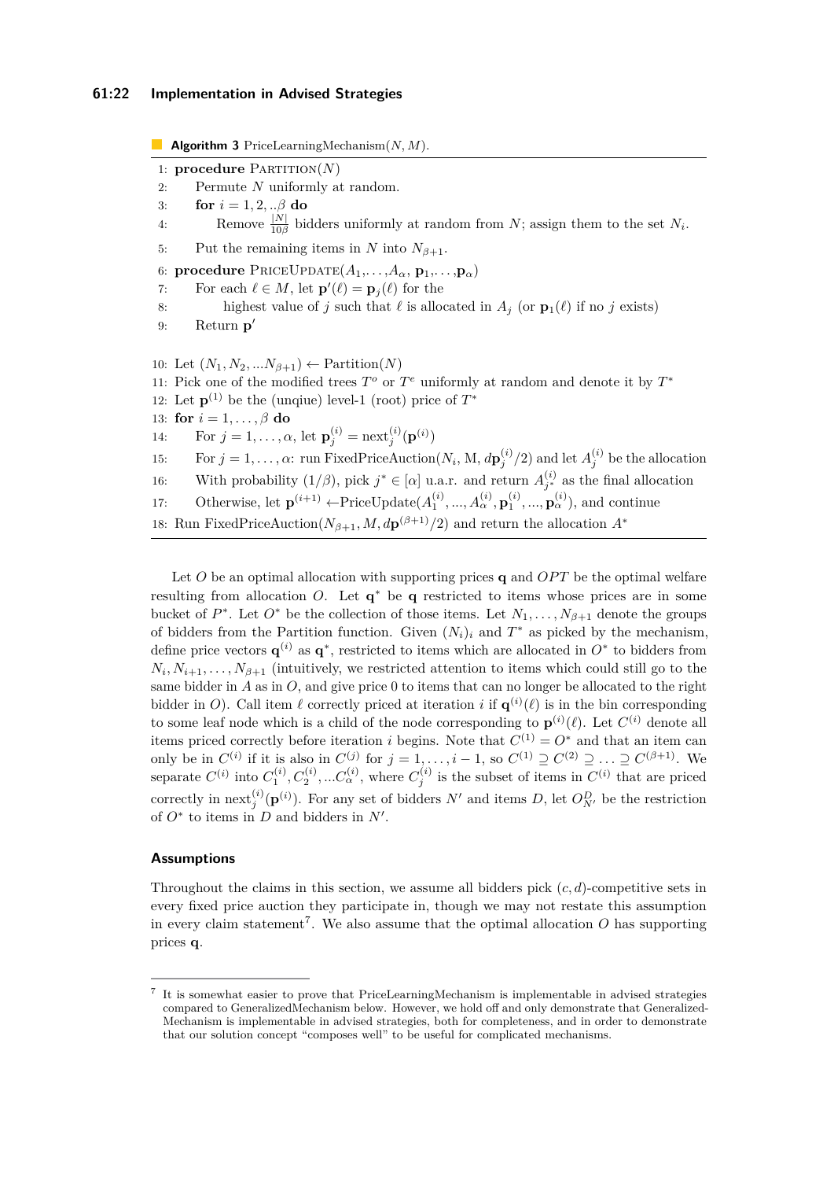**Algorithm 3** PriceLearningMechanism($N, M$).

```
1: procedure Partition(N)
2:     Permute N uniformly at random.
3:     for i = 1, 2, ..β do
4:         Remove |N|/(10β) bidders uniformly at random from N; assign them to the set N_i.
5:     Put the remaining items in N into N_{β+1}.
6: procedure PriceUpdate(A_1,...,A_α, p_1,...,p_α)
7:     For each ℓ ∈ M, let p'(ℓ) = p_j(ℓ) for the
8:         highest value of j such that ℓ is allocated in A_j (or p_1(ℓ) if no j exists)
9:     Return p'

10: Let (N_1, N_2, ...N_{β+1}) ← Partition(N)
11: Pick one of the modified trees T^o or T^e uniformly at random and denote it by T*
12: Let p^(1) be the (unqiue) level-1 (root) price of T*
13: for i = 1, ..., β do
14:     For j = 1, ..., α, let p_j^(i) = next_j^(i)(p^(i))
15:     For j = 1, ..., α: run FixedPriceAuction(N_i, M, d p_j^(i)/2) and let A_j^(i) be the allocation
16:     With probability (1/β), pick j* ∈ [α] u.a.r. and return A_{j*}^(i) as the final allocation
17:     Otherwise, let p^(i+1) ←PriceUpdate(A_1^(i), ..., A_α^(i), p_1^(i), ..., p_α^(i)), and continue
18: Run FixedPriceAuction(N_{β+1}, M, d p^(β+1)/2) and return the allocation A*
```

Let $O$ be an optimal allocation with supporting prices $\mathbf{q}$ and $OPT$ be the optimal welfare resulting from allocation $O$. Let $\mathbf{q}^*$ be $\mathbf{q}$ restricted to items whose prices are in some bucket of $P^*$. Let $O^*$ be the collection of those items. Let $N_1, \ldots, N_{\beta+1}$ denote the groups of bidders from the Partition function. Given $(N_i)_i$ and $T^*$ as picked by the mechanism, define price vectors $\mathbf{q}^{(i)}$ as $\mathbf{q}^*$, restricted to items which are allocated in $O^*$ to bidders from $N_i, N_{i+1}, \ldots, N_{\beta+1}$ (intuitively, we restricted attention to items which could still go to the same bidder in $A$ as in $O$, and give price 0 to items that can no longer be allocated to the right bidder in $O$). Call item $\ell$ correctly priced at iteration $i$ if $\mathbf{q}^{(i)}(\ell)$ is in the bin corresponding to some leaf node which is a child of the node corresponding to $\mathbf{p}^{(i)}(\ell)$. Let $C^{(i)}$ denote all items priced correctly before iteration $i$ begins. Note that $C^{(1)} = O^*$ and that an item can only be in $C^{(i)}$ if it is also in $C^{(j)}$ for $j = 1, \ldots, i-1$, so $C^{(1)} \supseteq C^{(2)} \supseteq \ldots \supseteq C^{(\beta+1)}$. We separate $C^{(i)}$ into $C_1^{(i)}, C_2^{(i)}, \ldots C_\alpha^{(i)}$, where $C_j^{(i)}$ is the subset of items in $C^{(i)}$ that are priced correctly in $\text{next}_j^{(i)}(\mathbf{p}^{(i)})$. For any set of bidders $N'$ and items $D$, let $O_{N'}^D$ be the restriction of $O^*$ to items in $D$ and bidders in $N'$.

## Assumptions

Throughout the claims in this section, we assume all bidders pick $(c, d)$-competitive sets in every fixed price auction they participate in, though we may not restate this assumption in every claim statement[7]. We also assume that the optimal allocation $O$ has supporting prices $\mathbf{q}$.

[7] It is somewhat easier to prove that PriceLearningMechanism is implementable in advised strategies compared to GeneralizedMechanism below. However, we hold off and only demonstrate that GeneralizedMechanism is implementable in advised strategies, both for completeness, and in order to demonstrate that our solution concept "composes well" to be useful for complicated mechanisms.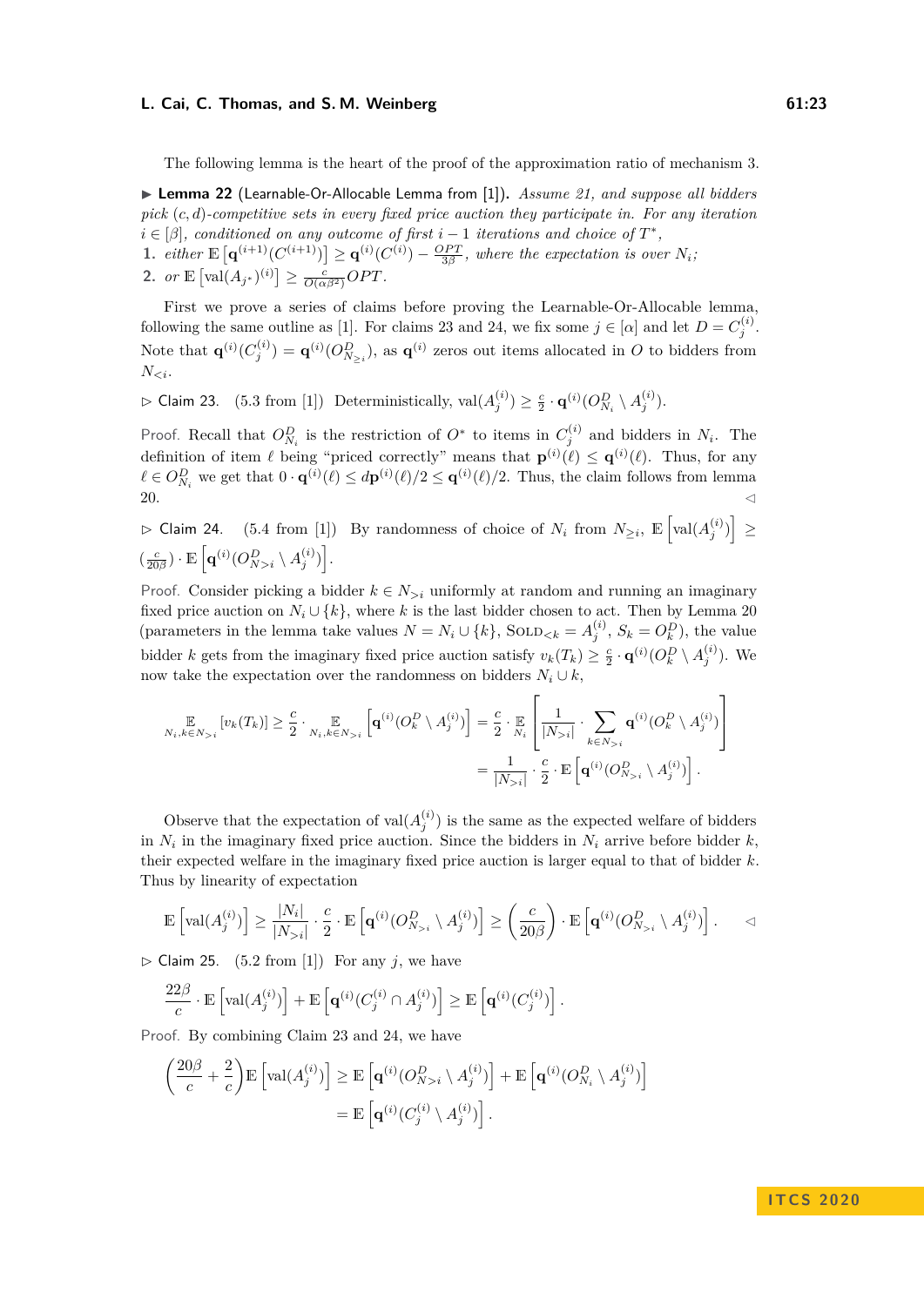The following lemma is the heart of the proof of the approximation ratio of mechanism 3.

▶ **Lemma 22** (Learnable-Or-Allocable Lemma from [1]). *Assume 21, and suppose all bidders pick $(c,d)$-competitive sets in every fixed price auction they participate in. For any iteration $i \in [\beta]$, conditioned on any outcome of first $i-1$ iterations and choice of $T^*$,*

1. *either $\mathbb{E}\left[\mathbf{q}^{(i+1)}(C^{(i+1)})\right] \geq \mathbf{q}^{(i)}(C^{(i)}) - \frac{OPT}{3\beta}$, where the expectation is over $N_i$;*
2. *or $\mathbb{E}\left[\text{val}(A_{j^*})^{(i)}\right] \geq \frac{c}{O(\alpha\beta^2)} OPT$.*

First we prove a series of claims before proving the Learnable-Or-Allocable lemma, following the same outline as [1]. For claims 23 and 24, we fix some $j \in [\alpha]$ and let $D = C_j^{(i)}$. Note that $\mathbf{q}^{(i)}(C_j^{(i)}) = \mathbf{q}^{(i)}(O^D_{N_{\geq i}})$, as $\mathbf{q}^{(i)}$ zeros out items allocated in $O$ to bidders from $N_{<i}$.

▷ Claim 23. (5.3 from [1]) Deterministically, $\text{val}(A_j^{(i)}) \geq \frac{c}{2} \cdot \mathbf{q}^{(i)}(O^D_{N_i} \setminus A_j^{(i)})$.

Proof. Recall that $O^D_{N_i}$ is the restriction of $O^*$ to items in $C_j^{(i)}$ and bidders in $N_i$. The definition of item $\ell$ being "priced correctly" means that $\mathbf{p}^{(i)}(\ell) \leq \mathbf{q}^{(i)}(\ell)$. Thus, for any $\ell \in O^D_{N_i}$ we get that $0 \cdot \mathbf{q}^{(i)}(\ell) \leq d\mathbf{p}^{(i)}(\ell)/2 \leq \mathbf{q}^{(i)}(\ell)/2$. Thus, the claim follows from lemma 20. ◁

▷ Claim 24. (5.4 from [1]) By randomness of choice of $N_i$ from $N_{\geq i}$, $\mathbb{E}\left[\text{val}(A_j^{(i)})\right] \geq (\frac{c}{20\beta}) \cdot \mathbb{E}\left[\mathbf{q}^{(i)}(O^D_{N>i} \setminus A_j^{(i)})\right]$.

Proof. Consider picking a bidder $k \in N_{>i}$ uniformly at random and running an imaginary fixed price auction on $N_i \cup \{k\}$, where $k$ is the last bidder chosen to act. Then by Lemma 20 (parameters in the lemma take values $N = N_i \cup \{k\}$, $\text{SOLD}_{<k} = A_j^{(i)}$, $S_k = O^D_k$), the value bidder $k$ gets from the imaginary fixed price auction satisfy $v_k(T_k) \geq \frac{c}{2} \cdot \mathbf{q}^{(i)}(O^D_k \setminus A_j^{(i)})$. We now take the expectation over the randomness on bidders $N_i \cup k$,

$$\mathop{\mathbb{E}}_{N_i, k \in N_{>i}}[v_k(T_k)] \geq \frac{c}{2} \cdot \mathop{\mathbb{E}}_{N_i, k \in N_{>i}}\left[\mathbf{q}^{(i)}(O^D_k \setminus A_j^{(i)})\right] = \frac{c}{2} \cdot \mathop{\mathbb{E}}_{N_i}\left[\frac{1}{|N_{>i}|} \cdot \sum_{k \in N_{>i}} \mathbf{q}^{(i)}(O^D_k \setminus A_j^{(i)})\right]$$
$$= \frac{1}{|N_{>i}|} \cdot \frac{c}{2} \cdot \mathbb{E}\left[\mathbf{q}^{(i)}(O^D_{N_{>i}} \setminus A_j^{(i)})\right].$$

Observe that the expectation of $\text{val}(A_j^{(i)})$ is the same as the expected welfare of bidders in $N_i$ in the imaginary fixed price auction. Since the bidders in $N_i$ arrive before bidder $k$, their expected welfare in the imaginary fixed price auction is larger equal to that of bidder $k$. Thus by linearity of expectation

$$\mathbb{E}\left[\text{val}(A_j^{(i)})\right] \geq \frac{|N_i|}{|N_{>i}|} \cdot \frac{c}{2} \cdot \mathbb{E}\left[\mathbf{q}^{(i)}(O^D_{N_{>i}} \setminus A_j^{(i)})\right] \geq \left(\frac{c}{20\beta}\right) \cdot \mathbb{E}\left[\mathbf{q}^{(i)}(O^D_{N_{>i}} \setminus A_j^{(i)})\right]. \quad ◁$$

▷ Claim 25. (5.2 from [1]) For any $j$, we have

$$\frac{22\beta}{c} \cdot \mathbb{E}\left[\text{val}(A_j^{(i)})\right] + \mathbb{E}\left[\mathbf{q}^{(i)}(C_j^{(i)} \cap A_j^{(i)})\right] \geq \mathbb{E}\left[\mathbf{q}^{(i)}(C_j^{(i)})\right].$$

Proof. By combining Claim 23 and 24, we have

$$\left(\frac{20\beta}{c} + \frac{2}{c}\right)\mathbb{E}\left[\text{val}(A_j^{(i)})\right] \geq \mathbb{E}\left[\mathbf{q}^{(i)}(O^D_{N>i} \setminus A_j^{(i)})\right] + \mathbb{E}\left[\mathbf{q}^{(i)}(O^D_{N_i} \setminus A_j^{(i)})\right]$$
$$= \mathbb{E}\left[\mathbf{q}^{(i)}(C_j^{(i)} \setminus A_j^{(i)})\right].$$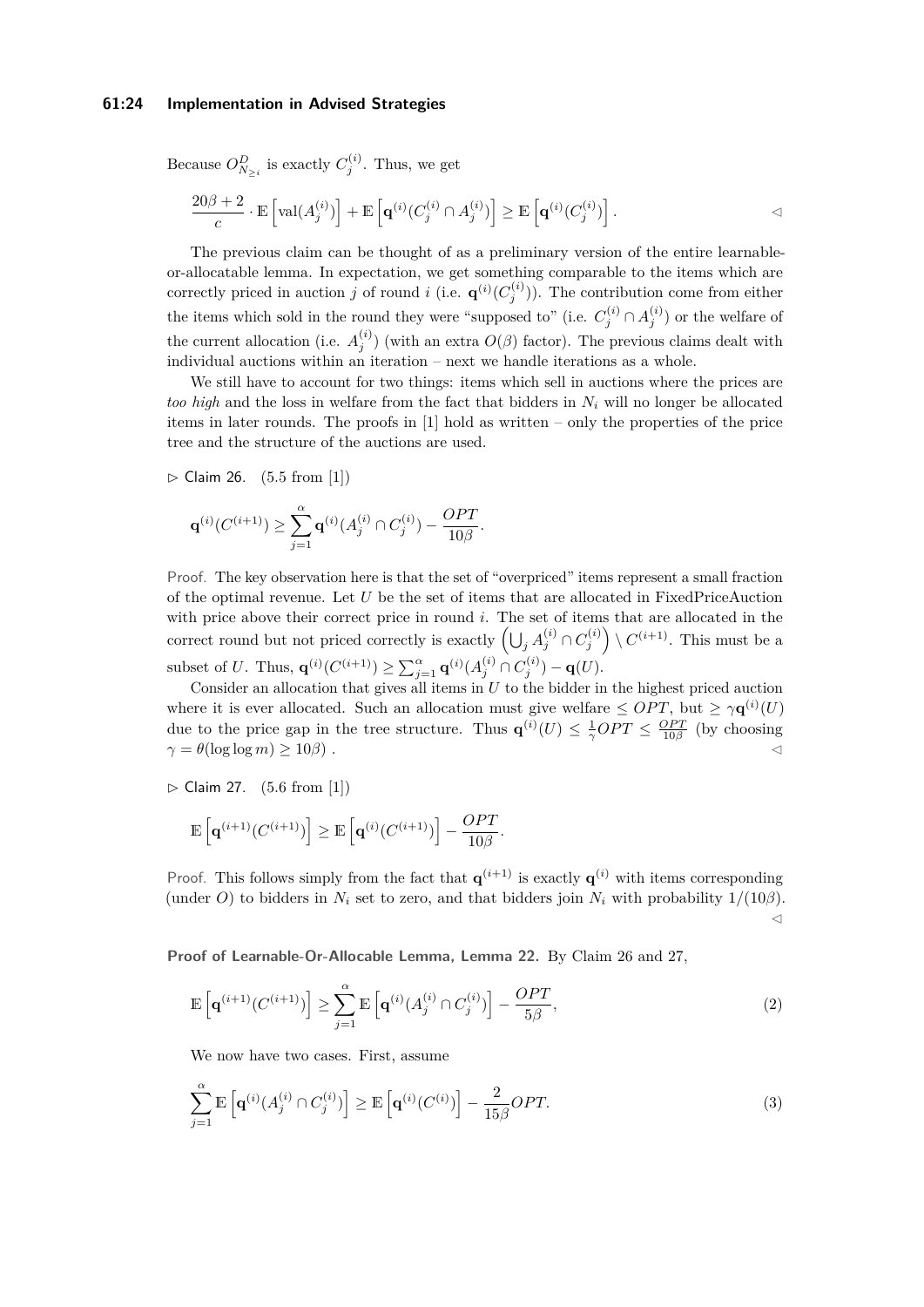Because $O^D_{N_{\geq i}}$ is exactly $C^{(i)}_j$. Thus, we get

$$\frac{20\beta+2}{c}\cdot \mathbb{E}\left[\mathrm{val}(A^{(i)}_j)\right] + \mathbb{E}\left[\mathbf{q}^{(i)}(C^{(i)}_j \cap A^{(i)}_j)\right] \geq \mathbb{E}\left[\mathbf{q}^{(i)}(C^{(i)}_j)\right]. \qquad \triangleleft$$

The previous claim can be thought of as a preliminary version of the entire learnable-or-allocatable lemma. In expectation, we get something comparable to the items which are correctly priced in auction $j$ of round $i$ (i.e. $\mathbf{q}^{(i)}(C^{(i)}_j)$). The contribution come from either the items which sold in the round they were "supposed to" (i.e. $C^{(i)}_j \cap A^{(i)}_j$) or the welfare of the current allocation (i.e. $A^{(i)}_j$) (with an extra $O(\beta)$ factor). The previous claims dealt with individual auctions within an iteration – next we handle iterations as a whole.

We still have to account for two things: items which sell in auctions where the prices are *too high* and the loss in welfare from the fact that bidders in $N_i$ will no longer be allocated items in later rounds. The proofs in [1] hold as written – only the properties of the price tree and the structure of the auctions are used.

$\triangleright$ Claim 26. (5.5 from [1])

$$\mathbf{q}^{(i)}(C^{(i+1)}) \geq \sum_{j=1}^{\alpha} \mathbf{q}^{(i)}(A^{(i)}_j \cap C^{(i)}_j) - \frac{OPT}{10\beta}.$$

Proof. The key observation here is that the set of "overpriced" items represent a small fraction of the optimal revenue. Let $U$ be the set of items that are allocated in FixedPriceAuction with price above their correct price in round $i$. The set of items that are allocated in the correct round but not priced correctly is exactly $\left(\bigcup_j A^{(i)}_j \cap C^{(i)}_j\right) \setminus C^{(i+1)}$. This must be a subset of $U$. Thus, $\mathbf{q}^{(i)}(C^{(i+1)}) \geq \sum_{j=1}^{\alpha} \mathbf{q}^{(i)}(A^{(i)}_j \cap C^{(i)}_j) - \mathbf{q}(U)$.

Consider an allocation that gives all items in $U$ to the bidder in the highest priced auction where it is ever allocated. Such an allocation must give welfare $\leq OPT$, but $\geq \gamma \mathbf{q}^{(i)}(U)$ due to the price gap in the tree structure. Thus $\mathbf{q}^{(i)}(U) \leq \frac{1}{\gamma} OPT \leq \frac{OPT}{10\beta}$ (by choosing $\gamma = \theta(\log\log m) \geq 10\beta$) . $\triangleleft$

$\triangleright$ Claim 27. (5.6 from [1])

$$\mathbb{E}\left[\mathbf{q}^{(i+1)}(C^{(i+1)})\right] \geq \mathbb{E}\left[\mathbf{q}^{(i)}(C^{(i+1)})\right] - \frac{OPT}{10\beta}.$$

Proof. This follows simply from the fact that $\mathbf{q}^{(i+1)}$ is exactly $\mathbf{q}^{(i)}$ with items corresponding (under $O$) to bidders in $N_i$ set to zero, and that bidders join $N_i$ with probability $1/(10\beta)$. $\triangleleft$

**Proof of Learnable-Or-Allocable Lemma, Lemma 22.** By Claim 26 and 27,

$$\mathbb{E}\left[\mathbf{q}^{(i+1)}(C^{(i+1)})\right] \geq \sum_{j=1}^{\alpha} \mathbb{E}\left[\mathbf{q}^{(i)}(A^{(i)}_j \cap C^{(i)}_j)\right] - \frac{OPT}{5\beta}, \tag{2}$$

We now have two cases. First, assume

$$\sum_{j=1}^{\alpha} \mathbb{E}\left[\mathbf{q}^{(i)}(A^{(i)}_j \cap C^{(i)}_j)\right] \geq \mathbb{E}\left[\mathbf{q}^{(i)}(C^{(i)})\right] - \frac{2}{15\beta} OPT. \tag{3}$$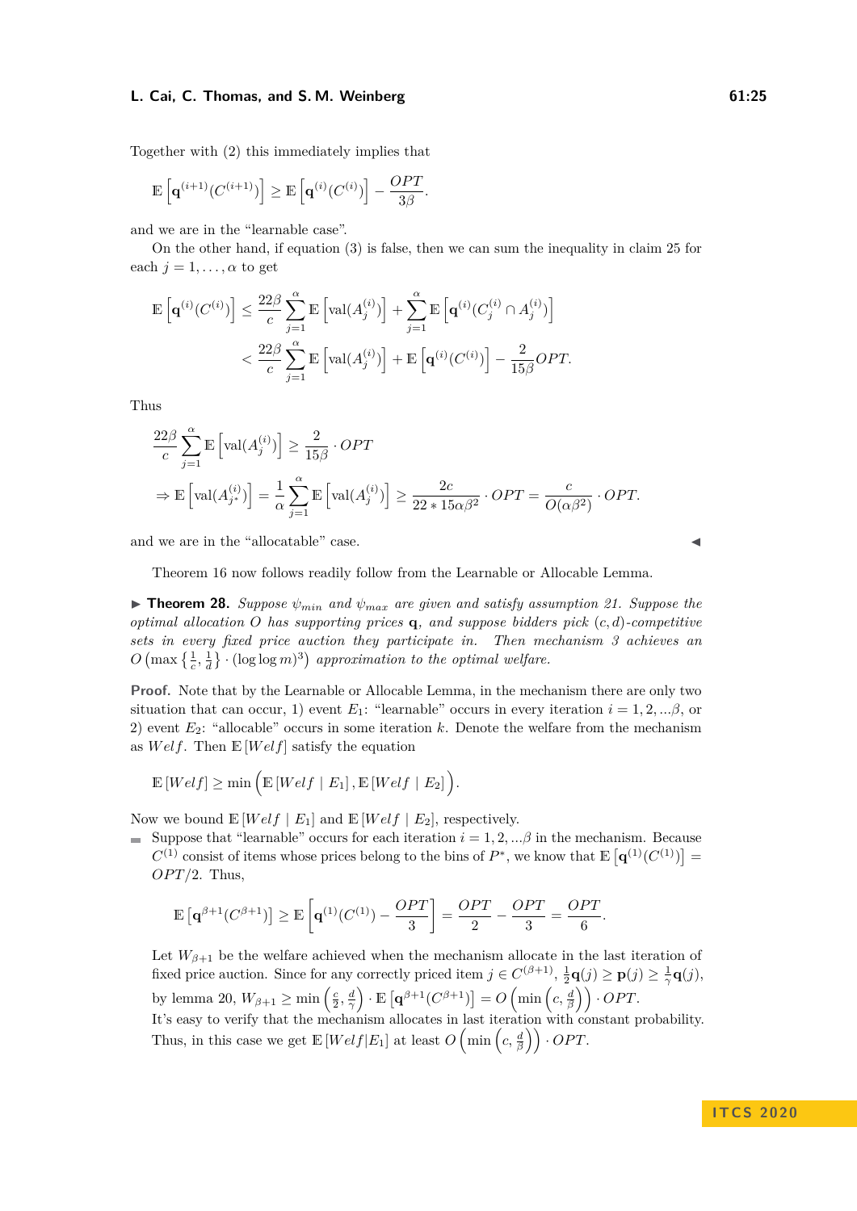Together with (2) this immediately implies that

$$\mathbb{E}\left[\mathbf{q}^{(i+1)}(C^{(i+1)})\right] \geq \mathbb{E}\left[\mathbf{q}^{(i)}(C^{(i)})\right] - \frac{OPT}{3\beta}.$$

and we are in the "learnable case".

On the other hand, if equation (3) is false, then we can sum the inequality in claim 25 for each $j = 1, \dots, \alpha$ to get

$$\mathbb{E}\left[\mathbf{q}^{(i)}(C^{(i)})\right] \leq \frac{22\beta}{c}\sum_{j=1}^{\alpha}\mathbb{E}\left[\text{val}(A_j^{(i)})\right] + \sum_{j=1}^{\alpha}\mathbb{E}\left[\mathbf{q}^{(i)}(C_j^{(i)} \cap A_j^{(i)})\right]$$
$$< \frac{22\beta}{c}\sum_{j=1}^{\alpha}\mathbb{E}\left[\text{val}(A_j^{(i)})\right] + \mathbb{E}\left[\mathbf{q}^{(i)}(C^{(i)})\right] - \frac{2}{15\beta}OPT.$$

Thus

$$\frac{22\beta}{c}\sum_{j=1}^{\alpha}\mathbb{E}\left[\text{val}(A_j^{(i)})\right] \geq \frac{2}{15\beta}\cdot OPT$$
$$\Rightarrow \mathbb{E}\left[\text{val}(A_{j^*}^{(i)})\right] = \frac{1}{\alpha}\sum_{j=1}^{\alpha}\mathbb{E}\left[\text{val}(A_j^{(i)})\right] \geq \frac{2c}{22 * 15\alpha\beta^2}\cdot OPT = \frac{c}{O(\alpha\beta^2)}\cdot OPT.$$

and we are in the "allocatable" case. ◀

Theorem 16 now follows readily follow from the Learnable or Allocable Lemma.

▶ **Theorem 28.** *Suppose $\psi_{min}$ and $\psi_{max}$ are given and satisfy assumption 21. Suppose the optimal allocation $O$ has supporting prices $\mathbf{q}$, and suppose bidders pick $(c, d)$-competitive sets in every fixed price auction they participate in. Then mechanism 3 achieves an $O\left(\max\left\{\frac{1}{c}, \frac{1}{d}\right\} \cdot (\log\log m)^3\right)$ approximation to the optimal welfare.*

**Proof.** Note that by the Learnable or Allocable Lemma, in the mechanism there are only two situation that can occur, 1) event $E_1$: "learnable" occurs in every iteration $i = 1, 2, \dots\beta$, or 2) event $E_2$: "allocable" occurs in some iteration $k$. Denote the welfare from the mechanism as $Welf$. Then $\mathbb{E}[Welf]$ satisfy the equation

$$\mathbb{E}[Welf] \geq \min\Big(\mathbb{E}[Welf \mid E_1], \mathbb{E}[Welf \mid E_2]\Big).$$

Now we bound $\mathbb{E}[Welf \mid E_1]$ and $\mathbb{E}[Welf \mid E_2]$, respectively.

- Suppose that "learnable" occurs for each iteration $i = 1, 2, \dots\beta$ in the mechanism. Because $C^{(1)}$ consist of items whose prices belong to the bins of $P^*$, we know that $\mathbb{E}\left[\mathbf{q}^{(1)}(C^{(1)})\right] = OPT/2$. Thus,

$$\mathbb{E}\left[\mathbf{q}^{\beta+1}(C^{\beta+1})\right] \geq \mathbb{E}\left[\mathbf{q}^{(1)}(C^{(1)}) - \frac{OPT}{3}\right] = \frac{OPT}{2} - \frac{OPT}{3} = \frac{OPT}{6}.$$

  Let $W_{\beta+1}$ be the welfare achieved when the mechanism allocate in the last iteration of fixed price auction. Since for any correctly priced item $j \in C^{(\beta+1)}$, $\frac{1}{2}\mathbf{q}(j) \geq \mathbf{p}(j) \geq \frac{1}{\gamma}\mathbf{q}(j)$, by lemma 20, $W_{\beta+1} \geq \min\left(\frac{c}{2}, \frac{d}{\gamma}\right) \cdot \mathbb{E}\left[\mathbf{q}^{\beta+1}(C^{\beta+1})\right] = O\left(\min\left(c, \frac{d}{\beta}\right)\right) \cdot OPT$.
  It's easy to verify that the mechanism allocates in last iteration with constant probability. Thus, in this case we get $\mathbb{E}[Welf|E_1]$ at least $O\left(\min\left(c, \frac{d}{\beta}\right)\right) \cdot OPT$.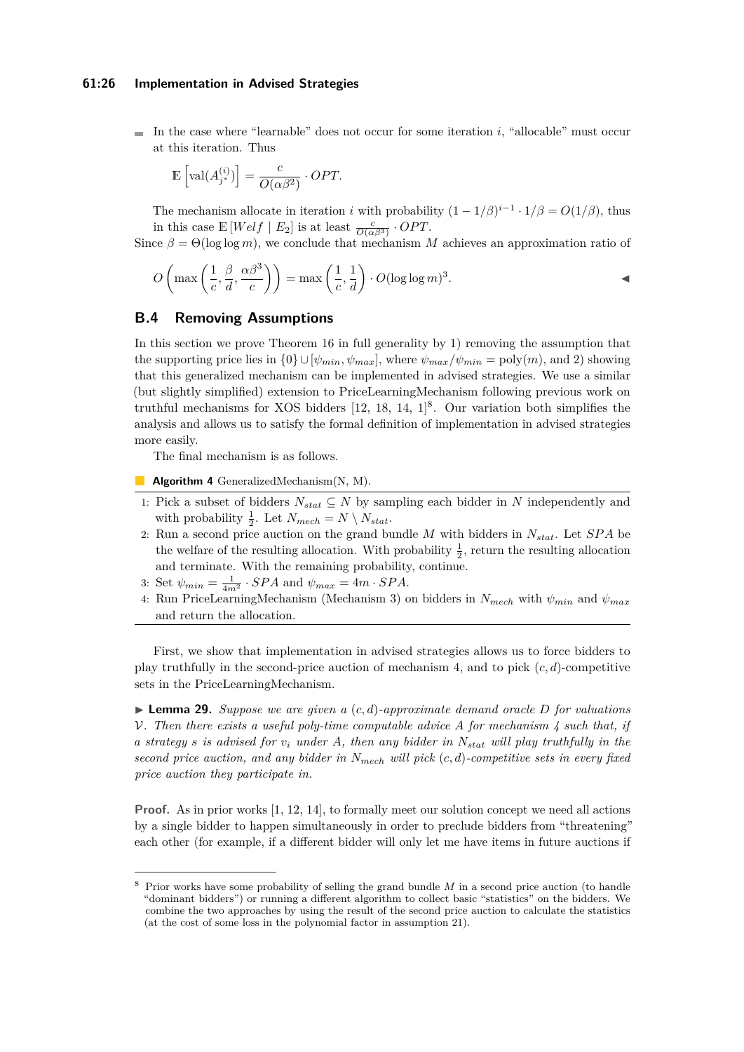- In the case where "learnable" does not occur for some iteration $i$, "allocable" must occur at this iteration. Thus

  $$\mathbb{E}\left[\text{val}(A_{j^*}^{(i)})\right] = \frac{c}{O(\alpha\beta^2)} \cdot OPT.$$

  The mechanism allocate in iteration $i$ with probability $(1-1/\beta)^{i-1} \cdot 1/\beta = O(1/\beta)$, thus in this case $\mathbb{E}[Welf \mid E_2]$ is at least $\frac{c}{O(\alpha\beta^3)} \cdot OPT$.

Since $\beta = \Theta(\log\log m)$, we conclude that mechanism $M$ achieves an approximation ratio of

$$O\left(\max\left(\frac{1}{c}, \frac{\beta}{d}, \frac{\alpha\beta^3}{c}\right)\right) = \max\left(\frac{1}{c}, \frac{1}{d}\right) \cdot O(\log\log m)^3.$$

◀

## B.4 Removing Assumptions

In this section we prove Theorem 16 in full generality by 1) removing the assumption that the supporting price lies in $\{0\} \cup [\psi_{min}, \psi_{max}]$, where $\psi_{max}/\psi_{min} = \text{poly}(m)$, and 2) showing that this generalized mechanism can be implemented in advised strategies. We use a similar (but slightly simplified) extension to PriceLearningMechanism following previous work on truthful mechanisms for XOS bidders [12, 18, 14, 1][8]. Our variation both simplifies the analysis and allows us to satisfy the formal definition of implementation in advised strategies more easily.

The final mechanism is as follows.

**Algorithm 4** GeneralizedMechanism(N, M).

1: Pick a subset of bidders $N_{stat} \subseteq N$ by sampling each bidder in $N$ independently and with probability $\frac{1}{2}$. Let $N_{mech} = N \setminus N_{stat}$.
2: Run a second price auction on the grand bundle $M$ with bidders in $N_{stat}$. Let $SPA$ be the welfare of the resulting allocation. With probability $\frac{1}{2}$, return the resulting allocation and terminate. With the remaining probability, continue.
3: Set $\psi_{min} = \frac{1}{4m^2} \cdot SPA$ and $\psi_{max} = 4m \cdot SPA$.
4: Run PriceLearningMechanism (Mechanism 3) on bidders in $N_{mech}$ with $\psi_{min}$ and $\psi_{max}$ and return the allocation.

First, we show that implementation in advised strategies allows us to force bidders to play truthfully in the second-price auction of mechanism 4, and to pick $(c, d)$-competitive sets in the PriceLearningMechanism.

▶ **Lemma 29.** *Suppose we are given a $(c, d)$-approximate demand oracle $D$ for valuations $\mathcal{V}$. Then there exists a useful poly-time computable advice $A$ for mechanism 4 such that, if a strategy $s$ is advised for $v_i$ under $A$, then any bidder in $N_{stat}$ will play truthfully in the second price auction, and any bidder in $N_{mech}$ will pick $(c, d)$-competitive sets in every fixed price auction they participate in.*

**Proof.** As in prior works [1, 12, 14], to formally meet our solution concept we need all actions by a single bidder to happen simultaneously in order to preclude bidders from "threatening" each other (for example, if a different bidder will only let me have items in future auctions if

---

[8] Prior works have some probability of selling the grand bundle $M$ in a second price auction (to handle "dominant bidders") or running a different algorithm to collect basic "statistics" on the bidders. We combine the two approaches by using the result of the second price auction to calculate the statistics (at the cost of some loss in the polynomial factor in assumption 21).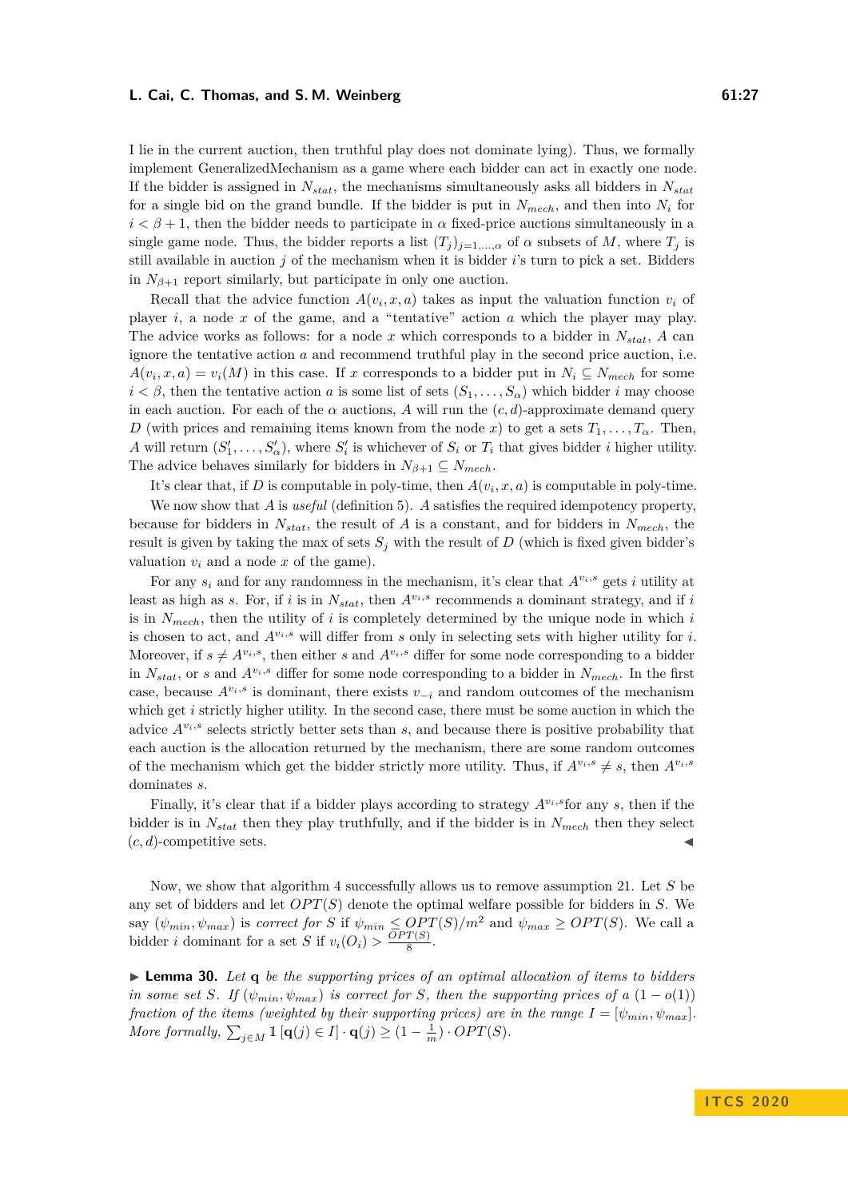I lie in the current auction, then truthful play does not dominate lying). Thus, we formally implement GeneralizedMechanism as a game where each bidder can act in exactly one node. If the bidder is assigned in $N_{stat}$, the mechanisms simultaneously asks all bidders in $N_{stat}$ for a single bid on the grand bundle. If the bidder is put in $N_{mech}$, and then into $N_i$ for $i < \beta + 1$, then the bidder needs to participate in $\alpha$ fixed-price auctions simultaneously in a single game node. Thus, the bidder reports a list $(T_j)_{j=1,\dots,\alpha}$ of $\alpha$ subsets of $M$, where $T_j$ is still available in auction $j$ of the mechanism when it is bidder $i$'s turn to pick a set. Bidders in $N_{\beta+1}$ report similarly, but participate in only one auction.

Recall that the advice function $A(v_i, x, a)$ takes as input the valuation function $v_i$ of player $i$, a node $x$ of the game, and a "tentative" action $a$ which the player may play. The advice works as follows: for a node $x$ which corresponds to a bidder in $N_{stat}$, $A$ can ignore the tentative action $a$ and recommend truthful play in the second price auction, i.e. $A(v_i, x, a) = v_i(M)$ in this case. If $x$ corresponds to a bidder put in $N_i \subseteq N_{mech}$ for some $i < \beta$, then the tentative action $a$ is some list of sets $(S_1, \dots, S_\alpha)$ which bidder $i$ may choose in each auction. For each of the $\alpha$ auctions, $A$ will run the $(c, d)$-approximate demand query $D$ (with prices and remaining items known from the node $x$) to get a sets $T_1, \dots, T_\alpha$. Then, $A$ will return $(S'_1, \dots, S'_\alpha)$, where $S'_i$ is whichever of $S_i$ or $T_i$ that gives bidder $i$ higher utility. The advice behaves similarly for bidders in $N_{\beta+1} \subseteq N_{mech}$.

It's clear that, if $D$ is computable in poly-time, then $A(v_i, x, a)$ is computable in poly-time.

We now show that $A$ is *useful* (definition 5). $A$ satisfies the required idempotency property, because for bidders in $N_{stat}$, the result of $A$ is a constant, and for bidders in $N_{mech}$, the result is given by taking the max of sets $S_j$ with the result of $D$ (which is fixed given bidder's valuation $v_i$ and a node $x$ of the game).

For any $s_i$ and for any randomness in the mechanism, it's clear that $A^{v_i,s}$ gets $i$ utility at least as high as $s$. For, if $i$ is in $N_{stat}$, then $A^{v_i,s}$ recommends a dominant strategy, and if $i$ is in $N_{mech}$, then the utility of $i$ is completely determined by the unique node in which $i$ is chosen to act, and $A^{v_i,s}$ will differ from $s$ only in selecting sets with higher utility for $i$. Moreover, if $s \neq A^{v_i,s}$, then either $s$ and $A^{v_i,s}$ differ for some node corresponding to a bidder in $N_{stat}$, or $s$ and $A^{v_i,s}$ differ for some node corresponding to a bidder in $N_{mech}$. In the first case, because $A^{v_i,s}$ is dominant, there exists $v_{-i}$ and random outcomes of the mechanism which get $i$ strictly higher utility. In the second case, there must be some auction in which the advice $A^{v_i,s}$ selects strictly better sets than $s$, and because there is positive probability that each auction is the allocation returned by the mechanism, there are some random outcomes of the mechanism which get the bidder strictly more utility. Thus, if $A^{v_i,s} \neq s$, then $A^{v_i,s}$ dominates $s$.

Finally, it's clear that if a bidder plays according to strategy $A^{v_i,s}$for any $s$, then if the bidder is in $N_{stat}$ then they play truthfully, and if the bidder is in $N_{mech}$ then they select $(c, d)$-competitive sets. ◀

Now, we show that algorithm 4 successfully allows us to remove assumption 21. Let $S$ be any set of bidders and let $OPT(S)$ denote the optimal welfare possible for bidders in $S$. We say $(\psi_{min}, \psi_{max})$ is *correct for* $S$ if $\psi_{min} \leq OPT(S)/m^2$ and $\psi_{max} \geq OPT(S)$. We call a bidder $i$ dominant for a set $S$ if $v_i(O_i) > \frac{OPT(S)}{8}$.

▶ **Lemma 30.** *Let* $\mathbf{q}$ *be the supporting prices of an optimal allocation of items to bidders in some set* $S$*. If* $(\psi_{min}, \psi_{max})$ *is correct for* $S$*, then the supporting prices of a* $(1 - o(1))$ *fraction of the items (weighted by their supporting prices) are in the range* $I = [\psi_{min}, \psi_{max}]$*. More formally,* $\sum_{j \in M} \mathbb{1}[\mathbf{q}(j) \in I] \cdot \mathbf{q}(j) \geq (1 - \frac{1}{m}) \cdot OPT(S)$.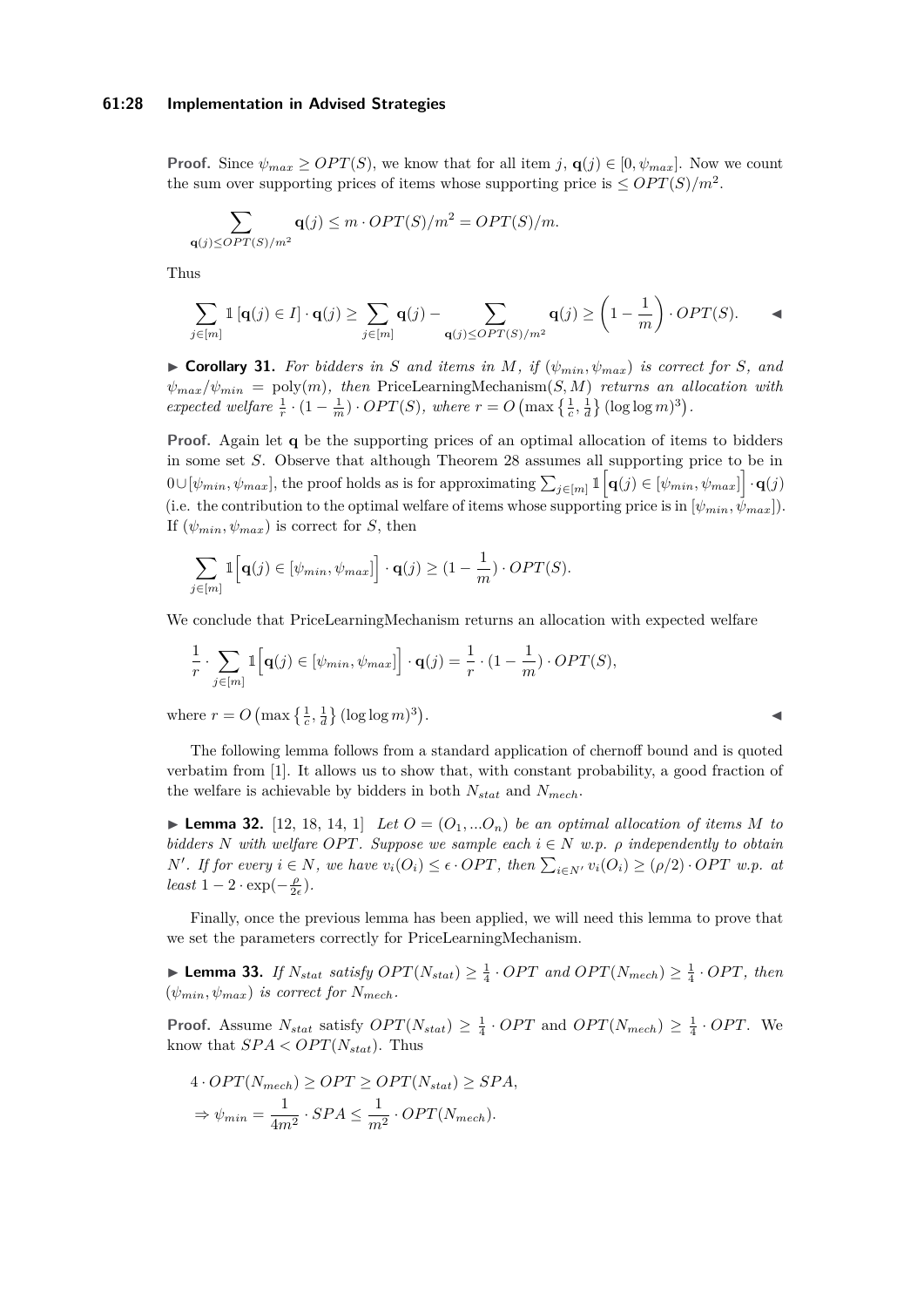**Proof.** Since $\psi_{max} \geq OPT(S)$, we know that for all item $j$, $\mathbf{q}(j) \in [0, \psi_{max}]$. Now we count the sum over supporting prices of items whose supporting price is $\leq OPT(S)/m^2$.

$$\sum_{\mathbf{q}(j) \leq OPT(S)/m^2} \mathbf{q}(j) \leq m \cdot OPT(S)/m^2 = OPT(S)/m.$$

Thus

$$\sum_{j \in [m]} \mathbb{1}\left[\mathbf{q}(j) \in I\right] \cdot \mathbf{q}(j) \geq \sum_{j \in [m]} \mathbf{q}(j) - \sum_{\mathbf{q}(j) \leq OPT(S)/m^2} \mathbf{q}(j) \geq \left(1 - \frac{1}{m}\right) \cdot OPT(S). \quad ◀$$

▶ **Corollary 31.** *For bidders in $S$ and items in $M$, if $(\psi_{min}, \psi_{max})$ is correct for $S$, and $\psi_{max}/\psi_{min} = \text{poly}(m)$, then* PriceLearningMechanism$(S, M)$ *returns an allocation with expected welfare $\frac{1}{r} \cdot (1 - \frac{1}{m}) \cdot OPT(S)$, where $r = O\left(\max\left\{\frac{1}{c}, \frac{1}{d}\right\} (\log \log m)^3\right)$.*

**Proof.** Again let $\mathbf{q}$ be the supporting prices of an optimal allocation of items to bidders in some set $S$. Observe that although Theorem 28 assumes all supporting price to be in $0 \cup [\psi_{min}, \psi_{max}]$, the proof holds as is for approximating $\sum_{j \in [m]} \mathbb{1}\Big[\mathbf{q}(j) \in [\psi_{min}, \psi_{max}]\Big] \cdot \mathbf{q}(j)$ (i.e. the contribution to the optimal welfare of items whose supporting price is in $[\psi_{min}, \psi_{max}]$). If $(\psi_{min}, \psi_{max})$ is correct for $S$, then

$$\sum_{j \in [m]} \mathbb{1}\Big[\mathbf{q}(j) \in [\psi_{min}, \psi_{max}]\Big] \cdot \mathbf{q}(j) \geq (1 - \frac{1}{m}) \cdot OPT(S).$$

We conclude that PriceLearningMechanism returns an allocation with expected welfare

$$\frac{1}{r} \cdot \sum_{j \in [m]} \mathbb{1}\Big[\mathbf{q}(j) \in [\psi_{min}, \psi_{max}]\Big] \cdot \mathbf{q}(j) = \frac{1}{r} \cdot (1 - \frac{1}{m}) \cdot OPT(S),$$

where $r = O\left(\max\left\{\frac{1}{c}, \frac{1}{d}\right\} (\log \log m)^3\right)$. ◀

The following lemma follows from a standard application of chernoff bound and is quoted verbatim from [1]. It allows us to show that, with constant probability, a good fraction of the welfare is achievable by bidders in both $N_{stat}$ and $N_{mech}$.

▶ **Lemma 32.** [12, 18, 14, 1] *Let $O = (O_1, ...O_n)$ be an optimal allocation of items $M$ to bidders $N$ with welfare $OPT$. Suppose we sample each $i \in N$ w.p. $\rho$ independently to obtain $N'$. If for every $i \in N$, we have $v_i(O_i) \leq \epsilon \cdot OPT$, then $\sum_{i \in N'} v_i(O_i) \geq (\rho/2) \cdot OPT$ w.p. at least $1 - 2 \cdot \exp(-\frac{\rho}{2\epsilon})$.*

Finally, once the previous lemma has been applied, we will need this lemma to prove that we set the parameters correctly for PriceLearningMechanism.

▶ **Lemma 33.** *If $N_{stat}$ satisfy $OPT(N_{stat}) \geq \frac{1}{4} \cdot OPT$ and $OPT(N_{mech}) \geq \frac{1}{4} \cdot OPT$, then $(\psi_{min}, \psi_{max})$ is correct for $N_{mech}$.*

**Proof.** Assume $N_{stat}$ satisfy $OPT(N_{stat}) \geq \frac{1}{4} \cdot OPT$ and $OPT(N_{mech}) \geq \frac{1}{4} \cdot OPT$. We know that $SPA < OPT(N_{stat})$. Thus

$$4 \cdot OPT(N_{mech}) \geq OPT \geq OPT(N_{stat}) \geq SPA,$$
$$\Rightarrow \psi_{min} = \frac{1}{4m^2} \cdot SPA \leq \frac{1}{m^2} \cdot OPT(N_{mech}).$$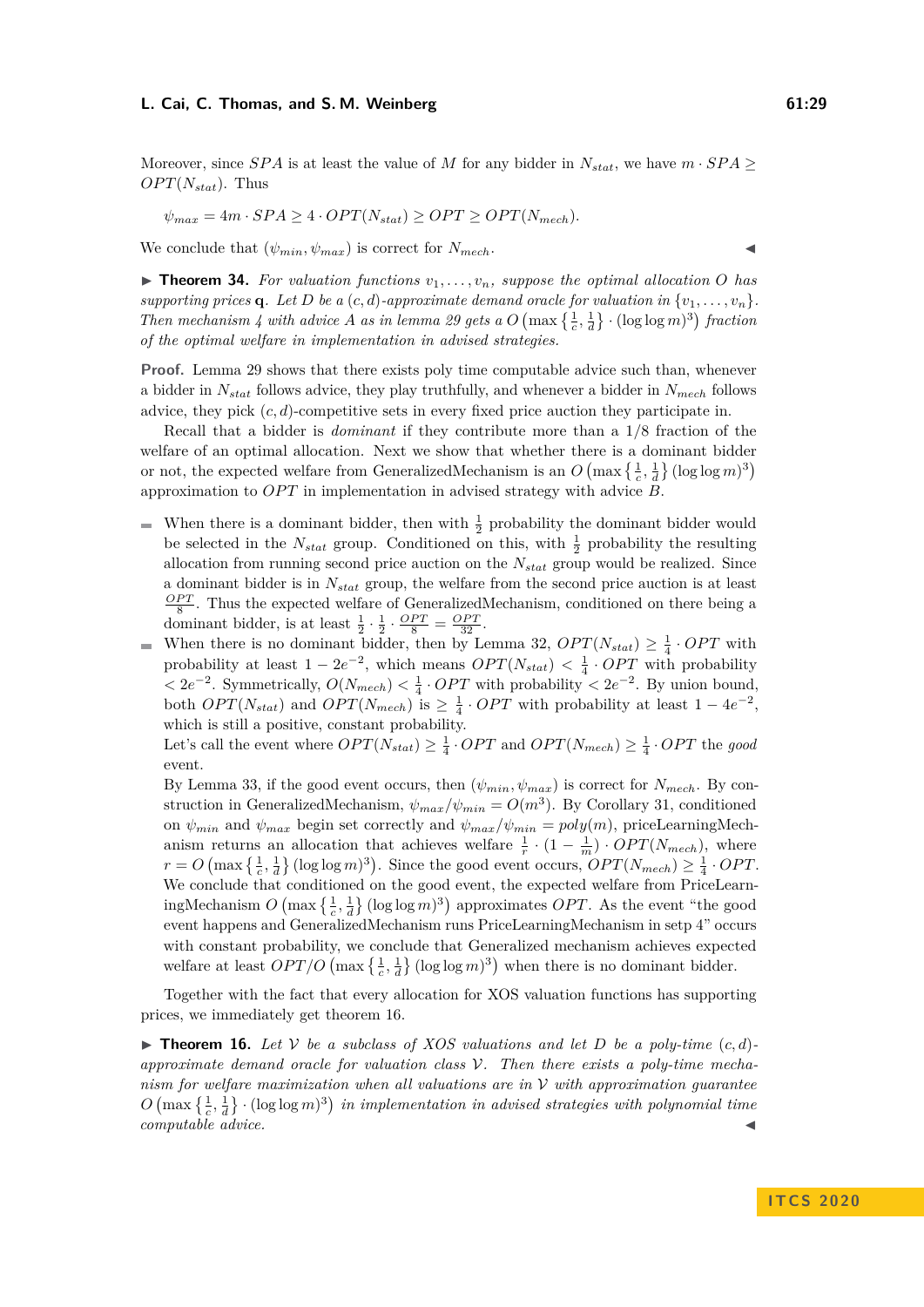Moreover, since $SPA$ is at least the value of $M$ for any bidder in $N_{stat}$, we have $m \cdot SPA \geq OPT(N_{stat})$. Thus

$$\psi_{max} = 4m \cdot SPA \geq 4 \cdot OPT(N_{stat}) \geq OPT \geq OPT(N_{mech}).$$

We conclude that $(\psi_{min}, \psi_{max})$ is correct for $N_{mech}$. ◀

▶ **Theorem 34.** *For valuation functions $v_1, \ldots, v_n$, suppose the optimal allocation $O$ has supporting prices $\mathbf{q}$. Let $D$ be a $(c,d)$-approximate demand oracle for valuation in $\{v_1, \ldots, v_n\}$. Then mechanism 4 with advice $A$ as in lemma 29 gets a $O\left(\max\left\{\frac{1}{c}, \frac{1}{d}\right\} \cdot (\log\log m)^3\right)$ fraction of the optimal welfare in implementation in advised strategies.*

**Proof.** Lemma 29 shows that there exists poly time computable advice such than, whenever a bidder in $N_{stat}$ follows advice, they play truthfully, and whenever a bidder in $N_{mech}$ follows advice, they pick $(c,d)$-competitive sets in every fixed price auction they participate in.

Recall that a bidder is *dominant* if they contribute more than a 1/8 fraction of the welfare of an optimal allocation. Next we show that whether there is a dominant bidder or not, the expected welfare from GeneralizedMechanism is an $O\left(\max\left\{\frac{1}{c}, \frac{1}{d}\right\}(\log\log m)^3\right)$ approximation to $OPT$ in implementation in advised strategy with advice $B$.

- When there is a dominant bidder, then with $\frac{1}{2}$ probability the dominant bidder would be selected in the $N_{stat}$ group. Conditioned on this, with $\frac{1}{2}$ probability the resulting allocation from running second price auction on the $N_{stat}$ group would be realized. Since a dominant bidder is in $N_{stat}$ group, the welfare from the second price auction is at least $\frac{OPT}{8}$. Thus the expected welfare of GeneralizedMechanism, conditioned on there being a dominant bidder, is at least $\frac{1}{2} \cdot \frac{1}{2} \cdot \frac{OPT}{8} = \frac{OPT}{32}$.
- When there is no dominant bidder, then by Lemma 32, $OPT(N_{stat}) \geq \frac{1}{4} \cdot OPT$ with probability at least $1 - 2e^{-2}$, which means $OPT(N_{stat}) < \frac{1}{4} \cdot OPT$ with probability $< 2e^{-2}$. Symmetrically, $O(N_{mech}) < \frac{1}{4} \cdot OPT$ with probability $< 2e^{-2}$. By union bound, both $OPT(N_{stat})$ and $OPT(N_{mech})$ is $\geq \frac{1}{4} \cdot OPT$ with probability at least $1 - 4e^{-2}$, which is still a positive, constant probability.

  Let's call the event where $OPT(N_{stat}) \geq \frac{1}{4} \cdot OPT$ and $OPT(N_{mech}) \geq \frac{1}{4} \cdot OPT$ the *good* event.

  By Lemma 33, if the good event occurs, then $(\psi_{min}, \psi_{max})$ is correct for $N_{mech}$. By construction in GeneralizedMechanism, $\psi_{max}/\psi_{min} = O(m^3)$. By Corollary 31, conditioned on $\psi_{min}$ and $\psi_{max}$ begin set correctly and $\psi_{max}/\psi_{min} = poly(m)$, priceLearningMechanism returns an allocation that achieves welfare $\frac{1}{r} \cdot (1 - \frac{1}{m}) \cdot OPT(N_{mech})$, where $r = O\left(\max\left\{\frac{1}{c}, \frac{1}{d}\right\}(\log\log m)^3\right)$. Since the good event occurs, $OPT(N_{mech}) \geq \frac{1}{4} \cdot OPT$. We conclude that conditioned on the good event, the expected welfare from PriceLearningMechanism $O\left(\max\left\{\frac{1}{c}, \frac{1}{d}\right\}(\log\log m)^3\right)$ approximates $OPT$. As the event "the good event happens and GeneralizedMechanism runs PriceLearningMechanism in setp 4" occurs with constant probability, we conclude that Generalized mechanism achieves expected welfare at least $OPT/O\left(\max\left\{\frac{1}{c}, \frac{1}{d}\right\}(\log\log m)^3\right)$ when there is no dominant bidder.

Together with the fact that every allocation for XOS valuation functions has supporting prices, we immediately get theorem 16.

▶ **Theorem 16.** *Let $\mathcal{V}$ be a subclass of XOS valuations and let $D$ be a poly-time $(c,d)$-approximate demand oracle for valuation class $\mathcal{V}$. Then there exists a poly-time mechanism for welfare maximization when all valuations are in $\mathcal{V}$ with approximation guarantee $O\left(\max\left\{\frac{1}{c}, \frac{1}{d}\right\} \cdot (\log\log m)^3\right)$ in implementation in advised strategies with polynomial time computable advice.* ◀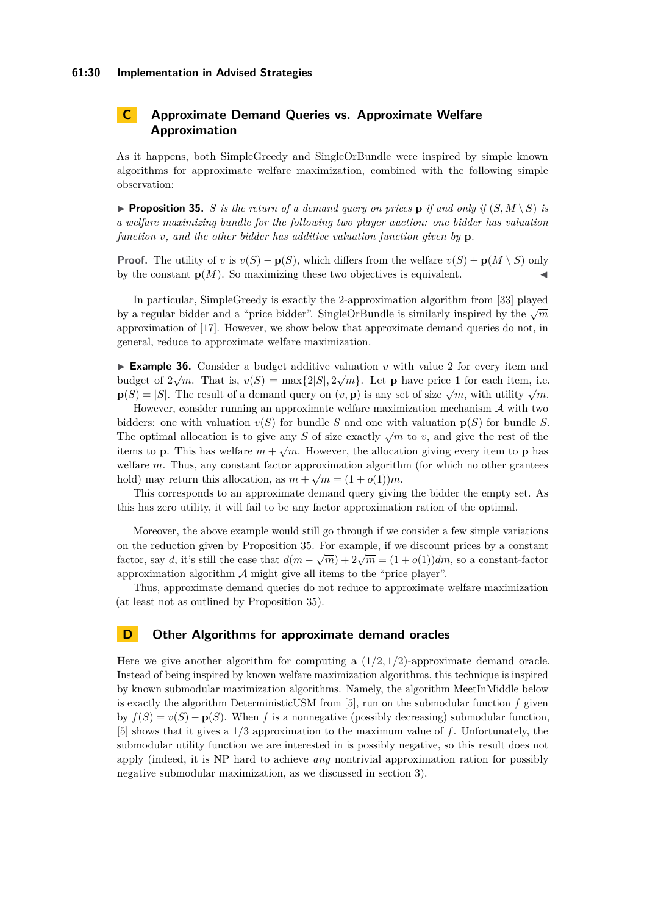## C Approximate Demand Queries vs. Approximate Welfare Approximation

As it happens, both SimpleGreedy and SingleOrBundle were inspired by simple known algorithms for approximate welfare maximization, combined with the following simple observation:

▶ **Proposition 35.** *$S$ is the return of a demand query on prices $\mathbf{p}$ if and only if $(S, M \setminus S)$ is a welfare maximizing bundle for the following two player auction: one bidder has valuation function $v$, and the other bidder has additive valuation function given by $\mathbf{p}$.*

**Proof.** The utility of $v$ is $v(S) - \mathbf{p}(S)$, which differs from the welfare $v(S) + \mathbf{p}(M \setminus S)$ only by the constant $\mathbf{p}(M)$. So maximizing these two objectives is equivalent. ◀

In particular, SimpleGreedy is exactly the 2-approximation algorithm from [33] played by a regular bidder and a "price bidder". SingleOrBundle is similarly inspired by the $\sqrt{m}$ approximation of [17]. However, we show below that approximate demand queries do not, in general, reduce to approximate welfare maximization.

▶ **Example 36.** Consider a budget additive valuation $v$ with value 2 for every item and budget of $2\sqrt{m}$. That is, $v(S) = \max\{2|S|, 2\sqrt{m}\}$. Let $\mathbf{p}$ have price 1 for each item, i.e. $\mathbf{p}(S) = |S|$. The result of a demand query on $(v, \mathbf{p})$ is any set of size $\sqrt{m}$, with utility $\sqrt{m}$.

However, consider running an approximate welfare maximization mechanism $\mathcal{A}$ with two bidders: one with valuation $v(S)$ for bundle $S$ and one with valuation $\mathbf{p}(S)$ for bundle $S$. The optimal allocation is to give any $S$ of size exactly $\sqrt{m}$ to $v$, and give the rest of the items to $\mathbf{p}$. This has welfare $m + \sqrt{m}$. However, the allocation giving every item to $\mathbf{p}$ has welfare $m$. Thus, any constant factor approximation algorithm (for which no other grantees hold) may return this allocation, as $m + \sqrt{m} = (1 + o(1))m$.

This corresponds to an approximate demand query giving the bidder the empty set. As this has zero utility, it will fail to be any factor approximation ration of the optimal.

Moreover, the above example would still go through if we consider a few simple variations on the reduction given by Proposition 35. For example, if we discount prices by a constant factor, say $d$, it's still the case that $d(m - \sqrt{m}) + 2\sqrt{m} = (1 + o(1))dm$, so a constant-factor approximation algorithm $\mathcal{A}$ might give all items to the "price player".

Thus, approximate demand queries do not reduce to approximate welfare maximization (at least not as outlined by Proposition 35).

## D Other Algorithms for approximate demand oracles

Here we give another algorithm for computing a $(1/2, 1/2)$-approximate demand oracle. Instead of being inspired by known welfare maximization algorithms, this technique is inspired by known submodular maximization algorithms. Namely, the algorithm MeetInMiddle below is exactly the algorithm DeterministicUSM from [5], run on the submodular function $f$ given by $f(S) = v(S) - \mathbf{p}(S)$. When $f$ is a nonnegative (possibly decreasing) submodular function, [5] shows that it gives a $1/3$ approximation to the maximum value of $f$. Unfortunately, the submodular utility function we are interested in is possibly negative, so this result does not apply (indeed, it is NP hard to achieve *any* nontrivial approximation ration for possibly negative submodular maximization, as we discussed in section 3).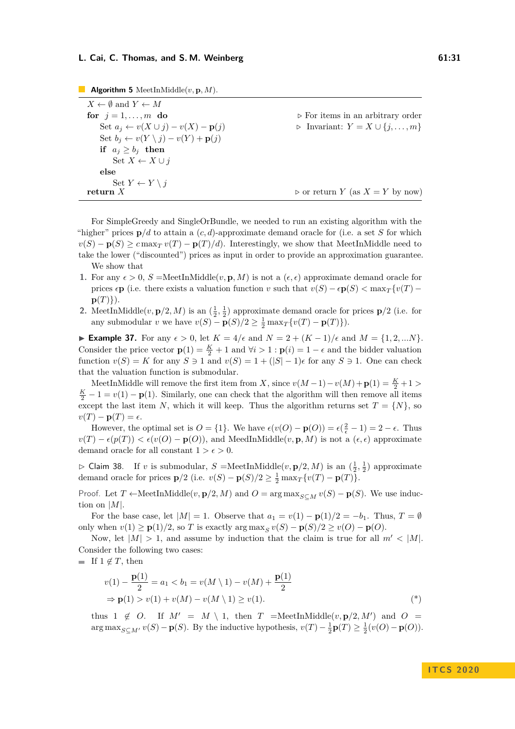**Algorithm 5** MeetInMiddle($v, \mathbf{p}, M$).

```
X ← ∅ and Y ← M
for j = 1,...,m do                          ▷ For items in an arbitrary order
    Set a_j ← v(X ∪ j) − v(X) − p(j)        ▷ Invariant: Y = X ∪ {j,...,m}
    Set b_j ← v(Y \ j) − v(Y) + p(j)
    if a_j ≥ b_j then
        Set X ← X ∪ j
    else
        Set Y ← Y \ j
return X                                    ▷ or return Y (as X = Y by now)
```

For SimpleGreedy and SingleOrBundle, we needed to run an existing algorithm with the "higher" prices $\mathbf{p}/d$ to attain a $(c, d)$-approximate demand oracle for (i.e. a set $S$ for which $v(S) - \mathbf{p}(S) \geq c \max_T v(T) - \mathbf{p}(T)/d)$. Interestingly, we show that MeetInMiddle need to take the lower ("discounted") prices as input in order to provide an approximation guarantee.

We show that

1. For any $\epsilon > 0$, $S$ =MeetInMiddle($v, \mathbf{p}, M$) is not a $(\epsilon, \epsilon)$ approximate demand oracle for prices $\epsilon\mathbf{p}$ (i.e. there exists a valuation function $v$ such that $v(S) - \epsilon\mathbf{p}(S) < \max_T\{v(T) - \mathbf{p}(T)\}$).
2. MeetInMiddle($v, \mathbf{p}/2, M$) is an $(\frac{1}{2}, \frac{1}{2})$ approximate demand oracle for prices $\mathbf{p}/2$ (i.e. for any submodular $v$ we have $v(S) - \mathbf{p}(S)/2 \geq \frac{1}{2}\max_T\{v(T) - \mathbf{p}(T)\}$).

▶ **Example 37.** For any $\epsilon > 0$, let $K = 4/\epsilon$ and $N = 2 + (K-1)/\epsilon$ and $M = \{1, 2, ...N\}$. Consider the price vector $\mathbf{p}(1) = \frac{K}{2} + 1$ and $\forall i > 1 : \mathbf{p}(i) = 1 - \epsilon$ and the bidder valuation function $v(S) = K$ for any $S \ni 1$ and $v(S) = 1 + (|S| - 1)\epsilon$ for any $S \not\ni 1$. One can check that the valuation function is submodular.

MeetInMiddle will remove the first item from $X$, since $v(M-1) - v(M) + \mathbf{p}(1) = \frac{K}{2} + 1 > \frac{K}{2} - 1 = v(1) - \mathbf{p}(1)$. Similarly, one can check that the algorithm will then remove all items except the last item $N$, which it will keep. Thus the algorithm returns set $T = \{N\}$, so $v(T) - \mathbf{p}(T) = \epsilon$.

However, the optimal set is $O = \{1\}$. We have $\epsilon(v(O) - \mathbf{p}(O)) = \epsilon(\frac{2}{\epsilon} - 1) = 2 - \epsilon$. Thus $v(T) - \epsilon(p(T)) < \epsilon(v(O) - \mathbf{p}(O))$, and MeedInMiddle($v, \mathbf{p}, M$) is not a $(\epsilon, \epsilon)$ approximate demand oracle for all constant $1 > \epsilon > 0$.

▷ Claim 38. If $v$ is submodular, $S$ =MeetInMiddle($v, \mathbf{p}/2, M$) is an $(\frac{1}{2}, \frac{1}{2})$ approximate demand oracle for prices $\mathbf{p}/2$ (i.e. $v(S) - \mathbf{p}(S)/2 \geq \frac{1}{2}\max_T\{v(T) - \mathbf{p}(T)\}$.

*Proof.* Let $T \leftarrow$MeetInMiddle($v, \mathbf{p}/2, M$) and $O = \arg\max_{S \subseteq M} v(S) - \mathbf{p}(S)$. We use induction on $|M|$.

For the base case, let $|M| = 1$. Observe that $a_1 = v(1) - \mathbf{p}(1)/2 = -b_1$. Thus, $T = \emptyset$ only when $v(1) \geq \mathbf{p}(1)/2$, so $T$ is exactly $\arg\max_S v(S) - \mathbf{p}(S)/2 \geq v(O) - \mathbf{p}(O)$.

Now, let $|M| > 1$, and assume by induction that the claim is true for all $m' < |M|$. Consider the following two cases:

- If $1 \notin T$, then

$$v(1) - \frac{\mathbf{p}(1)}{2} = a_1 < b_1 = v(M \setminus 1) - v(M) + \frac{\mathbf{p}(1)}{2}$$
$$\Rightarrow \mathbf{p}(1) > v(1) + v(M) - v(M \setminus 1) \geq v(1). \tag{*}$$

  thus $1 \notin O$. If $M' = M \setminus 1$, then $T$ =MeetInMiddle($v, \mathbf{p}/2, M'$) and $O = \arg\max_{S \subseteq M'} v(S) - \mathbf{p}(S)$. By the inductive hypothesis, $v(T) - \frac{1}{2}\mathbf{p}(T) \geq \frac{1}{2}(v(O) - \mathbf{p}(O))$.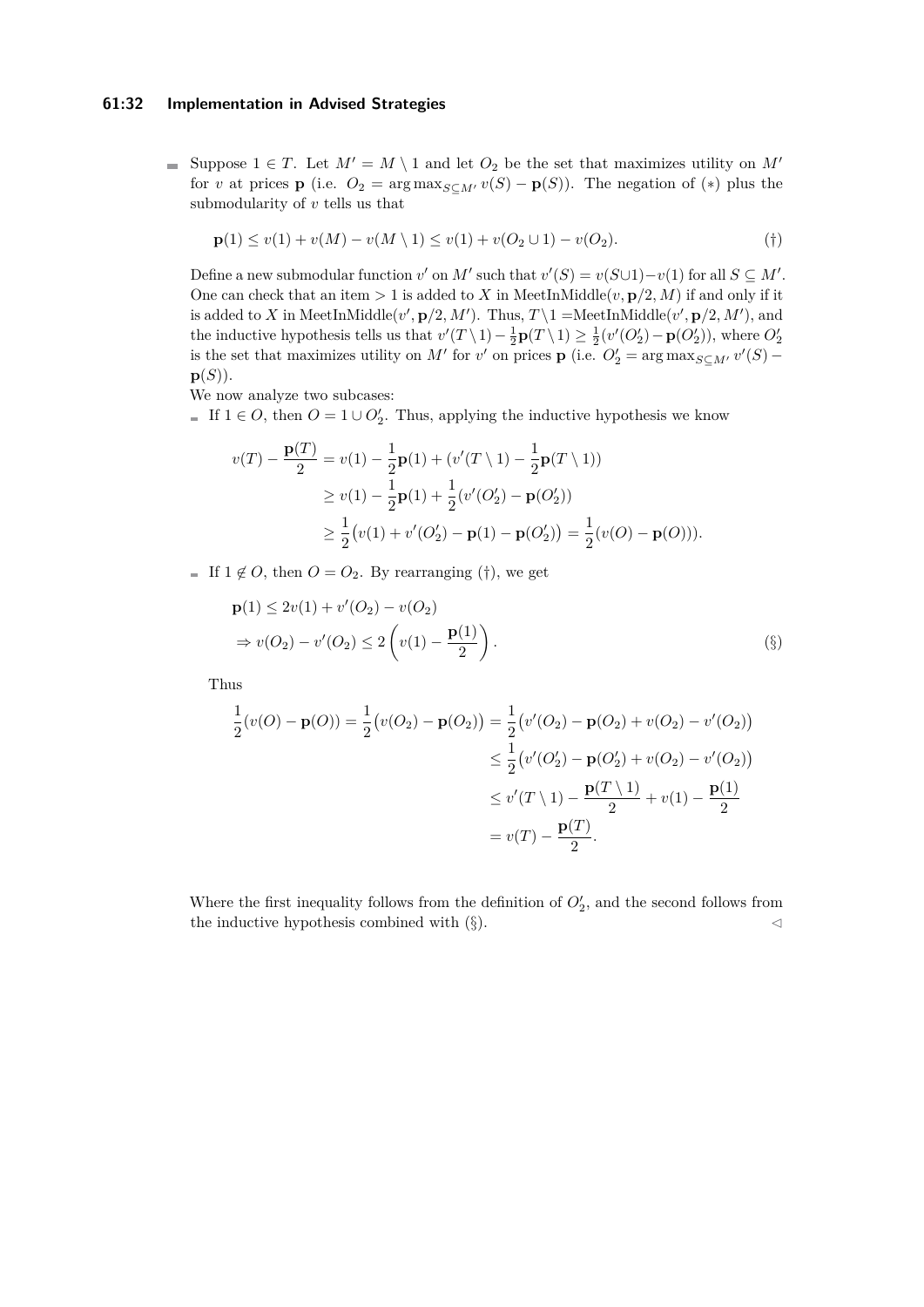- Suppose $1 \in T$. Let $M' = M \setminus 1$ and let $O_2$ be the set that maximizes utility on $M'$ for $v$ at prices $\mathbf{p}$ (i.e. $O_2 = \arg\max_{S \subseteq M'} v(S) - \mathbf{p}(S)$). The negation of $(*)$ plus the submodularity of $v$ tells us that

$$\mathbf{p}(1) \leq v(1) + v(M) - v(M \setminus 1) \leq v(1) + v(O_2 \cup 1) - v(O_2). \tag{†}$$

Define a new submodular function $v'$ on $M'$ such that $v'(S) = v(S \cup 1) - v(1)$ for all $S \subseteq M'$. One can check that an item $> 1$ is added to $X$ in MeetInMiddle$(v, \mathbf{p}/2, M)$ if and only if it is added to $X$ in MeetInMiddle$(v', \mathbf{p}/2, M')$. Thus, $T \setminus 1 =$MeetInMiddle$(v', \mathbf{p}/2, M')$, and the inductive hypothesis tells us that $v'(T \setminus 1) - \frac{1}{2}\mathbf{p}(T \setminus 1) \geq \frac{1}{2}(v'(O_2') - \mathbf{p}(O_2'))$, where $O_2'$ is the set that maximizes utility on $M'$ for $v'$ on prices $\mathbf{p}$ (i.e. $O_2' = \arg\max_{S \subseteq M'} v'(S) - \mathbf{p}(S)$).

We now analyze two subcases:

  - If $1 \in O$, then $O = 1 \cup O_2'$. Thus, applying the inductive hypothesis we know

$$\begin{aligned}
v(T) - \frac{\mathbf{p}(T)}{2} &= v(1) - \frac{1}{2}\mathbf{p}(1) + (v'(T \setminus 1) - \frac{1}{2}\mathbf{p}(T \setminus 1)) \\
&\geq v(1) - \frac{1}{2}\mathbf{p}(1) + \frac{1}{2}(v'(O_2') - \mathbf{p}(O_2')) \\
&\geq \frac{1}{2}\big(v(1) + v'(O_2') - \mathbf{p}(1) - \mathbf{p}(O_2')\big) = \frac{1}{2}(v(O) - \mathbf{p}(O))).
\end{aligned}$$

  - If $1 \notin O$, then $O = O_2$. By rearranging (†), we get

$$\begin{aligned}
&\mathbf{p}(1) \leq 2v(1) + v'(O_2) - v(O_2) \\
&\Rightarrow v(O_2) - v'(O_2) \leq 2\left(v(1) - \frac{\mathbf{p}(1)}{2}\right).
\end{aligned} \tag{§}$$

Thus

$$\begin{aligned}
\frac{1}{2}(v(O) - \mathbf{p}(O)) = \frac{1}{2}\big(v(O_2) - \mathbf{p}(O_2)\big) &= \frac{1}{2}\big(v'(O_2) - \mathbf{p}(O_2) + v(O_2) - v'(O_2)\big) \\
&\leq \frac{1}{2}\big(v'(O_2') - \mathbf{p}(O_2') + v(O_2) - v'(O_2)\big) \\
&\leq v'(T \setminus 1) - \frac{\mathbf{p}(T \setminus 1)}{2} + v(1) - \frac{\mathbf{p}(1)}{2} \\
&= v(T) - \frac{\mathbf{p}(T)}{2}.
\end{aligned}$$

Where the first inequality follows from the definition of $O_2'$, and the second follows from the inductive hypothesis combined with (§). ◁